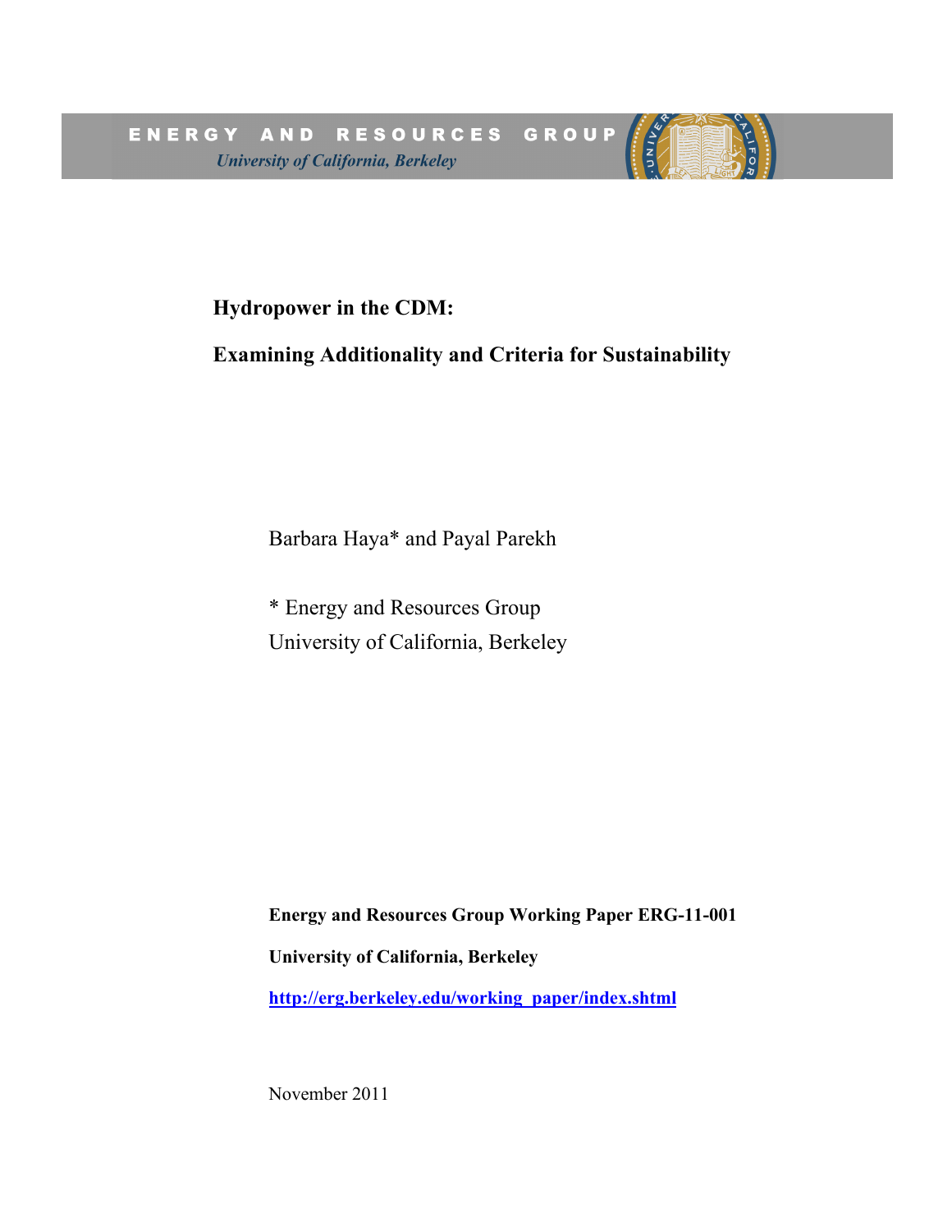ENERGY AND RESOURCES GROUP

*University of California, Berkeley*

# Hydropower in the CDM:

# Examining Additionality and Criteria for Sustainability

Barbara Haya* and Payal Parekh

* Energy and Resources Group
University of California, Berkeley

**Energy and Resources Group Working Paper ERG-11-001**

**University of California, Berkeley**

**http://erg.berkeley.edu/working_paper/index.shtml**

November 2011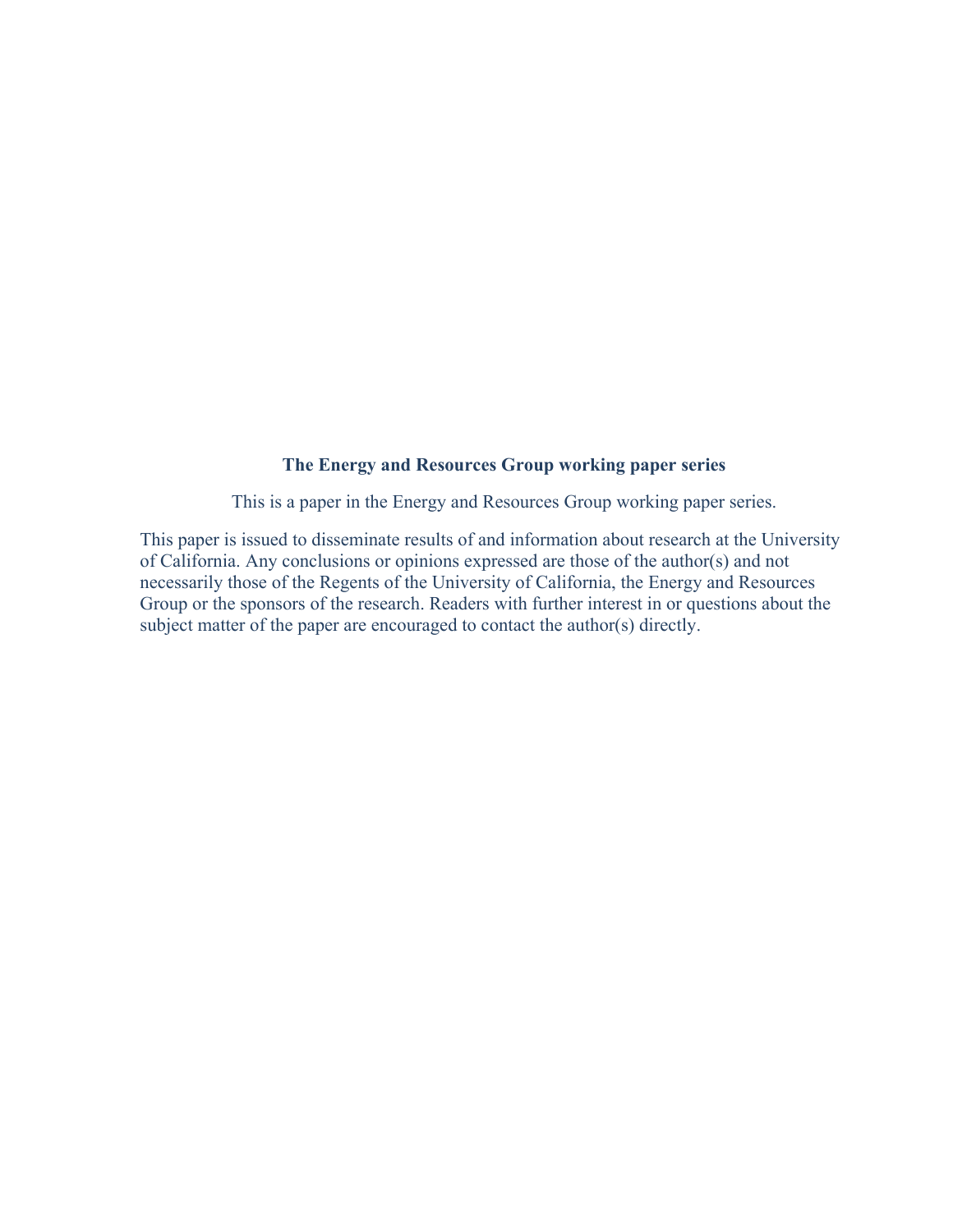**The Energy and Resources Group working paper series**

This is a paper in the Energy and Resources Group working paper series.

This paper is issued to disseminate results of and information about research at the University of California. Any conclusions or opinions expressed are those of the author(s) and not necessarily those of the Regents of the University of California, the Energy and Resources Group or the sponsors of the research. Readers with further interest in or questions about the subject matter of the paper are encouraged to contact the author(s) directly.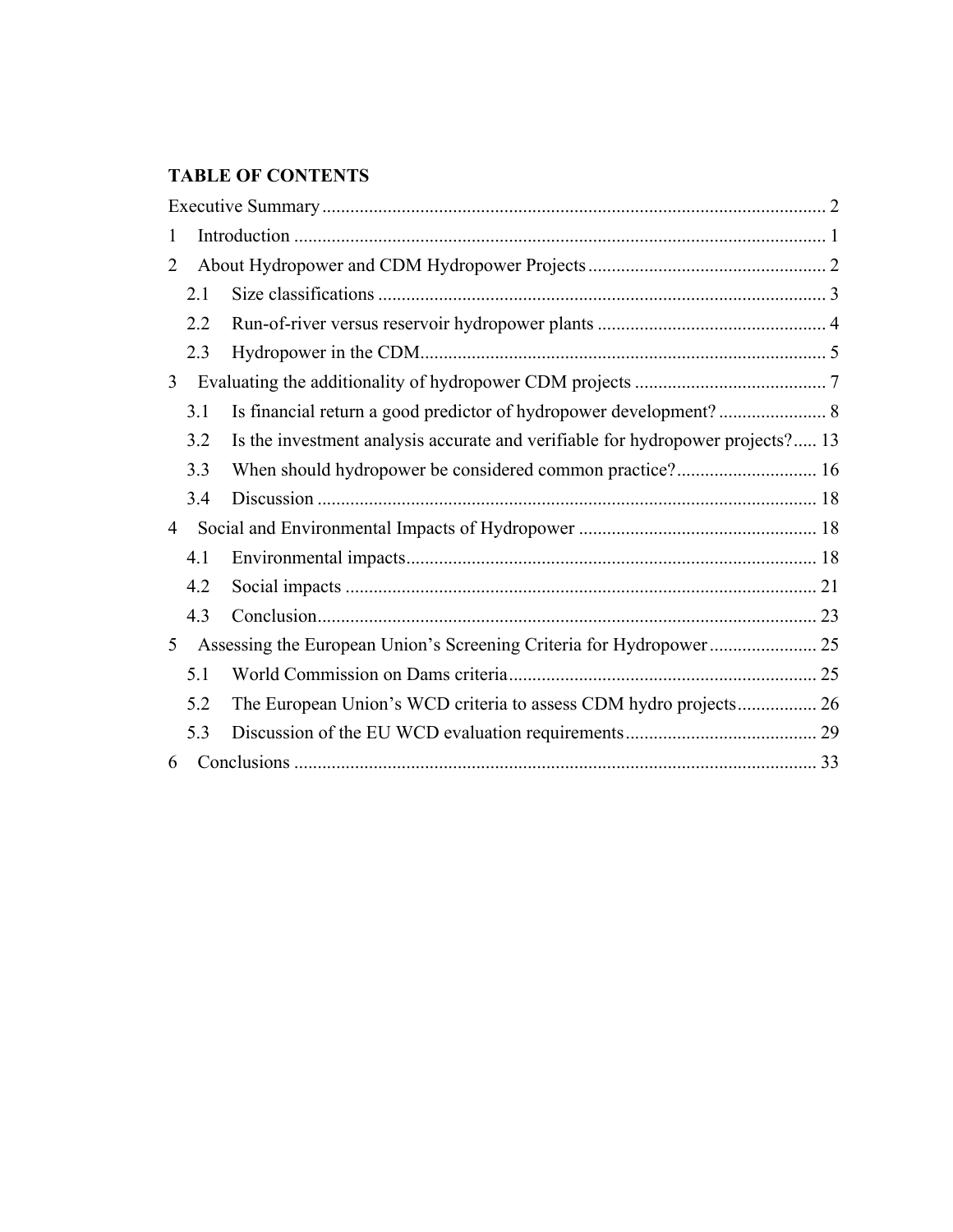**TABLE OF CONTENTS**

Executive Summary ........................................................................................................... 2

1 Introduction ................................................................................................................. 1

2 About Hydropower and CDM Hydropower Projects ................................................... 2

2.1 Size classifications ................................................................................................ 3

2.2 Run-of-river versus reservoir hydropower plants ................................................. 4

2.3 Hydropower in the CDM ....................................................................................... 5

3 Evaluating the additionality of hydropower CDM projects ......................................... 7

3.1 Is financial return a good predictor of hydropower development? ....................... 8

3.2 Is the investment analysis accurate and verifiable for hydropower projects? ..... 13

3.3 When should hydropower be considered common practice? .............................. 16

3.4 Discussion ........................................................................................................... 18

4 Social and Environmental Impacts of Hydropower ................................................... 18

4.1 Environmental impacts ........................................................................................ 18

4.2 Social impacts ..................................................................................................... 21

4.3 Conclusion ........................................................................................................... 23

5 Assessing the European Union's Screening Criteria for Hydropower ....................... 25

5.1 World Commission on Dams criteria .................................................................. 25

5.2 The European Union's WCD criteria to assess CDM hydro projects ................. 26

5.3 Discussion of the EU WCD evaluation requirements ......................................... 29

6 Conclusions ................................................................................................................ 33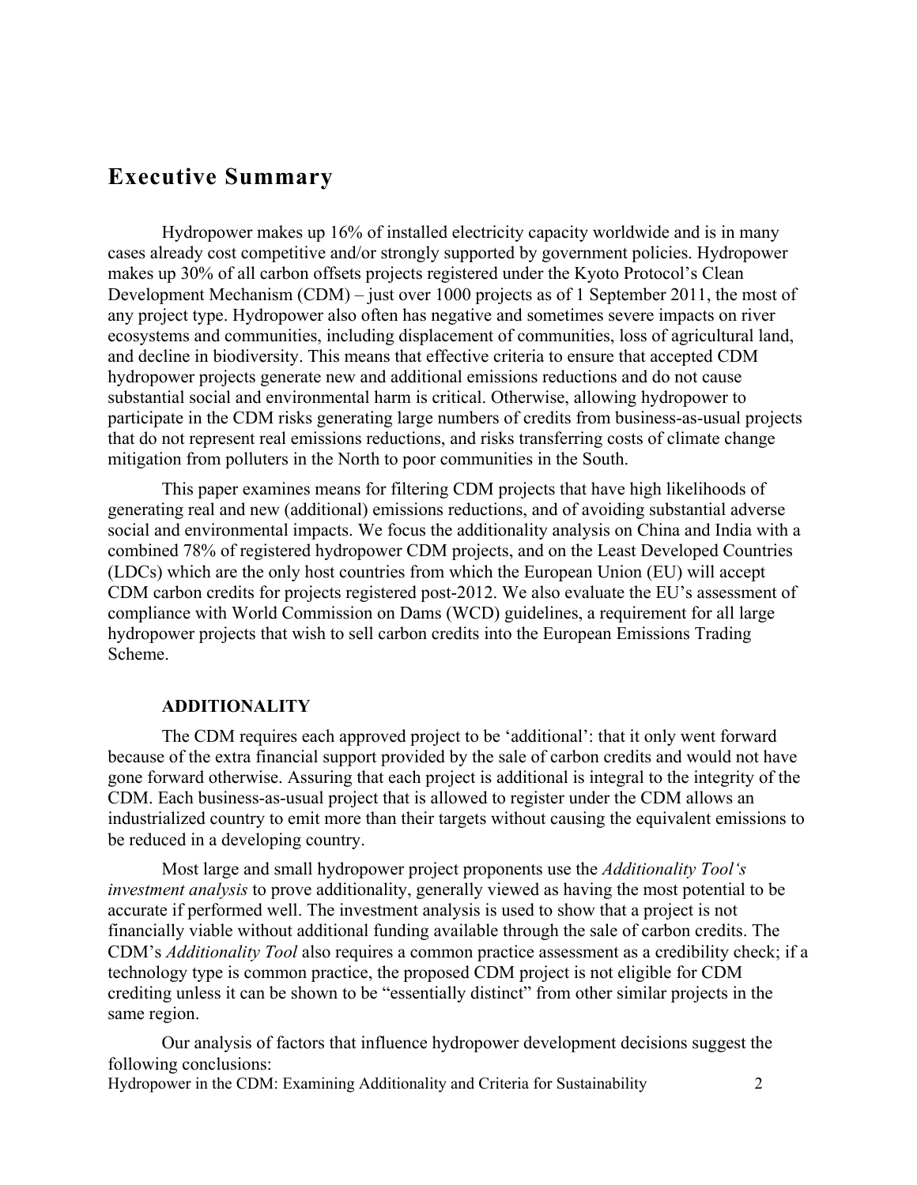## Executive Summary

Hydropower makes up 16% of installed electricity capacity worldwide and is in many cases already cost competitive and/or strongly supported by government policies. Hydropower makes up 30% of all carbon offsets projects registered under the Kyoto Protocol's Clean Development Mechanism (CDM) – just over 1000 projects as of 1 September 2011, the most of any project type. Hydropower also often has negative and sometimes severe impacts on river ecosystems and communities, including displacement of communities, loss of agricultural land, and decline in biodiversity. This means that effective criteria to ensure that accepted CDM hydropower projects generate new and additional emissions reductions and do not cause substantial social and environmental harm is critical. Otherwise, allowing hydropower to participate in the CDM risks generating large numbers of credits from business-as-usual projects that do not represent real emissions reductions, and risks transferring costs of climate change mitigation from polluters in the North to poor communities in the South.

This paper examines means for filtering CDM projects that have high likelihoods of generating real and new (additional) emissions reductions, and of avoiding substantial adverse social and environmental impacts. We focus the additionality analysis on China and India with a combined 78% of registered hydropower CDM projects, and on the Least Developed Countries (LDCs) which are the only host countries from which the European Union (EU) will accept CDM carbon credits for projects registered post-2012. We also evaluate the EU's assessment of compliance with World Commission on Dams (WCD) guidelines, a requirement for all large hydropower projects that wish to sell carbon credits into the European Emissions Trading Scheme.

### ADDITIONALITY

The CDM requires each approved project to be 'additional': that it only went forward because of the extra financial support provided by the sale of carbon credits and would not have gone forward otherwise. Assuring that each project is additional is integral to the integrity of the CDM. Each business-as-usual project that is allowed to register under the CDM allows an industrialized country to emit more than their targets without causing the equivalent emissions to be reduced in a developing country.

Most large and small hydropower project proponents use the *Additionality Tool's investment analysis* to prove additionality, generally viewed as having the most potential to be accurate if performed well. The investment analysis is used to show that a project is not financially viable without additional funding available through the sale of carbon credits. The CDM's *Additionality Tool* also requires a common practice assessment as a credibility check; if a technology type is common practice, the proposed CDM project is not eligible for CDM crediting unless it can be shown to be "essentially distinct" from other similar projects in the same region.

Our analysis of factors that influence hydropower development decisions suggest the following conclusions: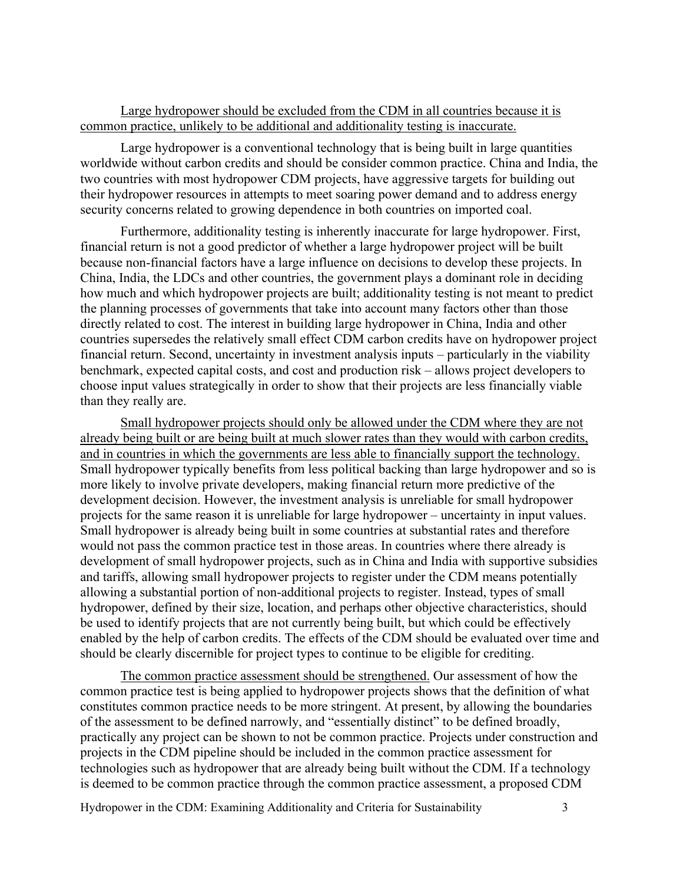Large hydropower should be excluded from the CDM in all countries because it is common practice, unlikely to be additional and additionality testing is inaccurate.

Large hydropower is a conventional technology that is being built in large quantities worldwide without carbon credits and should be consider common practice. China and India, the two countries with most hydropower CDM projects, have aggressive targets for building out their hydropower resources in attempts to meet soaring power demand and to address energy security concerns related to growing dependence in both countries on imported coal.

Furthermore, additionality testing is inherently inaccurate for large hydropower. First, financial return is not a good predictor of whether a large hydropower project will be built because non-financial factors have a large influence on decisions to develop these projects. In China, India, the LDCs and other countries, the government plays a dominant role in deciding how much and which hydropower projects are built; additionality testing is not meant to predict the planning processes of governments that take into account many factors other than those directly related to cost. The interest in building large hydropower in China, India and other countries supersedes the relatively small effect CDM carbon credits have on hydropower project financial return. Second, uncertainty in investment analysis inputs – particularly in the viability benchmark, expected capital costs, and cost and production risk – allows project developers to choose input values strategically in order to show that their projects are less financially viable than they really are.

Small hydropower projects should only be allowed under the CDM where they are not already being built or are being built at much slower rates than they would with carbon credits, and in countries in which the governments are less able to financially support the technology. Small hydropower typically benefits from less political backing than large hydropower and so is more likely to involve private developers, making financial return more predictive of the development decision. However, the investment analysis is unreliable for small hydropower projects for the same reason it is unreliable for large hydropower – uncertainty in input values. Small hydropower is already being built in some countries at substantial rates and therefore would not pass the common practice test in those areas. In countries where there already is development of small hydropower projects, such as in China and India with supportive subsidies and tariffs, allowing small hydropower projects to register under the CDM means potentially allowing a substantial portion of non-additional projects to register. Instead, types of small hydropower, defined by their size, location, and perhaps other objective characteristics, should be used to identify projects that are not currently being built, but which could be effectively enabled by the help of carbon credits. The effects of the CDM should be evaluated over time and should be clearly discernible for project types to continue to be eligible for crediting.

The common practice assessment should be strengthened. Our assessment of how the common practice test is being applied to hydropower projects shows that the definition of what constitutes common practice needs to be more stringent. At present, by allowing the boundaries of the assessment to be defined narrowly, and "essentially distinct" to be defined broadly, practically any project can be shown to not be common practice. Projects under construction and projects in the CDM pipeline should be included in the common practice assessment for technologies such as hydropower that are already being built without the CDM. If a technology is deemed to be common practice through the common practice assessment, a proposed CDM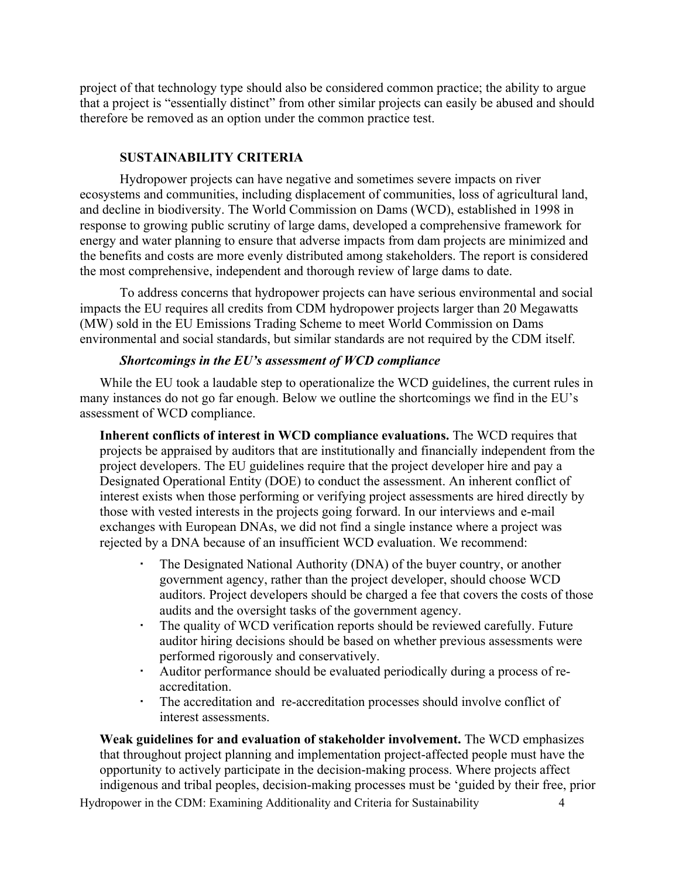project of that technology type should also be considered common practice; the ability to argue that a project is "essentially distinct" from other similar projects can easily be abused and should therefore be removed as an option under the common practice test.

## SUSTAINABILITY CRITERIA

Hydropower projects can have negative and sometimes severe impacts on river ecosystems and communities, including displacement of communities, loss of agricultural land, and decline in biodiversity. The World Commission on Dams (WCD), established in 1998 in response to growing public scrutiny of large dams, developed a comprehensive framework for energy and water planning to ensure that adverse impacts from dam projects are minimized and the benefits and costs are more evenly distributed among stakeholders. The report is considered the most comprehensive, independent and thorough review of large dams to date.

To address concerns that hydropower projects can have serious environmental and social impacts the EU requires all credits from CDM hydropower projects larger than 20 Megawatts (MW) sold in the EU Emissions Trading Scheme to meet World Commission on Dams environmental and social standards, but similar standards are not required by the CDM itself.

### *Shortcomings in the EU's assessment of WCD compliance*

While the EU took a laudable step to operationalize the WCD guidelines, the current rules in many instances do not go far enough. Below we outline the shortcomings we find in the EU's assessment of WCD compliance.

**Inherent conflicts of interest in WCD compliance evaluations.** The WCD requires that projects be appraised by auditors that are institutionally and financially independent from the project developers. The EU guidelines require that the project developer hire and pay a Designated Operational Entity (DOE) to conduct the assessment. An inherent conflict of interest exists when those performing or verifying project assessments are hired directly by those with vested interests in the projects going forward. In our interviews and e-mail exchanges with European DNAs, we did not find a single instance where a project was rejected by a DNA because of an insufficient WCD evaluation. We recommend:

- The Designated National Authority (DNA) of the buyer country, or another government agency, rather than the project developer, should choose WCD auditors. Project developers should be charged a fee that covers the costs of those audits and the oversight tasks of the government agency.
- The quality of WCD verification reports should be reviewed carefully. Future auditor hiring decisions should be based on whether previous assessments were performed rigorously and conservatively.
- Auditor performance should be evaluated periodically during a process of re-accreditation.
- The accreditation and re-accreditation processes should involve conflict of interest assessments.

**Weak guidelines for and evaluation of stakeholder involvement.** The WCD emphasizes that throughout project planning and implementation project-affected people must have the opportunity to actively participate in the decision-making process. Where projects affect indigenous and tribal peoples, decision-making processes must be 'guided by their free, prior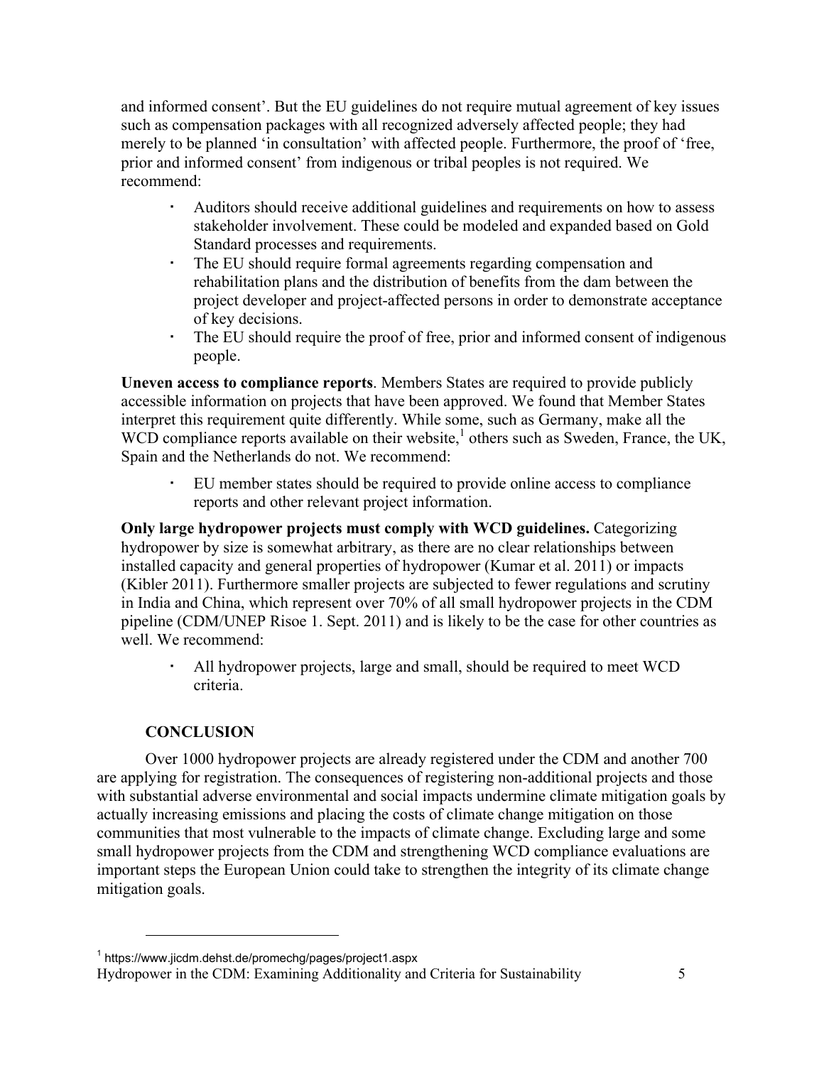and informed consent'. But the EU guidelines do not require mutual agreement of key issues such as compensation packages with all recognized adversely affected people; they had merely to be planned 'in consultation' with affected people. Furthermore, the proof of 'free, prior and informed consent' from indigenous or tribal peoples is not required. We recommend:

- Auditors should receive additional guidelines and requirements on how to assess stakeholder involvement. These could be modeled and expanded based on Gold Standard processes and requirements.
- The EU should require formal agreements regarding compensation and rehabilitation plans and the distribution of benefits from the dam between the project developer and project-affected persons in order to demonstrate acceptance of key decisions.
- The EU should require the proof of free, prior and informed consent of indigenous people.

**Uneven access to compliance reports**. Members States are required to provide publicly accessible information on projects that have been approved. We found that Member States interpret this requirement quite differently. While some, such as Germany, make all the WCD compliance reports available on their website,[1] others such as Sweden, France, the UK, Spain and the Netherlands do not. We recommend:

- EU member states should be required to provide online access to compliance reports and other relevant project information.

**Only large hydropower projects must comply with WCD guidelines.** Categorizing hydropower by size is somewhat arbitrary, as there are no clear relationships between installed capacity and general properties of hydropower (Kumar et al. 2011) or impacts (Kibler 2011). Furthermore smaller projects are subjected to fewer regulations and scrutiny in India and China, which represent over 70% of all small hydropower projects in the CDM pipeline (CDM/UNEP Risoe 1. Sept. 2011) and is likely to be the case for other countries as well. We recommend:

- All hydropower projects, large and small, should be required to meet WCD criteria.

## CONCLUSION

Over 1000 hydropower projects are already registered under the CDM and another 700 are applying for registration. The consequences of registering non-additional projects and those with substantial adverse environmental and social impacts undermine climate mitigation goals by actually increasing emissions and placing the costs of climate change mitigation on those communities that most vulnerable to the impacts of climate change. Excluding large and some small hydropower projects from the CDM and strengthening WCD compliance evaluations are important steps the European Union could take to strengthen the integrity of its climate change mitigation goals.

[1] https://www.jicdm.dehst.de/promechg/pages/project1.aspx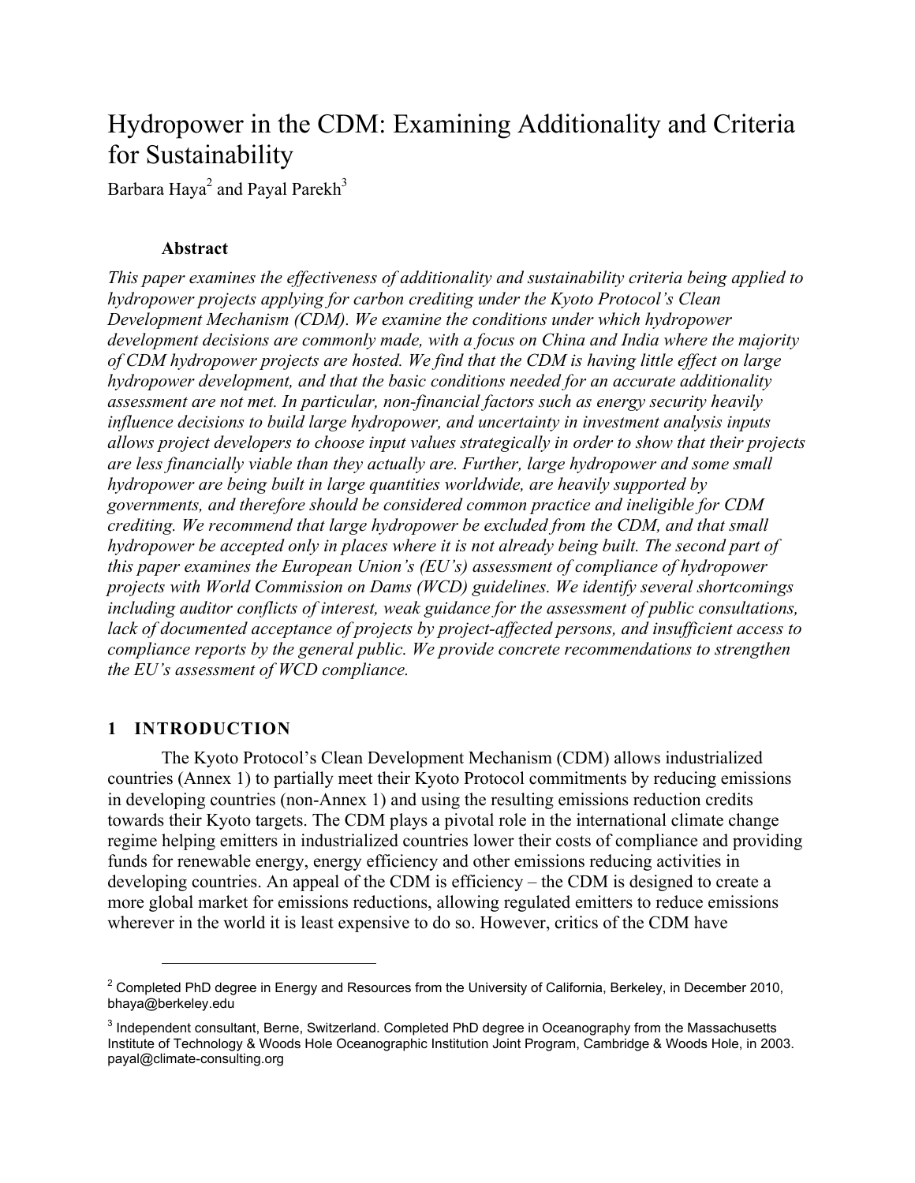# Hydropower in the CDM: Examining Additionality and Criteria for Sustainability

Barbara Haya[2] and Payal Parekh[3]

**Abstract**

*This paper examines the effectiveness of additionality and sustainability criteria being applied to hydropower projects applying for carbon crediting under the Kyoto Protocol's Clean Development Mechanism (CDM). We examine the conditions under which hydropower development decisions are commonly made, with a focus on China and India where the majority of CDM hydropower projects are hosted. We find that the CDM is having little effect on large hydropower development, and that the basic conditions needed for an accurate additionality assessment are not met. In particular, non-financial factors such as energy security heavily influence decisions to build large hydropower, and uncertainty in investment analysis inputs allows project developers to choose input values strategically in order to show that their projects are less financially viable than they actually are. Further, large hydropower and some small hydropower are being built in large quantities worldwide, are heavily supported by governments, and therefore should be considered common practice and ineligible for CDM crediting. We recommend that large hydropower be excluded from the CDM, and that small hydropower be accepted only in places where it is not already being built. The second part of this paper examines the European Union's (EU's) assessment of compliance of hydropower projects with World Commission on Dams (WCD) guidelines. We identify several shortcomings including auditor conflicts of interest, weak guidance for the assessment of public consultations, lack of documented acceptance of projects by project-affected persons, and insufficient access to compliance reports by the general public. We provide concrete recommendations to strengthen the EU's assessment of WCD compliance.*

## 1 INTRODUCTION

The Kyoto Protocol's Clean Development Mechanism (CDM) allows industrialized countries (Annex 1) to partially meet their Kyoto Protocol commitments by reducing emissions in developing countries (non-Annex 1) and using the resulting emissions reduction credits towards their Kyoto targets. The CDM plays a pivotal role in the international climate change regime helping emitters in industrialized countries lower their costs of compliance and providing funds for renewable energy, energy efficiency and other emissions reducing activities in developing countries. An appeal of the CDM is efficiency – the CDM is designed to create a more global market for emissions reductions, allowing regulated emitters to reduce emissions wherever in the world it is least expensive to do so. However, critics of the CDM have

---

[2] Completed PhD degree in Energy and Resources from the University of California, Berkeley, in December 2010, bhaya@berkeley.edu

[3] Independent consultant, Berne, Switzerland. Completed PhD degree in Oceanography from the Massachusetts Institute of Technology & Woods Hole Oceanographic Institution Joint Program, Cambridge & Woods Hole, in 2003. payal@climate-consulting.org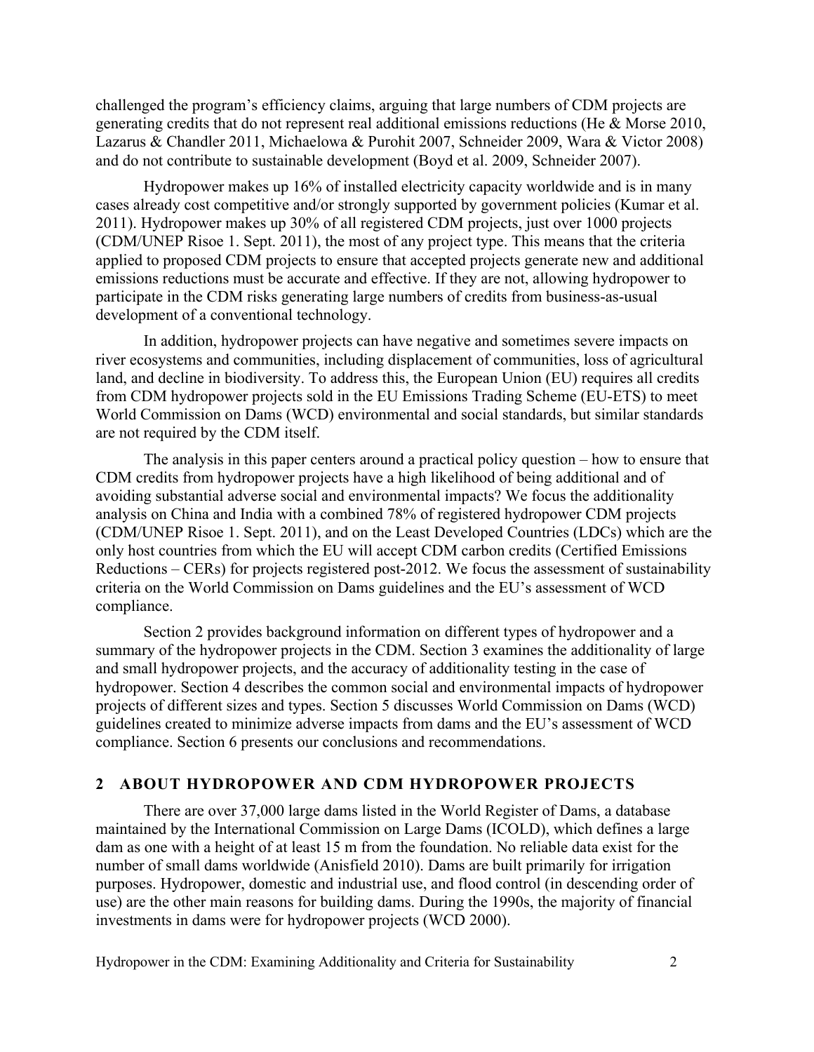challenged the program's efficiency claims, arguing that large numbers of CDM projects are generating credits that do not represent real additional emissions reductions (He & Morse 2010, Lazarus & Chandler 2011, Michaelowa & Purohit 2007, Schneider 2009, Wara & Victor 2008) and do not contribute to sustainable development (Boyd et al. 2009, Schneider 2007).

Hydropower makes up 16% of installed electricity capacity worldwide and is in many cases already cost competitive and/or strongly supported by government policies (Kumar et al. 2011). Hydropower makes up 30% of all registered CDM projects, just over 1000 projects (CDM/UNEP Risoe 1. Sept. 2011), the most of any project type. This means that the criteria applied to proposed CDM projects to ensure that accepted projects generate new and additional emissions reductions must be accurate and effective. If they are not, allowing hydropower to participate in the CDM risks generating large numbers of credits from business-as-usual development of a conventional technology.

In addition, hydropower projects can have negative and sometimes severe impacts on river ecosystems and communities, including displacement of communities, loss of agricultural land, and decline in biodiversity. To address this, the European Union (EU) requires all credits from CDM hydropower projects sold in the EU Emissions Trading Scheme (EU-ETS) to meet World Commission on Dams (WCD) environmental and social standards, but similar standards are not required by the CDM itself.

The analysis in this paper centers around a practical policy question – how to ensure that CDM credits from hydropower projects have a high likelihood of being additional and of avoiding substantial adverse social and environmental impacts? We focus the additionality analysis on China and India with a combined 78% of registered hydropower CDM projects (CDM/UNEP Risoe 1. Sept. 2011), and on the Least Developed Countries (LDCs) which are the only host countries from which the EU will accept CDM carbon credits (Certified Emissions Reductions – CERs) for projects registered post-2012. We focus the assessment of sustainability criteria on the World Commission on Dams guidelines and the EU's assessment of WCD compliance.

Section 2 provides background information on different types of hydropower and a summary of the hydropower projects in the CDM. Section 3 examines the additionality of large and small hydropower projects, and the accuracy of additionality testing in the case of hydropower. Section 4 describes the common social and environmental impacts of hydropower projects of different sizes and types. Section 5 discusses World Commission on Dams (WCD) guidelines created to minimize adverse impacts from dams and the EU's assessment of WCD compliance. Section 6 presents our conclusions and recommendations.

## 2 ABOUT HYDROPOWER AND CDM HYDROPOWER PROJECTS

There are over 37,000 large dams listed in the World Register of Dams, a database maintained by the International Commission on Large Dams (ICOLD), which defines a large dam as one with a height of at least 15 m from the foundation. No reliable data exist for the number of small dams worldwide (Anisfield 2010). Dams are built primarily for irrigation purposes. Hydropower, domestic and industrial use, and flood control (in descending order of use) are the other main reasons for building dams. During the 1990s, the majority of financial investments in dams were for hydropower projects (WCD 2000).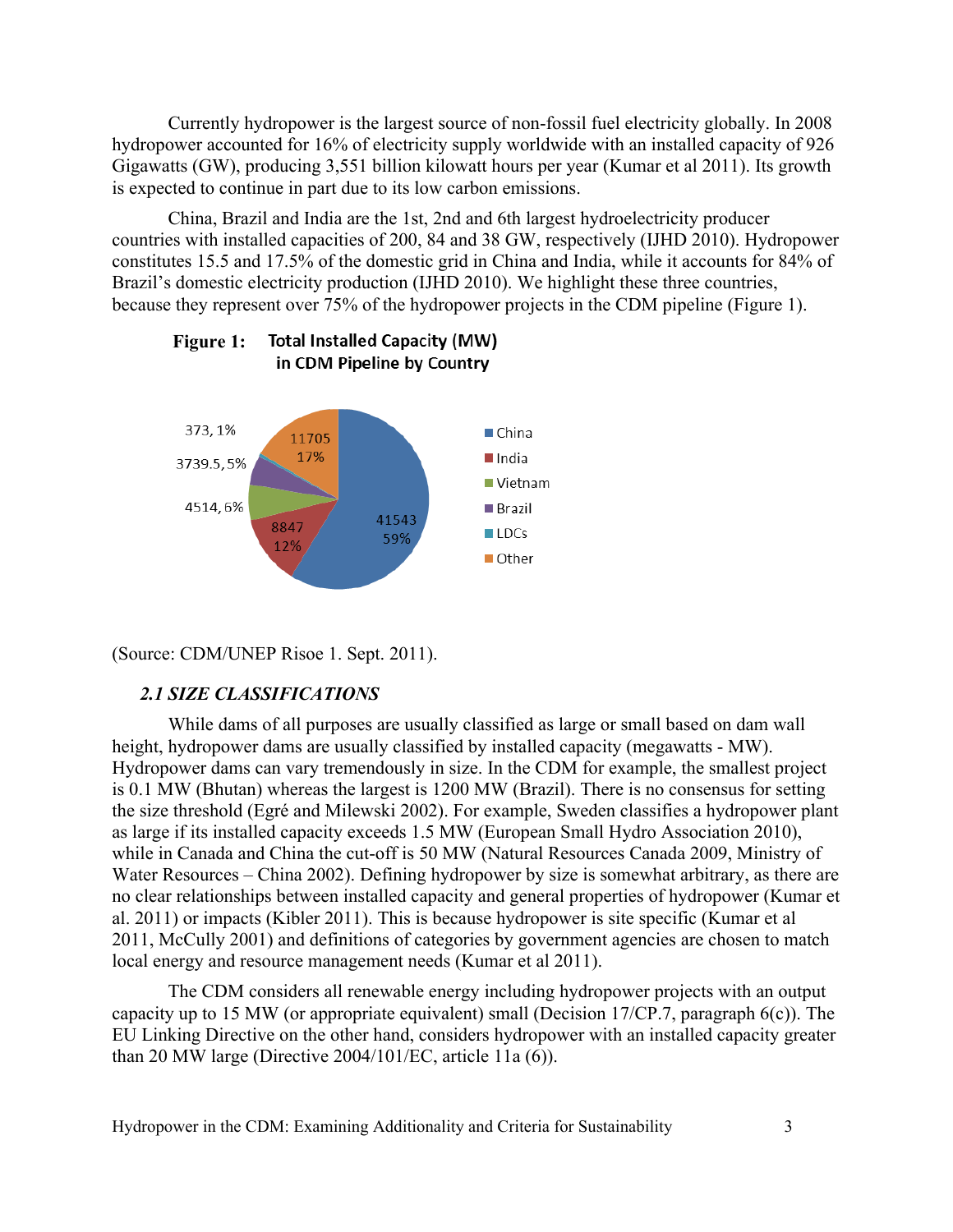Currently hydropower is the largest source of non-fossil fuel electricity globally. In 2008 hydropower accounted for 16% of electricity supply worldwide with an installed capacity of 926 Gigawatts (GW), producing 3,551 billion kilowatt hours per year (Kumar et al 2011). Its growth is expected to continue in part due to its low carbon emissions.

China, Brazil and India are the 1st, 2nd and 6th largest hydroelectricity producer countries with installed capacities of 200, 84 and 38 GW, respectively (IJHD 2010). Hydropower constitutes 15.5 and 17.5% of the domestic grid in China and India, while it accounts for 84% of Brazil's domestic electricity production (IJHD 2010). We highlight these three countries, because they represent over 75% of the hydropower projects in the CDM pipeline (Figure 1).

**Figure 1:** **Total Installed Capacity (MW) in CDM Pipeline by Country**

| Country | Installed Capacity (MW) | Share |
| --- | --- | --- |
| China | 41543 | 59% |
| India | 8847 | 12% |
| Vietnam | 4514 | 6% |
| Brazil | 3739.5 | 5% |
| LDCs | 373 | 1% |
| Other | 11705 | 17% |

(Source: CDM/UNEP Risoe 1. Sept. 2011).

### *2.1 SIZE CLASSIFICATIONS*

While dams of all purposes are usually classified as large or small based on dam wall height, hydropower dams are usually classified by installed capacity (megawatts - MW). Hydropower dams can vary tremendously in size. In the CDM for example, the smallest project is 0.1 MW (Bhutan) whereas the largest is 1200 MW (Brazil). There is no consensus for setting the size threshold (Egré and Milewski 2002). For example, Sweden classifies a hydropower plant as large if its installed capacity exceeds 1.5 MW (European Small Hydro Association 2010), while in Canada and China the cut-off is 50 MW (Natural Resources Canada 2009, Ministry of Water Resources – China 2002). Defining hydropower by size is somewhat arbitrary, as there are no clear relationships between installed capacity and general properties of hydropower (Kumar et al. 2011) or impacts (Kibler 2011). This is because hydropower is site specific (Kumar et al 2011, McCully 2001) and definitions of categories by government agencies are chosen to match local energy and resource management needs (Kumar et al 2011).

The CDM considers all renewable energy including hydropower projects with an output capacity up to 15 MW (or appropriate equivalent) small (Decision 17/CP.7, paragraph 6(c)). The EU Linking Directive on the other hand, considers hydropower with an installed capacity greater than 20 MW large (Directive 2004/101/EC, article 11a (6)).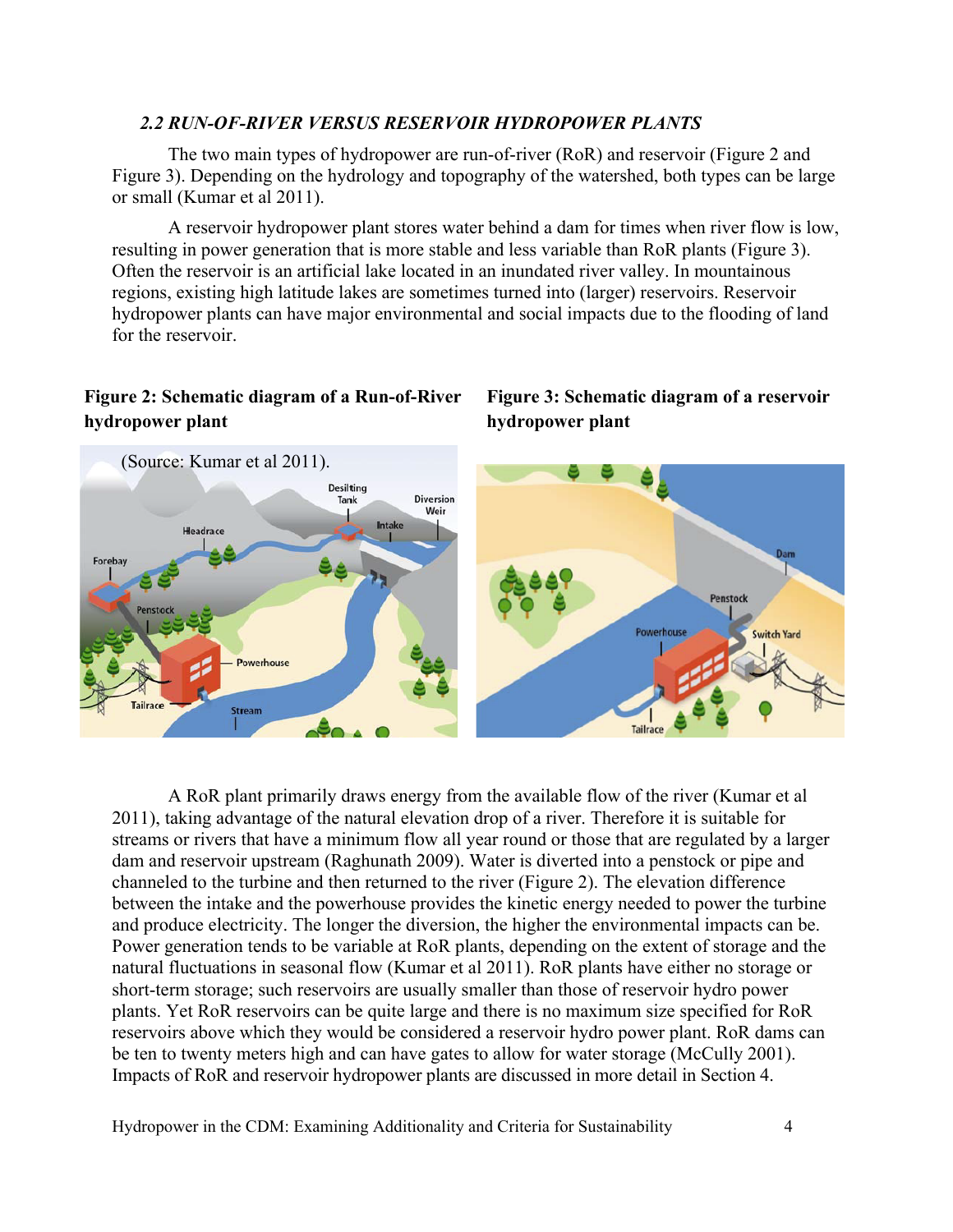### *2.2 RUN-OF-RIVER VERSUS RESERVOIR HYDROPOWER PLANTS*

The two main types of hydropower are run-of-river (RoR) and reservoir (Figure 2 and Figure 3). Depending on the hydrology and topography of the watershed, both types can be large or small (Kumar et al 2011).

A reservoir hydropower plant stores water behind a dam for times when river flow is low, resulting in power generation that is more stable and less variable than RoR plants (Figure 3). Often the reservoir is an artificial lake located in an inundated river valley. In mountainous regions, existing high latitude lakes are sometimes turned into (larger) reservoirs. Reservoir hydropower plants can have major environmental and social impacts due to the flooding of land for the reservoir.

**Figure 2: Schematic diagram of a Run-of-River hydropower plant**

**Figure 3: Schematic diagram of a reservoir hydropower plant**

(Source: Kumar et al 2011).

A RoR plant primarily draws energy from the available flow of the river (Kumar et al 2011), taking advantage of the natural elevation drop of a river. Therefore it is suitable for streams or rivers that have a minimum flow all year round or those that are regulated by a larger dam and reservoir upstream (Raghunath 2009). Water is diverted into a penstock or pipe and channeled to the turbine and then returned to the river (Figure 2). The elevation difference between the intake and the powerhouse provides the kinetic energy needed to power the turbine and produce electricity. The longer the diversion, the higher the environmental impacts can be. Power generation tends to be variable at RoR plants, depending on the extent of storage and the natural fluctuations in seasonal flow (Kumar et al 2011). RoR plants have either no storage or short-term storage; such reservoirs are usually smaller than those of reservoir hydro power plants. Yet RoR reservoirs can be quite large and there is no maximum size specified for RoR reservoirs above which they would be considered a reservoir hydro power plant. RoR dams can be ten to twenty meters high and can have gates to allow for water storage (McCully 2001). Impacts of RoR and reservoir hydropower plants are discussed in more detail in Section 4.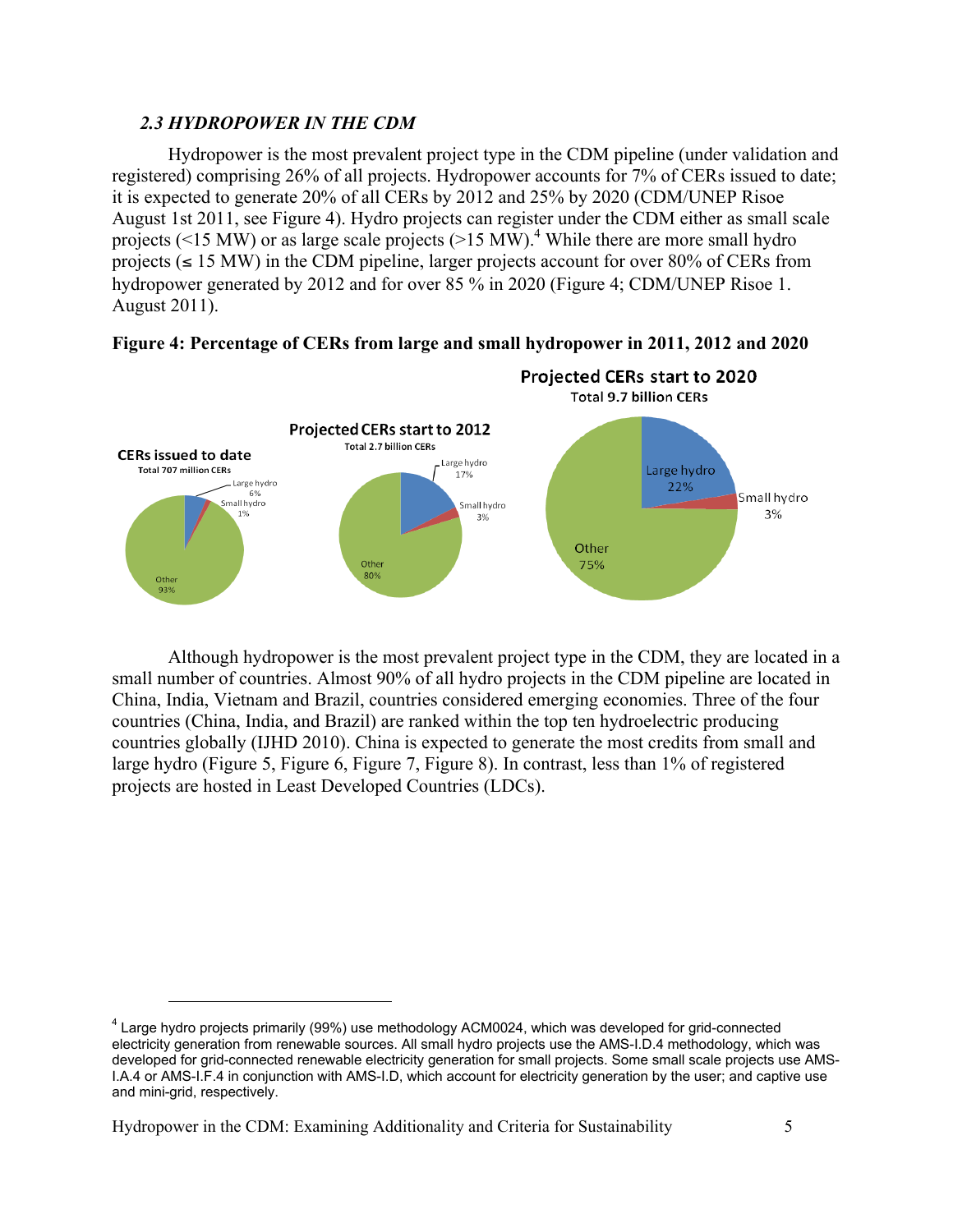### *2.3 HYDROPOWER IN THE CDM*

Hydropower is the most prevalent project type in the CDM pipeline (under validation and registered) comprising 26% of all projects. Hydropower accounts for 7% of CERs issued to date; it is expected to generate 20% of all CERs by 2012 and 25% by 2020 (CDM/UNEP Risoe August 1st 2011, see Figure 4). Hydro projects can register under the CDM either as small scale projects (<15 MW) or as large scale projects (>15 MW).[4] While there are more small hydro projects (≤ 15 MW) in the CDM pipeline, larger projects account for over 80% of CERs from hydropower generated by 2012 and for over 85 % in 2020 (Figure 4; CDM/UNEP Risoe 1. August 2011).

**Figure 4: Percentage of CERs from large and small hydropower in 2011, 2012 and 2020**

Although hydropower is the most prevalent project type in the CDM, they are located in a small number of countries. Almost 90% of all hydro projects in the CDM pipeline are located in China, India, Vietnam and Brazil, countries considered emerging economies. Three of the four countries (China, India, and Brazil) are ranked within the top ten hydroelectric producing countries globally (IJHD 2010). China is expected to generate the most credits from small and large hydro (Figure 5, Figure 6, Figure 7, Figure 8). In contrast, less than 1% of registered projects are hosted in Least Developed Countries (LDCs).

[4] Large hydro projects primarily (99%) use methodology ACM0024, which was developed for grid-connected electricity generation from renewable sources. All small hydro projects use the AMS-I.D.4 methodology, which was developed for grid-connected renewable electricity generation for small projects. Some small scale projects use AMS-I.A.4 or AMS-I.F.4 in conjunction with AMS-I.D, which account for electricity generation by the user; and captive use and mini-grid, respectively.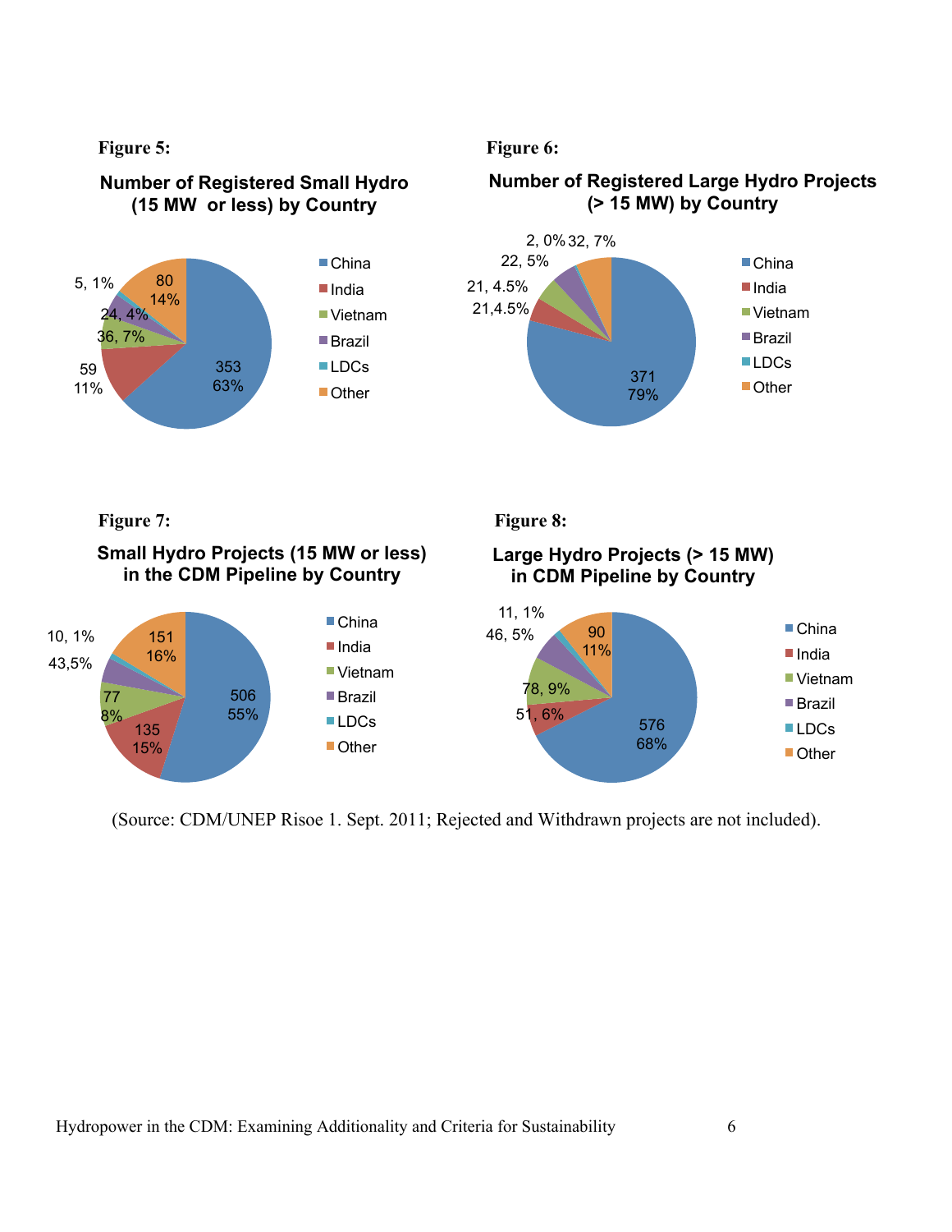**Figure 5:**

**Number of Registered Small Hydro (15 MW or less) by Country**

| Country | Number | Share |
|---|---|---|
| China | 353 | 63% |
| India | 59 | 11% |
| Vietnam | 36 | 7% |
| Brazil | 24 | 4% |
| LDCs | 5 | 1% |
| Other | 80 | 14% |

**Figure 6:**

**Number of Registered Large Hydro Projects (> 15 MW) by Country**

| Country | Number | Share |
|---|---|---|
| China | 371 | 79% |
| India | 21 | 4.5% |
| Vietnam | 21 | 4.5% |
| Brazil | 22 | 5% |
| LDCs | 2 | 0% |
| Other | 32 | 7% |

**Figure 7:**

**Small Hydro Projects (15 MW or less) in the CDM Pipeline by Country**

| Country | Number | Share |
|---|---|---|
| China | 506 | 55% |
| India | 135 | 15% |
| Vietnam | 77 | 8% |
| Brazil | 43 | 5% |
| LDCs | 10 | 1% |
| Other | 151 | 16% |

**Figure 8:**

**Large Hydro Projects (> 15 MW) in CDM Pipeline by Country**

| Country | Number | Share |
|---|---|---|
| China | 576 | 68% |
| India | 51 | 6% |
| Vietnam | 78 | 9% |
| Brazil | 46 | 5% |
| LDCs | 11 | 1% |
| Other | 90 | 11% |

(Source: CDM/UNEP Risoe 1. Sept. 2011; Rejected and Withdrawn projects are not included).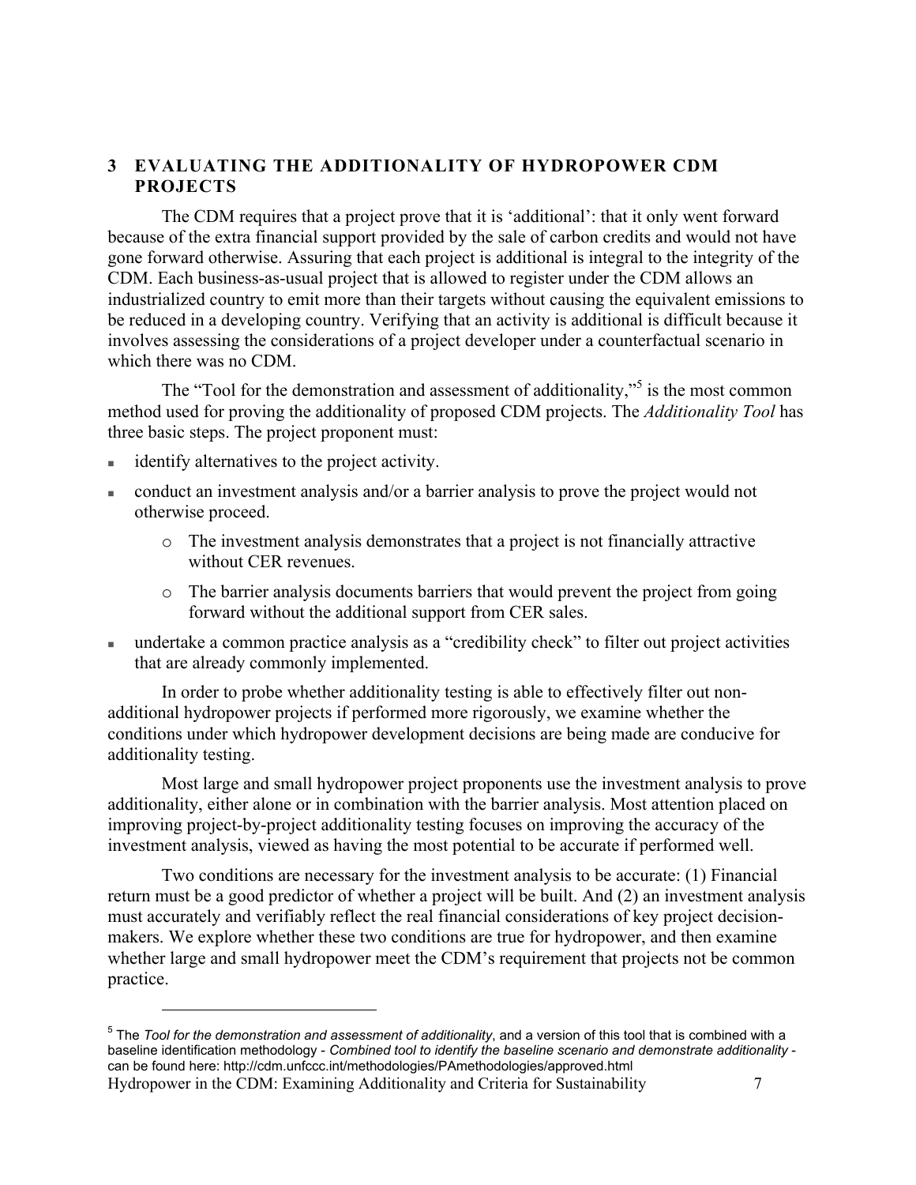## 3 EVALUATING THE ADDITIONALITY OF HYDROPOWER CDM PROJECTS

The CDM requires that a project prove that it is 'additional': that it only went forward because of the extra financial support provided by the sale of carbon credits and would not have gone forward otherwise. Assuring that each project is additional is integral to the integrity of the CDM. Each business-as-usual project that is allowed to register under the CDM allows an industrialized country to emit more than their targets without causing the equivalent emissions to be reduced in a developing country. Verifying that an activity is additional is difficult because it involves assessing the considerations of a project developer under a counterfactual scenario in which there was no CDM.

The "Tool for the demonstration and assessment of additionality,"[5] is the most common method used for proving the additionality of proposed CDM projects. The *Additionality Tool* has three basic steps. The project proponent must:

- identify alternatives to the project activity.
- conduct an investment analysis and/or a barrier analysis to prove the project would not otherwise proceed.
  - The investment analysis demonstrates that a project is not financially attractive without CER revenues.
  - The barrier analysis documents barriers that would prevent the project from going forward without the additional support from CER sales.
- undertake a common practice analysis as a "credibility check" to filter out project activities that are already commonly implemented.

In order to probe whether additionality testing is able to effectively filter out non-additional hydropower projects if performed more rigorously, we examine whether the conditions under which hydropower development decisions are being made are conducive for additionality testing.

Most large and small hydropower project proponents use the investment analysis to prove additionality, either alone or in combination with the barrier analysis. Most attention placed on improving project-by-project additionality testing focuses on improving the accuracy of the investment analysis, viewed as having the most potential to be accurate if performed well.

Two conditions are necessary for the investment analysis to be accurate: (1) Financial return must be a good predictor of whether a project will be built. And (2) an investment analysis must accurately and verifiably reflect the real financial considerations of key project decision-makers. We explore whether these two conditions are true for hydropower, and then examine whether large and small hydropower meet the CDM's requirement that projects not be common practice.

---

[5] The *Tool for the demonstration and assessment of additionality*, and a version of this tool that is combined with a baseline identification methodology - *Combined tool to identify the baseline scenario and demonstrate additionality* - can be found here: http://cdm.unfccc.int/methodologies/PAmethodologies/approved.html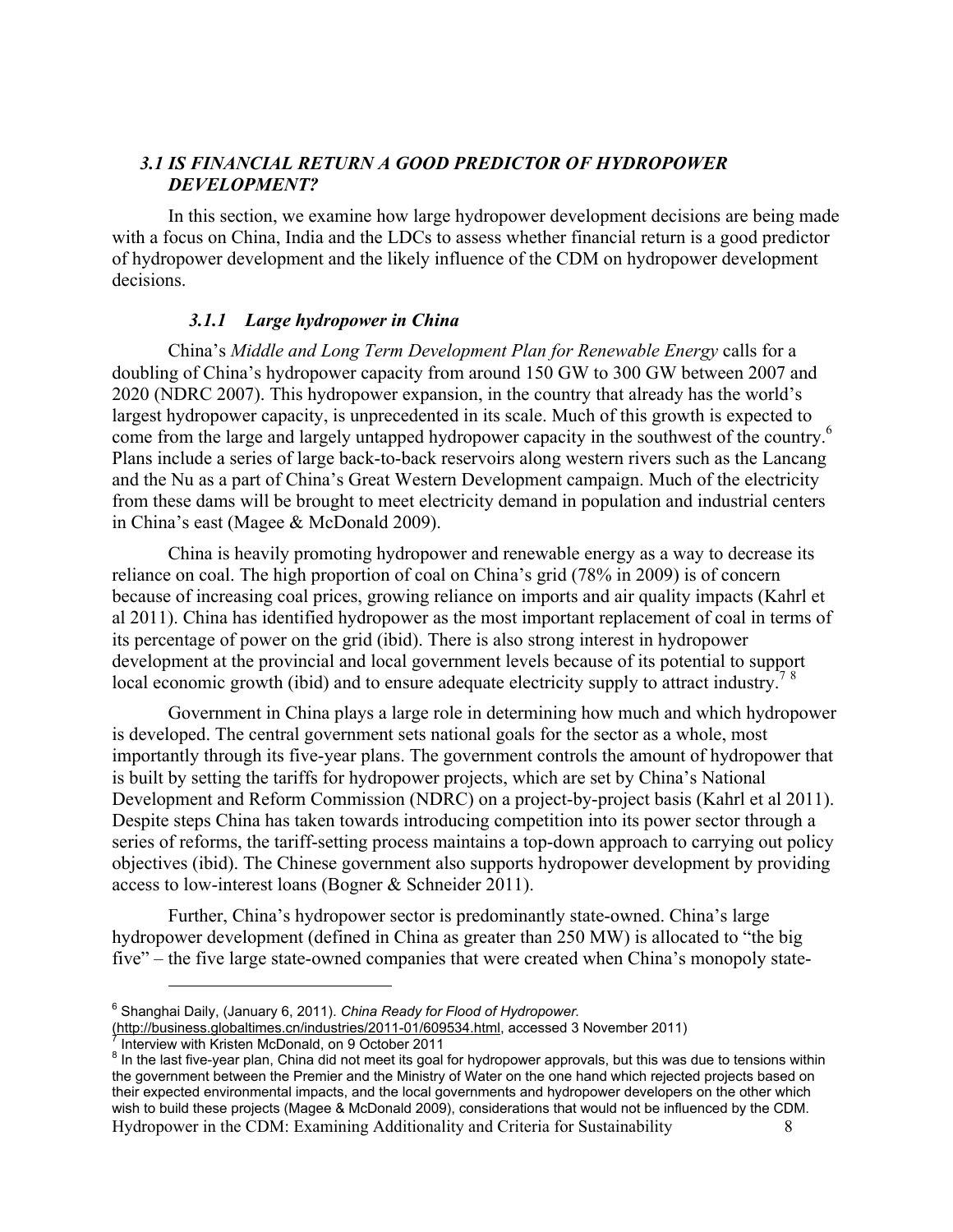### *3.1 IS FINANCIAL RETURN A GOOD PREDICTOR OF HYDROPOWER DEVELOPMENT?*

In this section, we examine how large hydropower development decisions are being made with a focus on China, India and the LDCs to assess whether financial return is a good predictor of hydropower development and the likely influence of the CDM on hydropower development decisions.

#### *3.1.1 Large hydropower in China*

China's *Middle and Long Term Development Plan for Renewable Energy* calls for a doubling of China's hydropower capacity from around 150 GW to 300 GW between 2007 and 2020 (NDRC 2007). This hydropower expansion, in the country that already has the world's largest hydropower capacity, is unprecedented in its scale. Much of this growth is expected to come from the large and largely untapped hydropower capacity in the southwest of the country.[6] Plans include a series of large back-to-back reservoirs along western rivers such as the Lancang and the Nu as a part of China's Great Western Development campaign. Much of the electricity from these dams will be brought to meet electricity demand in population and industrial centers in China's east (Magee & McDonald 2009).

China is heavily promoting hydropower and renewable energy as a way to decrease its reliance on coal. The high proportion of coal on China's grid (78% in 2009) is of concern because of increasing coal prices, growing reliance on imports and air quality impacts (Kahrl et al 2011). China has identified hydropower as the most important replacement of coal in terms of its percentage of power on the grid (ibid). There is also strong interest in hydropower development at the provincial and local government levels because of its potential to support local economic growth (ibid) and to ensure adequate electricity supply to attract industry.[7] [8]

Government in China plays a large role in determining how much and which hydropower is developed. The central government sets national goals for the sector as a whole, most importantly through its five-year plans. The government controls the amount of hydropower that is built by setting the tariffs for hydropower projects, which are set by China's National Development and Reform Commission (NDRC) on a project-by-project basis (Kahrl et al 2011). Despite steps China has taken towards introducing competition into its power sector through a series of reforms, the tariff-setting process maintains a top-down approach to carrying out policy objectives (ibid). The Chinese government also supports hydropower development by providing access to low-interest loans (Bogner & Schneider 2011).

Further, China's hydropower sector is predominantly state-owned. China's large hydropower development (defined in China as greater than 250 MW) is allocated to "the big five" – the five large state-owned companies that were created when China's monopoly state-

---

[6] Shanghai Daily, (January 6, 2011). *China Ready for Flood of Hydropower.* (http://business.globaltimes.cn/industries/2011-01/609534.html, accessed 3 November 2011)

[7] Interview with Kristen McDonald, on 9 October 2011

[8] In the last five-year plan, China did not meet its goal for hydropower approvals, but this was due to tensions within the government between the Premier and the Ministry of Water on the one hand which rejected projects based on their expected environmental impacts, and the local governments and hydropower developers on the other which wish to build these projects (Magee & McDonald 2009), considerations that would not be influenced by the CDM.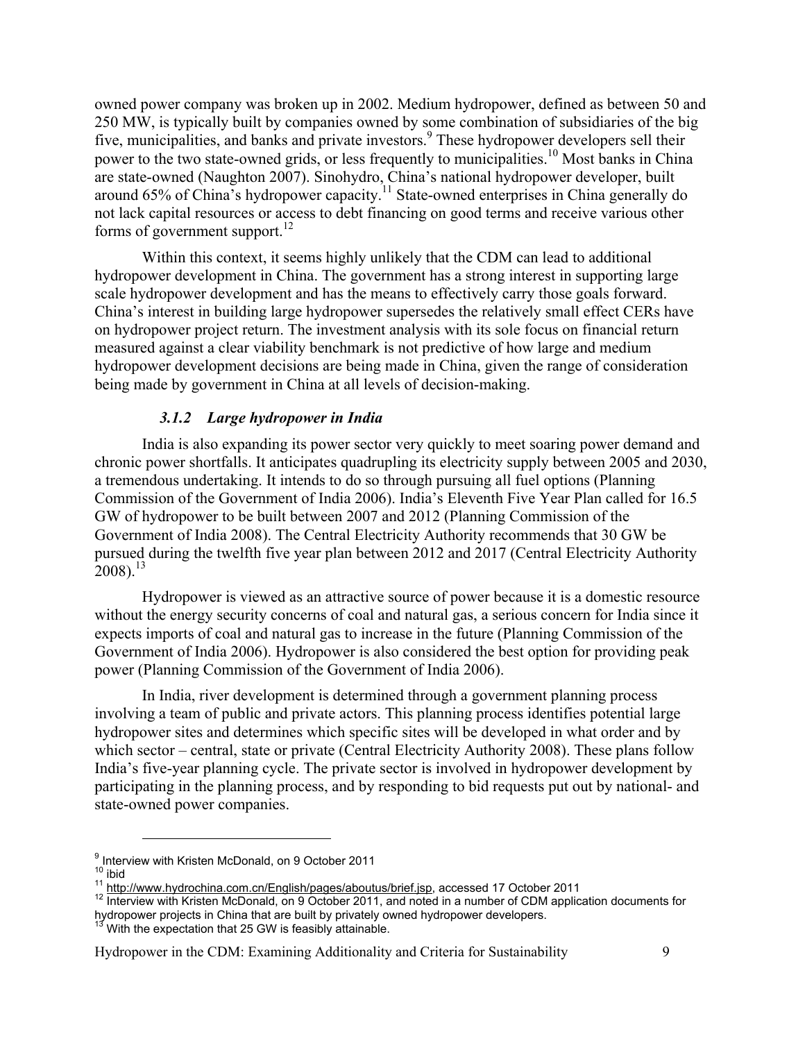owned power company was broken up in 2002. Medium hydropower, defined as between 50 and 250 MW, is typically built by companies owned by some combination of subsidiaries of the big five, municipalities, and banks and private investors.[9] These hydropower developers sell their power to the two state-owned grids, or less frequently to municipalities.[10] Most banks in China are state-owned (Naughton 2007). Sinohydro, China's national hydropower developer, built around 65% of China's hydropower capacity.[11] State-owned enterprises in China generally do not lack capital resources or access to debt financing on good terms and receive various other forms of government support.[12]

Within this context, it seems highly unlikely that the CDM can lead to additional hydropower development in China. The government has a strong interest in supporting large scale hydropower development and has the means to effectively carry those goals forward. China's interest in building large hydropower supersedes the relatively small effect CERs have on hydropower project return. The investment analysis with its sole focus on financial return measured against a clear viability benchmark is not predictive of how large and medium hydropower development decisions are being made in China, given the range of consideration being made by government in China at all levels of decision-making.

### *3.1.2 Large hydropower in India*

India is also expanding its power sector very quickly to meet soaring power demand and chronic power shortfalls. It anticipates quadrupling its electricity supply between 2005 and 2030, a tremendous undertaking. It intends to do so through pursuing all fuel options (Planning Commission of the Government of India 2006). India's Eleventh Five Year Plan called for 16.5 GW of hydropower to be built between 2007 and 2012 (Planning Commission of the Government of India 2008). The Central Electricity Authority recommends that 30 GW be pursued during the twelfth five year plan between 2012 and 2017 (Central Electricity Authority 2008).[13]

Hydropower is viewed as an attractive source of power because it is a domestic resource without the energy security concerns of coal and natural gas, a serious concern for India since it expects imports of coal and natural gas to increase in the future (Planning Commission of the Government of India 2006). Hydropower is also considered the best option for providing peak power (Planning Commission of the Government of India 2006).

In India, river development is determined through a government planning process involving a team of public and private actors. This planning process identifies potential large hydropower sites and determines which specific sites will be developed in what order and by which sector – central, state or private (Central Electricity Authority 2008). These plans follow India's five-year planning cycle. The private sector is involved in hydropower development by participating in the planning process, and by responding to bid requests put out by national- and state-owned power companies.

---

[9] Interview with Kristen McDonald, on 9 October 2011

[10] ibid

[11] http://www.hydrochina.com.cn/English/pages/aboutus/brief.jsp, accessed 17 October 2011

[12] Interview with Kristen McDonald, on 9 October 2011, and noted in a number of CDM application documents for hydropower projects in China that are built by privately owned hydropower developers.

[13] With the expectation that 25 GW is feasibly attainable.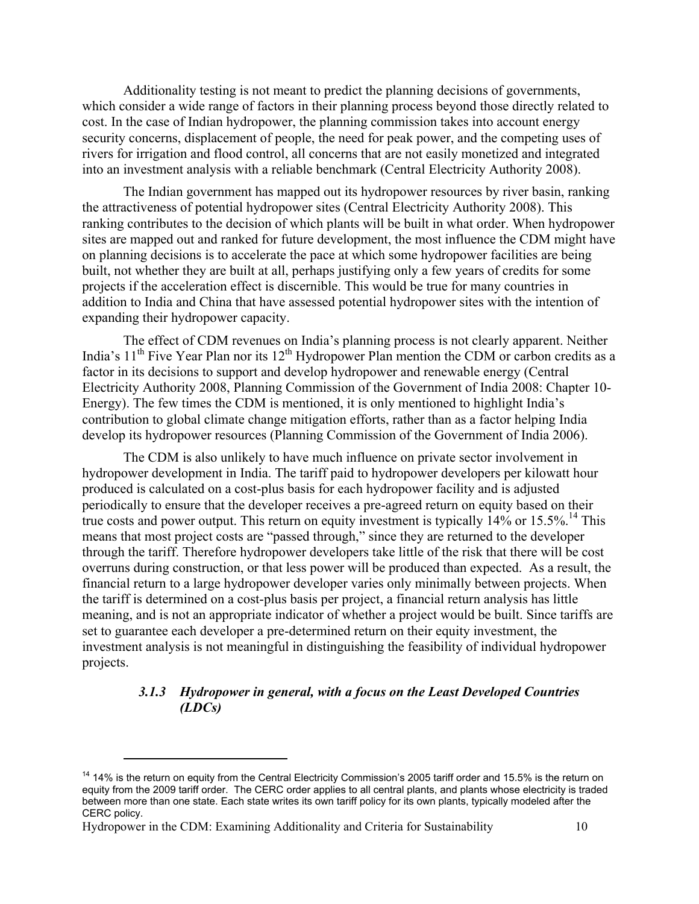Additionality testing is not meant to predict the planning decisions of governments, which consider a wide range of factors in their planning process beyond those directly related to cost. In the case of Indian hydropower, the planning commission takes into account energy security concerns, displacement of people, the need for peak power, and the competing uses of rivers for irrigation and flood control, all concerns that are not easily monetized and integrated into an investment analysis with a reliable benchmark (Central Electricity Authority 2008).

The Indian government has mapped out its hydropower resources by river basin, ranking the attractiveness of potential hydropower sites (Central Electricity Authority 2008). This ranking contributes to the decision of which plants will be built in what order. When hydropower sites are mapped out and ranked for future development, the most influence the CDM might have on planning decisions is to accelerate the pace at which some hydropower facilities are being built, not whether they are built at all, perhaps justifying only a few years of credits for some projects if the acceleration effect is discernible. This would be true for many countries in addition to India and China that have assessed potential hydropower sites with the intention of expanding their hydropower capacity.

The effect of CDM revenues on India's planning process is not clearly apparent. Neither India's 11th Five Year Plan nor its 12th Hydropower Plan mention the CDM or carbon credits as a factor in its decisions to support and develop hydropower and renewable energy (Central Electricity Authority 2008, Planning Commission of the Government of India 2008: Chapter 10- Energy). The few times the CDM is mentioned, it is only mentioned to highlight India's contribution to global climate change mitigation efforts, rather than as a factor helping India develop its hydropower resources (Planning Commission of the Government of India 2006).

The CDM is also unlikely to have much influence on private sector involvement in hydropower development in India. The tariff paid to hydropower developers per kilowatt hour produced is calculated on a cost-plus basis for each hydropower facility and is adjusted periodically to ensure that the developer receives a pre-agreed return on equity based on their true costs and power output. This return on equity investment is typically 14% or 15.5%.[14] This means that most project costs are "passed through," since they are returned to the developer through the tariff. Therefore hydropower developers take little of the risk that there will be cost overruns during construction, or that less power will be produced than expected. As a result, the financial return to a large hydropower developer varies only minimally between projects. When the tariff is determined on a cost-plus basis per project, a financial return analysis has little meaning, and is not an appropriate indicator of whether a project would be built. Since tariffs are set to guarantee each developer a pre-determined return on their equity investment, the investment analysis is not meaningful in distinguishing the feasibility of individual hydropower projects.

### *3.1.3 Hydropower in general, with a focus on the Least Developed Countries (LDCs)*

[14] 14% is the return on equity from the Central Electricity Commission's 2005 tariff order and 15.5% is the return on equity from the 2009 tariff order. The CERC order applies to all central plants, and plants whose electricity is traded between more than one state. Each state writes its own tariff policy for its own plants, typically modeled after the CERC policy.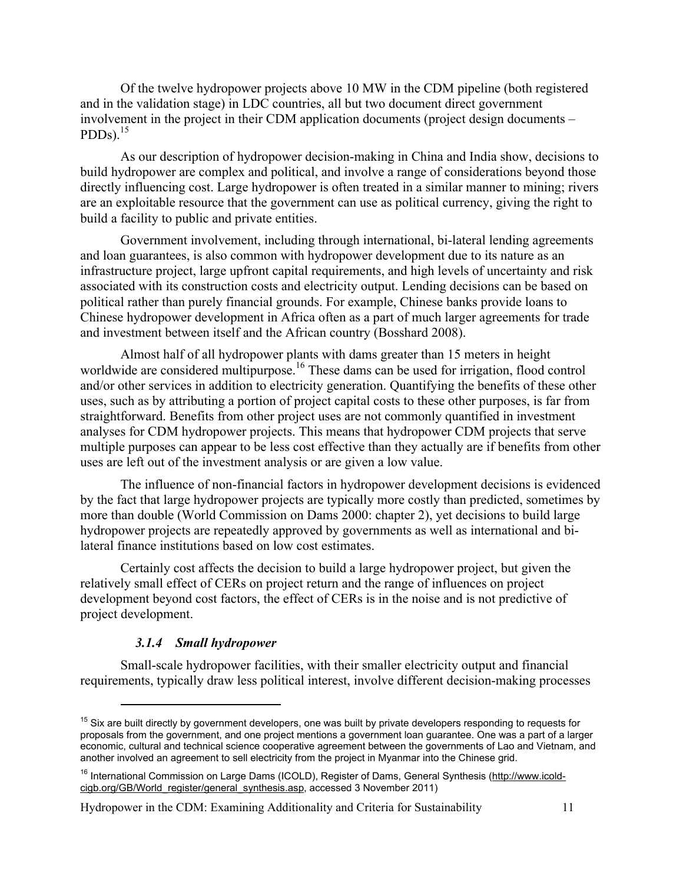Of the twelve hydropower projects above 10 MW in the CDM pipeline (both registered and in the validation stage) in LDC countries, all but two document direct government involvement in the project in their CDM application documents (project design documents – PDDs).[15]

As our description of hydropower decision-making in China and India show, decisions to build hydropower are complex and political, and involve a range of considerations beyond those directly influencing cost. Large hydropower is often treated in a similar manner to mining; rivers are an exploitable resource that the government can use as political currency, giving the right to build a facility to public and private entities.

Government involvement, including through international, bi-lateral lending agreements and loan guarantees, is also common with hydropower development due to its nature as an infrastructure project, large upfront capital requirements, and high levels of uncertainty and risk associated with its construction costs and electricity output. Lending decisions can be based on political rather than purely financial grounds. For example, Chinese banks provide loans to Chinese hydropower development in Africa often as a part of much larger agreements for trade and investment between itself and the African country (Bosshard 2008).

Almost half of all hydropower plants with dams greater than 15 meters in height worldwide are considered multipurpose.[16] These dams can be used for irrigation, flood control and/or other services in addition to electricity generation. Quantifying the benefits of these other uses, such as by attributing a portion of project capital costs to these other purposes, is far from straightforward. Benefits from other project uses are not commonly quantified in investment analyses for CDM hydropower projects. This means that hydropower CDM projects that serve multiple purposes can appear to be less cost effective than they actually are if benefits from other uses are left out of the investment analysis or are given a low value.

The influence of non-financial factors in hydropower development decisions is evidenced by the fact that large hydropower projects are typically more costly than predicted, sometimes by more than double (World Commission on Dams 2000: chapter 2), yet decisions to build large hydropower projects are repeatedly approved by governments as well as international and bi-lateral finance institutions based on low cost estimates.

Certainly cost affects the decision to build a large hydropower project, but given the relatively small effect of CERs on project return and the range of influences on project development beyond cost factors, the effect of CERs is in the noise and is not predictive of project development.

#### *3.1.4 Small hydropower*

Small-scale hydropower facilities, with their smaller electricity output and financial requirements, typically draw less political interest, involve different decision-making processes

---

[15] Six are built directly by government developers, one was built by private developers responding to requests for proposals from the government, and one project mentions a government loan guarantee. One was a part of a larger economic, cultural and technical science cooperative agreement between the governments of Lao and Vietnam, and another involved an agreement to sell electricity from the project in Myanmar into the Chinese grid.

[16] International Commission on Large Dams (ICOLD), Register of Dams, General Synthesis (http://www.icold-cigb.org/GB/World_register/general_synthesis.asp, accessed 3 November 2011)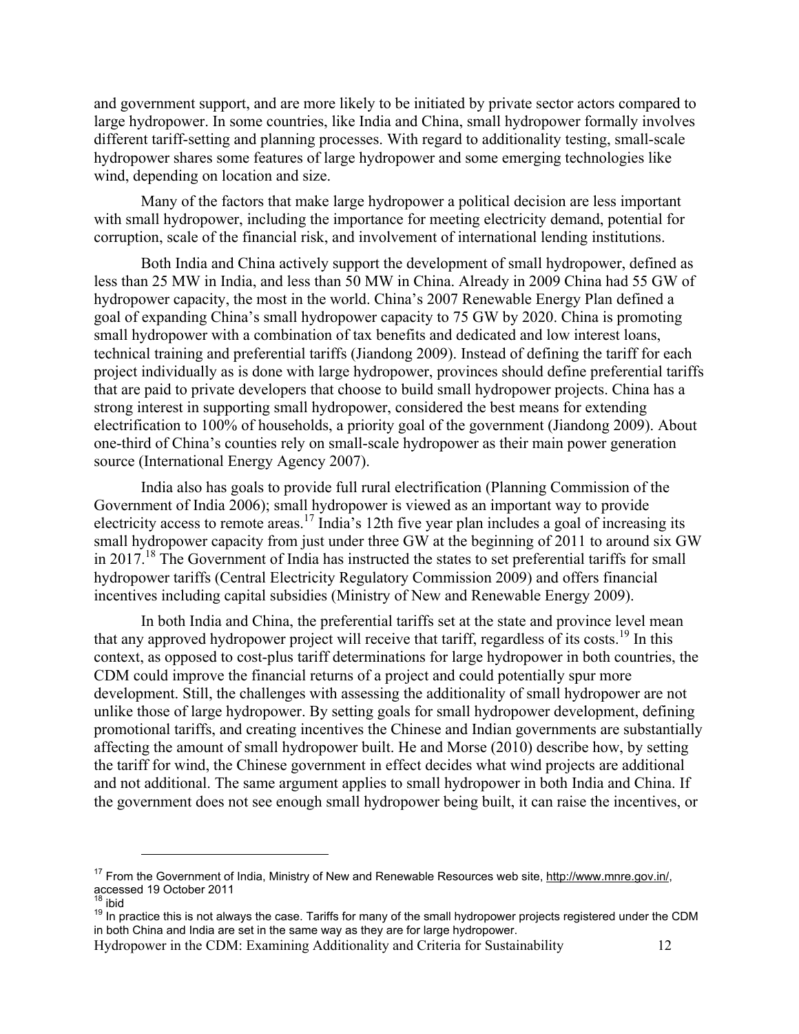and government support, and are more likely to be initiated by private sector actors compared to large hydropower. In some countries, like India and China, small hydropower formally involves different tariff-setting and planning processes. With regard to additionality testing, small-scale hydropower shares some features of large hydropower and some emerging technologies like wind, depending on location and size.

Many of the factors that make large hydropower a political decision are less important with small hydropower, including the importance for meeting electricity demand, potential for corruption, scale of the financial risk, and involvement of international lending institutions.

Both India and China actively support the development of small hydropower, defined as less than 25 MW in India, and less than 50 MW in China. Already in 2009 China had 55 GW of hydropower capacity, the most in the world. China's 2007 Renewable Energy Plan defined a goal of expanding China's small hydropower capacity to 75 GW by 2020. China is promoting small hydropower with a combination of tax benefits and dedicated and low interest loans, technical training and preferential tariffs (Jiandong 2009). Instead of defining the tariff for each project individually as is done with large hydropower, provinces should define preferential tariffs that are paid to private developers that choose to build small hydropower projects. China has a strong interest in supporting small hydropower, considered the best means for extending electrification to 100% of households, a priority goal of the government (Jiandong 2009). About one-third of China's counties rely on small-scale hydropower as their main power generation source (International Energy Agency 2007).

India also has goals to provide full rural electrification (Planning Commission of the Government of India 2006); small hydropower is viewed as an important way to provide electricity access to remote areas.[17] India's 12th five year plan includes a goal of increasing its small hydropower capacity from just under three GW at the beginning of 2011 to around six GW in 2017.[18] The Government of India has instructed the states to set preferential tariffs for small hydropower tariffs (Central Electricity Regulatory Commission 2009) and offers financial incentives including capital subsidies (Ministry of New and Renewable Energy 2009).

In both India and China, the preferential tariffs set at the state and province level mean that any approved hydropower project will receive that tariff, regardless of its costs.[19] In this context, as opposed to cost-plus tariff determinations for large hydropower in both countries, the CDM could improve the financial returns of a project and could potentially spur more development. Still, the challenges with assessing the additionality of small hydropower are not unlike those of large hydropower. By setting goals for small hydropower development, defining promotional tariffs, and creating incentives the Chinese and Indian governments are substantially affecting the amount of small hydropower built. He and Morse (2010) describe how, by setting the tariff for wind, the Chinese government in effect decides what wind projects are additional and not additional. The same argument applies to small hydropower in both India and China. If the government does not see enough small hydropower being built, it can raise the incentives, or

[17] From the Government of India, Ministry of New and Renewable Resources web site, http://www.mnre.gov.in/, accessed 19 October 2011

[18] ibid

[19] In practice this is not always the case. Tariffs for many of the small hydropower projects registered under the CDM in both China and India are set in the same way as they are for large hydropower.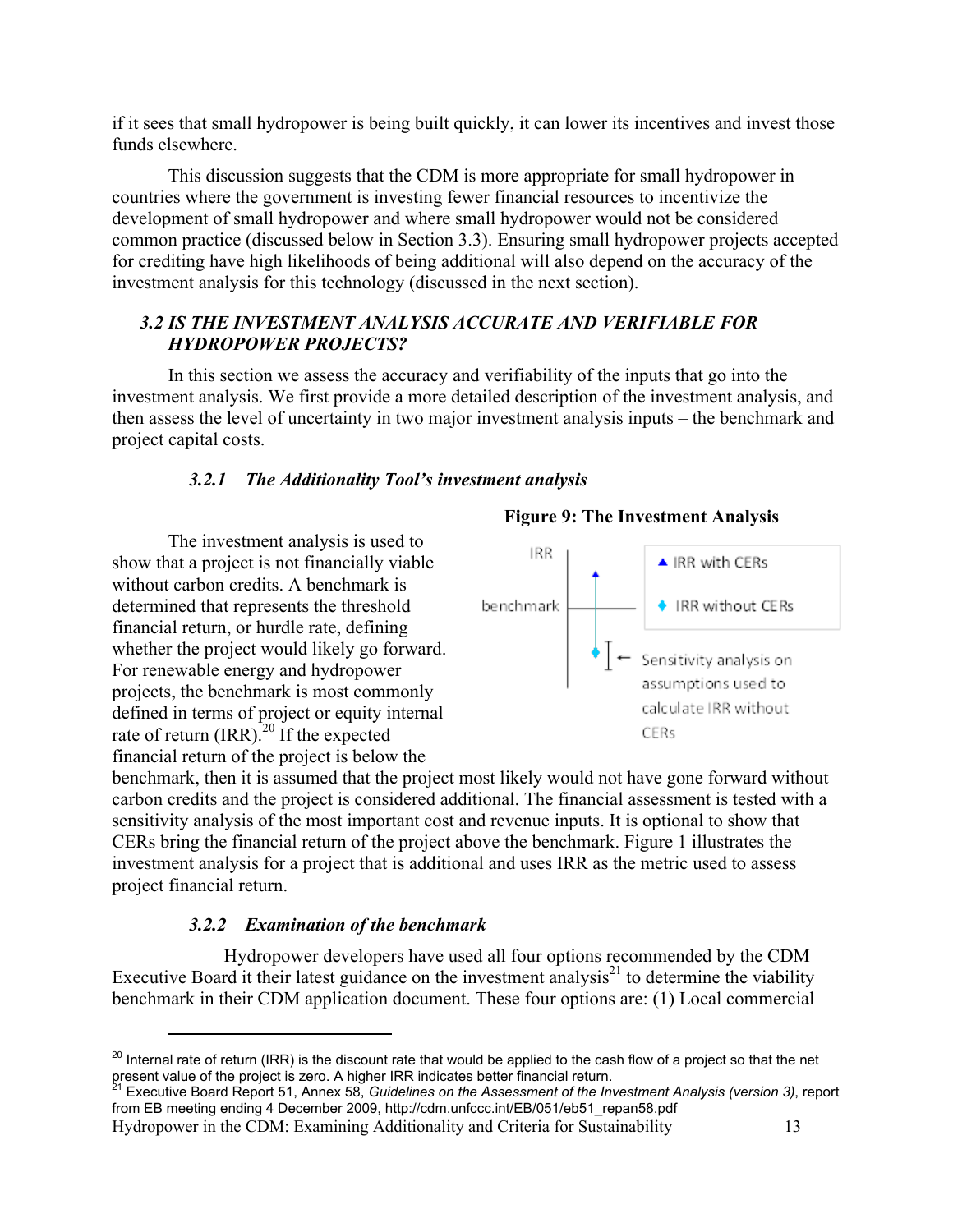if it sees that small hydropower is being built quickly, it can lower its incentives and invest those funds elsewhere.

This discussion suggests that the CDM is more appropriate for small hydropower in countries where the government is investing fewer financial resources to incentivize the development of small hydropower and where small hydropower would not be considered common practice (discussed below in Section 3.3). Ensuring small hydropower projects accepted for crediting have high likelihoods of being additional will also depend on the accuracy of the investment analysis for this technology (discussed in the next section).

### *3.2 IS THE INVESTMENT ANALYSIS ACCURATE AND VERIFIABLE FOR HYDROPOWER PROJECTS?*

In this section we assess the accuracy and verifiability of the inputs that go into the investment analysis. We first provide a more detailed description of the investment analysis, and then assess the level of uncertainty in two major investment analysis inputs – the benchmark and project capital costs.

#### *3.2.1 The Additionality Tool's investment analysis*

**Figure 9: The Investment Analysis**

IRR | benchmark | ▲ IRR with CERs | ◆ IRR without CERs | ← Sensitivity analysis on assumptions used to calculate IRR without CERs

The investment analysis is used to show that a project is not financially viable without carbon credits. A benchmark is determined that represents the threshold financial return, or hurdle rate, defining whether the project would likely go forward. For renewable energy and hydropower projects, the benchmark is most commonly defined in terms of project or equity internal rate of return (IRR).[20] If the expected financial return of the project is below the benchmark, then it is assumed that the project most likely would not have gone forward without carbon credits and the project is considered additional. The financial assessment is tested with a sensitivity analysis of the most important cost and revenue inputs. It is optional to show that CERs bring the financial return of the project above the benchmark. Figure 1 illustrates the investment analysis for a project that is additional and uses IRR as the metric used to assess project financial return.

#### *3.2.2 Examination of the benchmark*

Hydropower developers have used all four options recommended by the CDM Executive Board it their latest guidance on the investment analysis[21] to determine the viability benchmark in their CDM application document. These four options are: (1) Local commercial

[20] Internal rate of return (IRR) is the discount rate that would be applied to the cash flow of a project so that the net present value of the project is zero. A higher IRR indicates better financial return.

[21] Executive Board Report 51, Annex 58, *Guidelines on the Assessment of the Investment Analysis (version 3)*, report from EB meeting ending 4 December 2009, http://cdm.unfccc.int/EB/051/eb51_repan58.pdf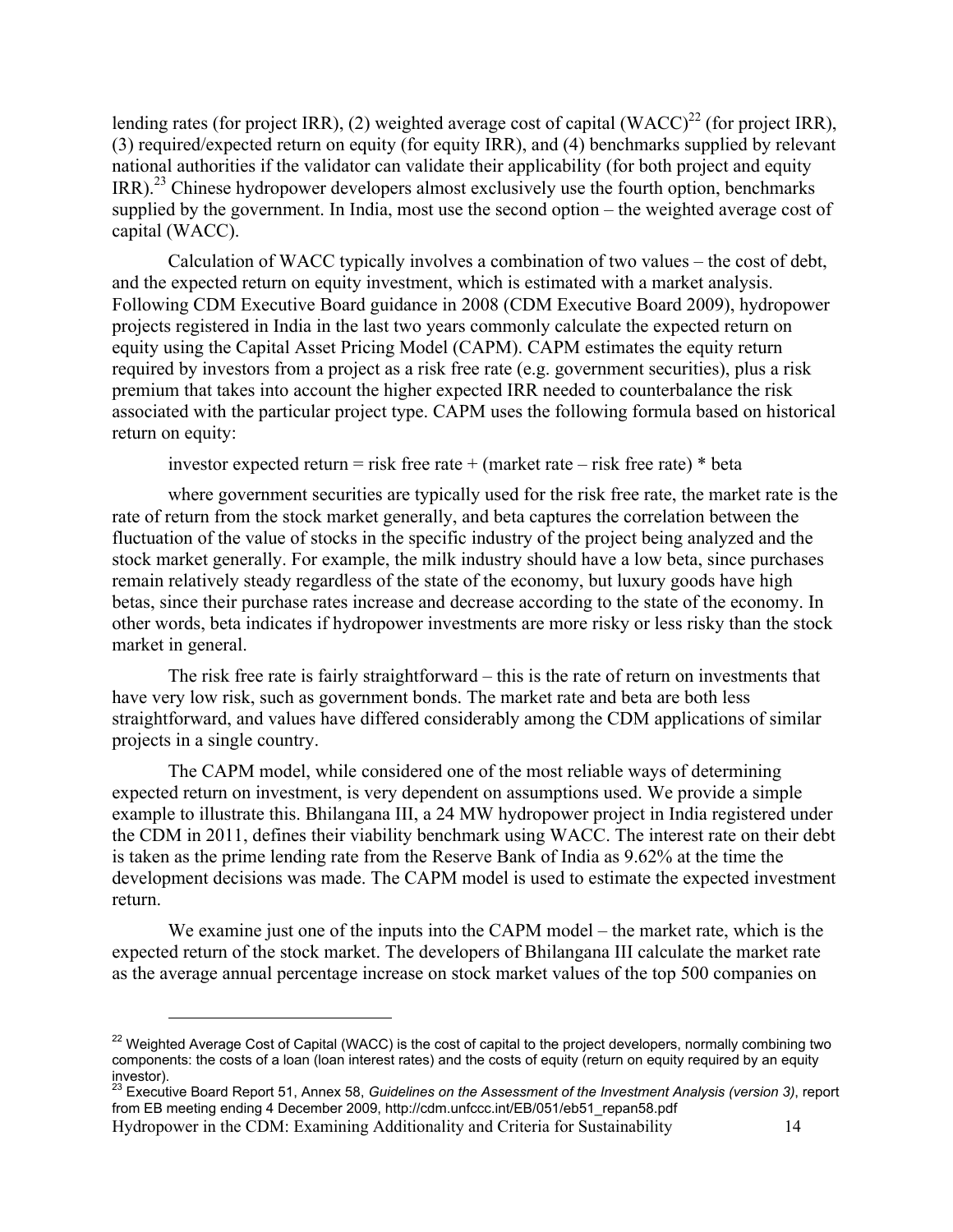lending rates (for project IRR), (2) weighted average cost of capital (WACC)[22] (for project IRR), (3) required/expected return on equity (for equity IRR), and (4) benchmarks supplied by relevant national authorities if the validator can validate their applicability (for both project and equity IRR).[23] Chinese hydropower developers almost exclusively use the fourth option, benchmarks supplied by the government. In India, most use the second option – the weighted average cost of capital (WACC).

Calculation of WACC typically involves a combination of two values – the cost of debt, and the expected return on equity investment, which is estimated with a market analysis. Following CDM Executive Board guidance in 2008 (CDM Executive Board 2009), hydropower projects registered in India in the last two years commonly calculate the expected return on equity using the Capital Asset Pricing Model (CAPM). CAPM estimates the equity return required by investors from a project as a risk free rate (e.g. government securities), plus a risk premium that takes into account the higher expected IRR needed to counterbalance the risk associated with the particular project type. CAPM uses the following formula based on historical return on equity:

investor expected return = risk free rate + (market rate – risk free rate) * beta

where government securities are typically used for the risk free rate, the market rate is the rate of return from the stock market generally, and beta captures the correlation between the fluctuation of the value of stocks in the specific industry of the project being analyzed and the stock market generally. For example, the milk industry should have a low beta, since purchases remain relatively steady regardless of the state of the economy, but luxury goods have high betas, since their purchase rates increase and decrease according to the state of the economy. In other words, beta indicates if hydropower investments are more risky or less risky than the stock market in general.

The risk free rate is fairly straightforward – this is the rate of return on investments that have very low risk, such as government bonds. The market rate and beta are both less straightforward, and values have differed considerably among the CDM applications of similar projects in a single country.

The CAPM model, while considered one of the most reliable ways of determining expected return on investment, is very dependent on assumptions used. We provide a simple example to illustrate this. Bhilangana III, a 24 MW hydropower project in India registered under the CDM in 2011, defines their viability benchmark using WACC. The interest rate on their debt is taken as the prime lending rate from the Reserve Bank of India as 9.62% at the time the development decisions was made. The CAPM model is used to estimate the expected investment return.

We examine just one of the inputs into the CAPM model – the market rate, which is the expected return of the stock market. The developers of Bhilangana III calculate the market rate as the average annual percentage increase on stock market values of the top 500 companies on

[22] Weighted Average Cost of Capital (WACC) is the cost of capital to the project developers, normally combining two components: the costs of a loan (loan interest rates) and the costs of equity (return on equity required by an equity investor).

[23] Executive Board Report 51, Annex 58, *Guidelines on the Assessment of the Investment Analysis (version 3)*, report from EB meeting ending 4 December 2009, http://cdm.unfccc.int/EB/051/eb51_repan58.pdf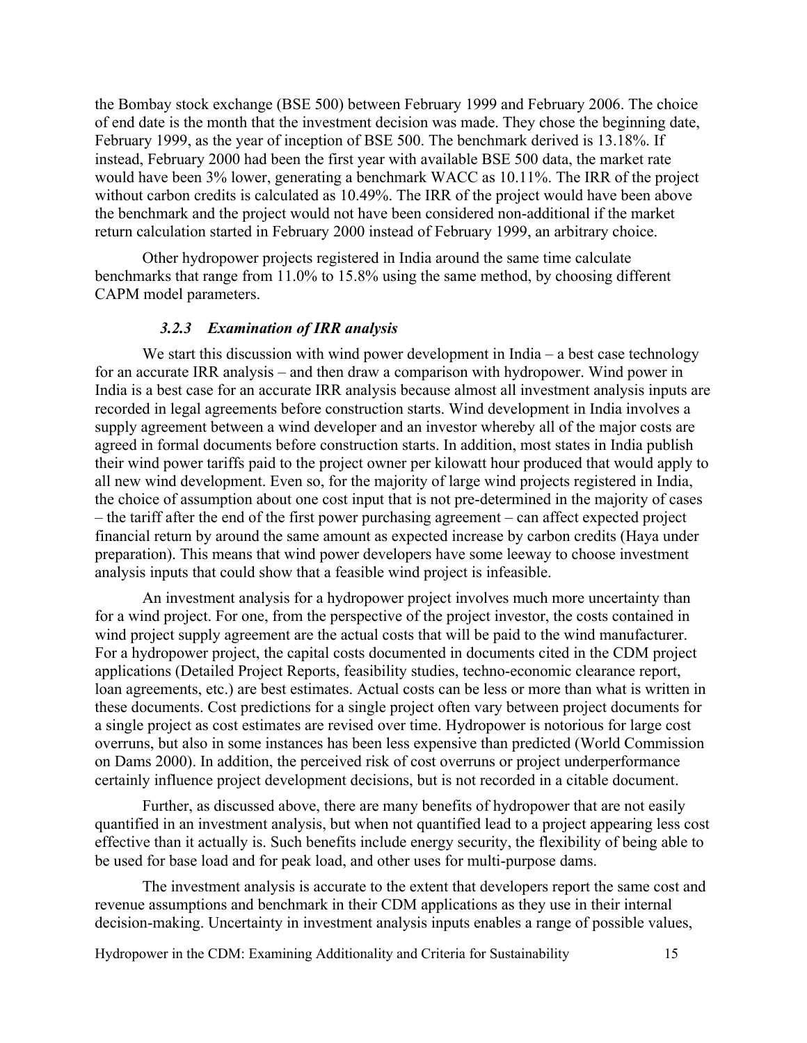the Bombay stock exchange (BSE 500) between February 1999 and February 2006. The choice of end date is the month that the investment decision was made. They chose the beginning date, February 1999, as the year of inception of BSE 500. The benchmark derived is 13.18%. If instead, February 2000 had been the first year with available BSE 500 data, the market rate would have been 3% lower, generating a benchmark WACC as 10.11%. The IRR of the project without carbon credits is calculated as 10.49%. The IRR of the project would have been above the benchmark and the project would not have been considered non-additional if the market return calculation started in February 2000 instead of February 1999, an arbitrary choice.

Other hydropower projects registered in India around the same time calculate benchmarks that range from 11.0% to 15.8% using the same method, by choosing different CAPM model parameters.

### *3.2.3 Examination of IRR analysis*

We start this discussion with wind power development in India – a best case technology for an accurate IRR analysis – and then draw a comparison with hydropower. Wind power in India is a best case for an accurate IRR analysis because almost all investment analysis inputs are recorded in legal agreements before construction starts. Wind development in India involves a supply agreement between a wind developer and an investor whereby all of the major costs are agreed in formal documents before construction starts. In addition, most states in India publish their wind power tariffs paid to the project owner per kilowatt hour produced that would apply to all new wind development. Even so, for the majority of large wind projects registered in India, the choice of assumption about one cost input that is not pre-determined in the majority of cases – the tariff after the end of the first power purchasing agreement – can affect expected project financial return by around the same amount as expected increase by carbon credits (Haya under preparation). This means that wind power developers have some leeway to choose investment analysis inputs that could show that a feasible wind project is infeasible.

An investment analysis for a hydropower project involves much more uncertainty than for a wind project. For one, from the perspective of the project investor, the costs contained in wind project supply agreement are the actual costs that will be paid to the wind manufacturer. For a hydropower project, the capital costs documented in documents cited in the CDM project applications (Detailed Project Reports, feasibility studies, techno-economic clearance report, loan agreements, etc.) are best estimates. Actual costs can be less or more than what is written in these documents. Cost predictions for a single project often vary between project documents for a single project as cost estimates are revised over time. Hydropower is notorious for large cost overruns, but also in some instances has been less expensive than predicted (World Commission on Dams 2000). In addition, the perceived risk of cost overruns or project underperformance certainly influence project development decisions, but is not recorded in a citable document.

Further, as discussed above, there are many benefits of hydropower that are not easily quantified in an investment analysis, but when not quantified lead to a project appearing less cost effective than it actually is. Such benefits include energy security, the flexibility of being able to be used for base load and for peak load, and other uses for multi-purpose dams.

The investment analysis is accurate to the extent that developers report the same cost and revenue assumptions and benchmark in their CDM applications as they use in their internal decision-making. Uncertainty in investment analysis inputs enables a range of possible values,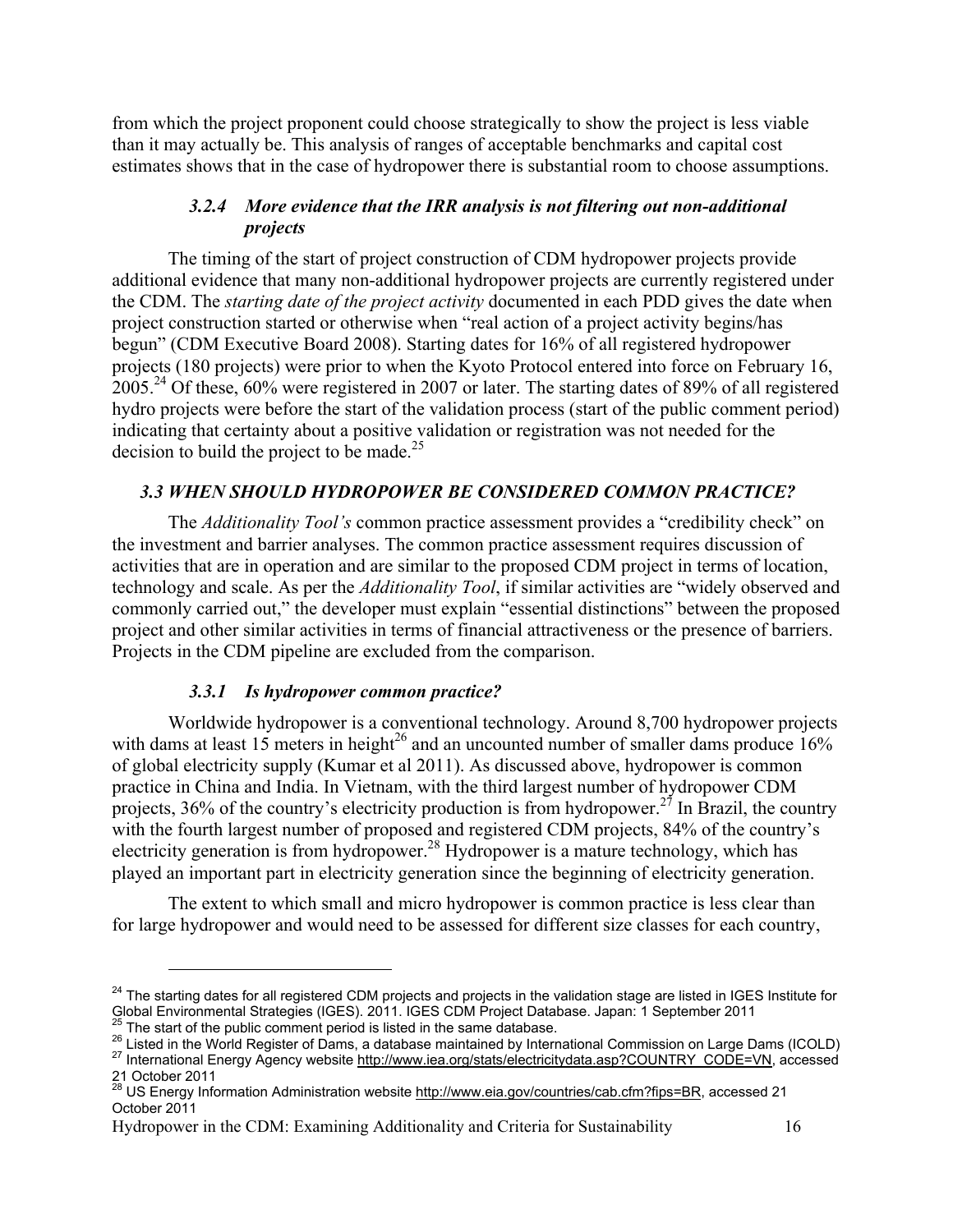from which the project proponent could choose strategically to show the project is less viable than it may actually be. This analysis of ranges of acceptable benchmarks and capital cost estimates shows that in the case of hydropower there is substantial room to choose assumptions.

#### *3.2.4 More evidence that the IRR analysis is not filtering out non-additional projects*

The timing of the start of project construction of CDM hydropower projects provide additional evidence that many non-additional hydropower projects are currently registered under the CDM. The *starting date of the project activity* documented in each PDD gives the date when project construction started or otherwise when "real action of a project activity begins/has begun" (CDM Executive Board 2008). Starting dates for 16% of all registered hydropower projects (180 projects) were prior to when the Kyoto Protocol entered into force on February 16, 2005.[24] Of these, 60% were registered in 2007 or later. The starting dates of 89% of all registered hydro projects were before the start of the validation process (start of the public comment period) indicating that certainty about a positive validation or registration was not needed for the decision to build the project to be made.[25]

### *3.3 WHEN SHOULD HYDROPOWER BE CONSIDERED COMMON PRACTICE?*

The *Additionality Tool's* common practice assessment provides a "credibility check" on the investment and barrier analyses. The common practice assessment requires discussion of activities that are in operation and are similar to the proposed CDM project in terms of location, technology and scale. As per the *Additionality Tool*, if similar activities are "widely observed and commonly carried out," the developer must explain "essential distinctions" between the proposed project and other similar activities in terms of financial attractiveness or the presence of barriers. Projects in the CDM pipeline are excluded from the comparison.

#### *3.3.1 Is hydropower common practice?*

Worldwide hydropower is a conventional technology. Around 8,700 hydropower projects with dams at least 15 meters in height[26] and an uncounted number of smaller dams produce 16% of global electricity supply (Kumar et al 2011). As discussed above, hydropower is common practice in China and India. In Vietnam, with the third largest number of hydropower CDM projects, 36% of the country's electricity production is from hydropower.[27] In Brazil, the country with the fourth largest number of proposed and registered CDM projects, 84% of the country's electricity generation is from hydropower.[28] Hydropower is a mature technology, which has played an important part in electricity generation since the beginning of electricity generation.

The extent to which small and micro hydropower is common practice is less clear than for large hydropower and would need to be assessed for different size classes for each country,

---

[24] The starting dates for all registered CDM projects and projects in the validation stage are listed in IGES Institute for Global Environmental Strategies (IGES). 2011. IGES CDM Project Database. Japan: 1 September 2011

[25] The start of the public comment period is listed in the same database.

[26] Listed in the World Register of Dams, a database maintained by International Commission on Large Dams (ICOLD)

[27] International Energy Agency website http://www.iea.org/stats/electricitydata.asp?COUNTRY_CODE=VN, accessed 21 October 2011

[28] US Energy Information Administration website http://www.eia.gov/countries/cab.cfm?fips=BR, accessed 21 October 2011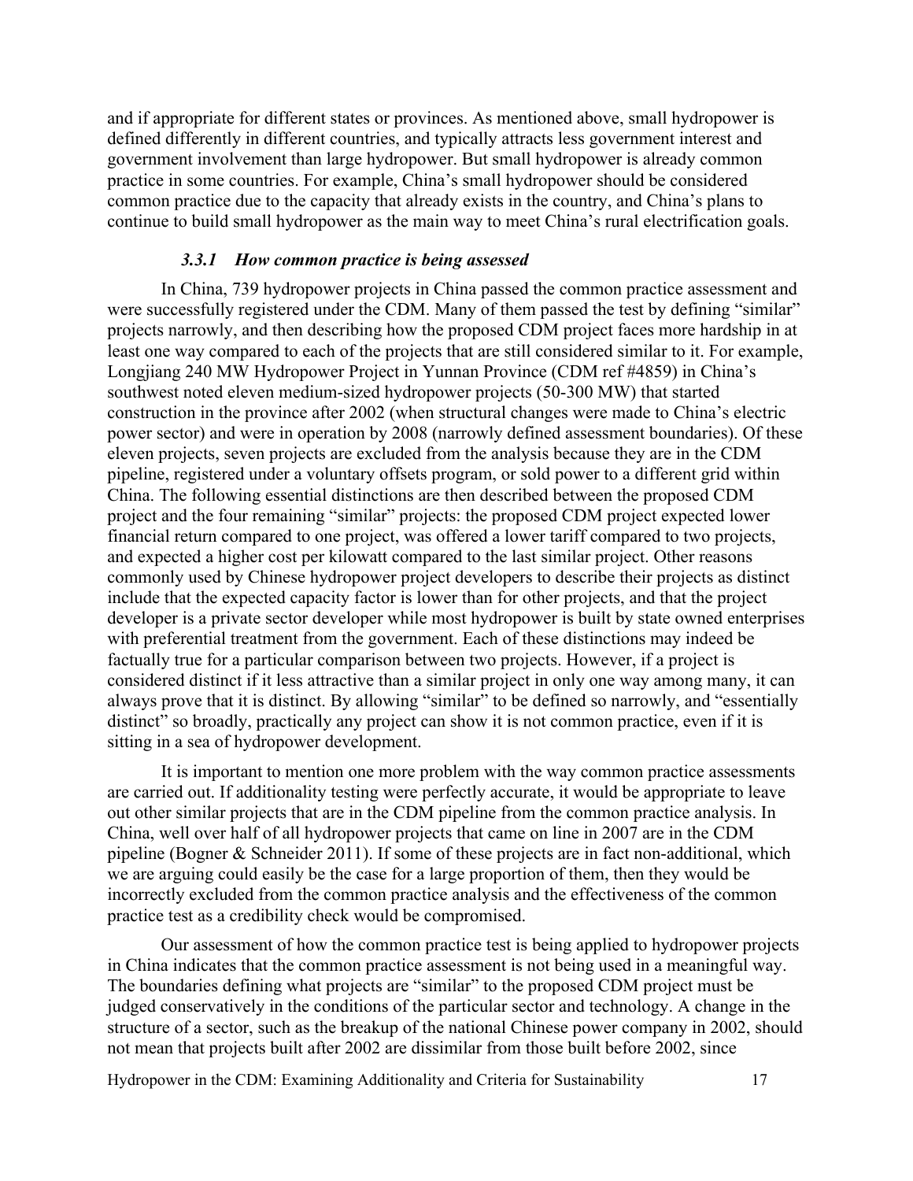and if appropriate for different states or provinces. As mentioned above, small hydropower is defined differently in different countries, and typically attracts less government interest and government involvement than large hydropower. But small hydropower is already common practice in some countries. For example, China's small hydropower should be considered common practice due to the capacity that already exists in the country, and China's plans to continue to build small hydropower as the main way to meet China's rural electrification goals.

### *3.3.1 How common practice is being assessed*

In China, 739 hydropower projects in China passed the common practice assessment and were successfully registered under the CDM. Many of them passed the test by defining "similar" projects narrowly, and then describing how the proposed CDM project faces more hardship in at least one way compared to each of the projects that are still considered similar to it. For example, Longjiang 240 MW Hydropower Project in Yunnan Province (CDM ref #4859) in China's southwest noted eleven medium-sized hydropower projects (50-300 MW) that started construction in the province after 2002 (when structural changes were made to China's electric power sector) and were in operation by 2008 (narrowly defined assessment boundaries). Of these eleven projects, seven projects are excluded from the analysis because they are in the CDM pipeline, registered under a voluntary offsets program, or sold power to a different grid within China. The following essential distinctions are then described between the proposed CDM project and the four remaining "similar" projects: the proposed CDM project expected lower financial return compared to one project, was offered a lower tariff compared to two projects, and expected a higher cost per kilowatt compared to the last similar project. Other reasons commonly used by Chinese hydropower project developers to describe their projects as distinct include that the expected capacity factor is lower than for other projects, and that the project developer is a private sector developer while most hydropower is built by state owned enterprises with preferential treatment from the government. Each of these distinctions may indeed be factually true for a particular comparison between two projects. However, if a project is considered distinct if it less attractive than a similar project in only one way among many, it can always prove that it is distinct. By allowing "similar" to be defined so narrowly, and "essentially distinct" so broadly, practically any project can show it is not common practice, even if it is sitting in a sea of hydropower development.

It is important to mention one more problem with the way common practice assessments are carried out. If additionality testing were perfectly accurate, it would be appropriate to leave out other similar projects that are in the CDM pipeline from the common practice analysis. In China, well over half of all hydropower projects that came on line in 2007 are in the CDM pipeline (Bogner & Schneider 2011). If some of these projects are in fact non-additional, which we are arguing could easily be the case for a large proportion of them, then they would be incorrectly excluded from the common practice analysis and the effectiveness of the common practice test as a credibility check would be compromised.

Our assessment of how the common practice test is being applied to hydropower projects in China indicates that the common practice assessment is not being used in a meaningful way. The boundaries defining what projects are "similar" to the proposed CDM project must be judged conservatively in the conditions of the particular sector and technology. A change in the structure of a sector, such as the breakup of the national Chinese power company in 2002, should not mean that projects built after 2002 are dissimilar from those built before 2002, since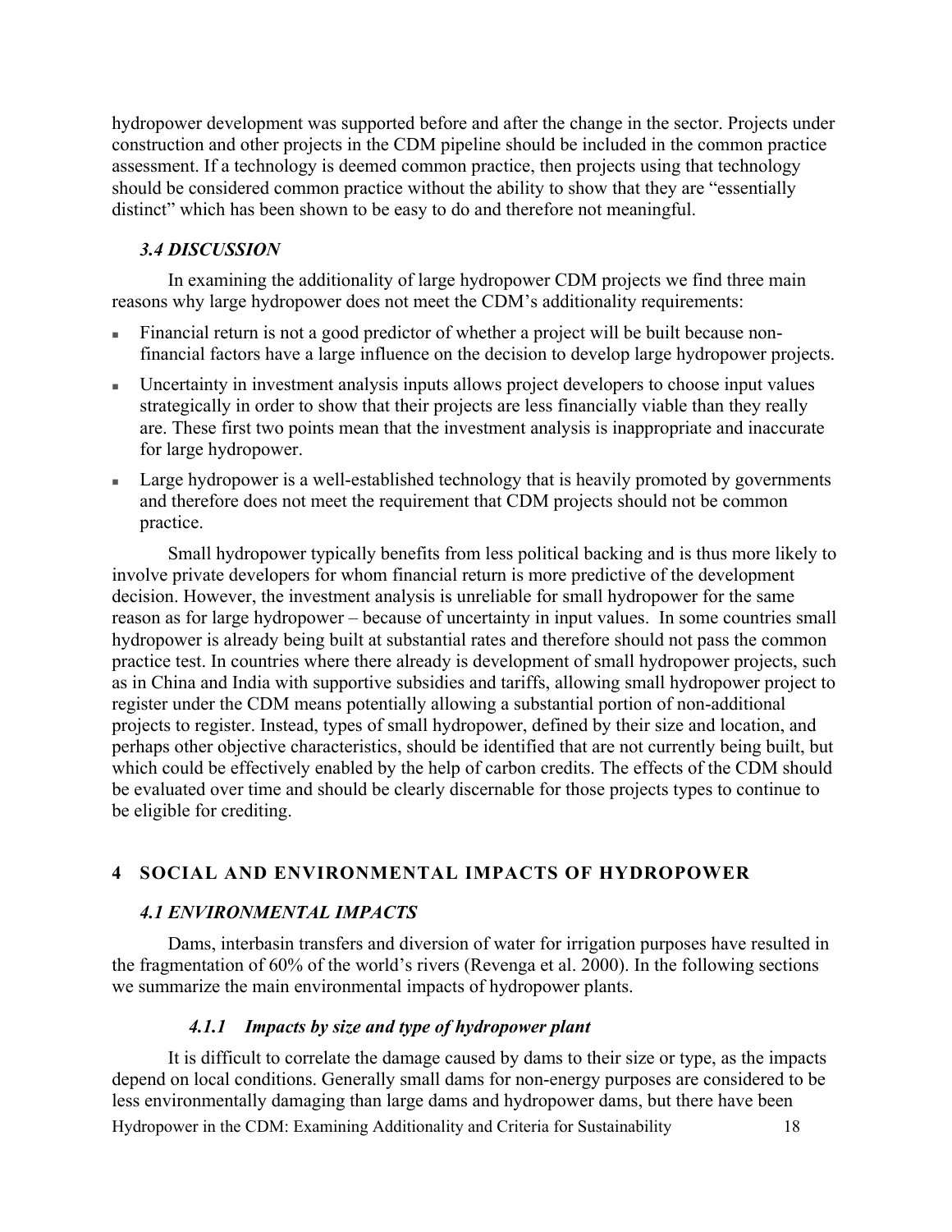hydropower development was supported before and after the change in the sector. Projects under construction and other projects in the CDM pipeline should be included in the common practice assessment. If a technology is deemed common practice, then projects using that technology should be considered common practice without the ability to show that they are "essentially distinct" which has been shown to be easy to do and therefore not meaningful.

### *3.4 DISCUSSION*

In examining the additionality of large hydropower CDM projects we find three main reasons why large hydropower does not meet the CDM's additionality requirements:

- Financial return is not a good predictor of whether a project will be built because non-financial factors have a large influence on the decision to develop large hydropower projects.
- Uncertainty in investment analysis inputs allows project developers to choose input values strategically in order to show that their projects are less financially viable than they really are. These first two points mean that the investment analysis is inappropriate and inaccurate for large hydropower.
- Large hydropower is a well-established technology that is heavily promoted by governments and therefore does not meet the requirement that CDM projects should not be common practice.

Small hydropower typically benefits from less political backing and is thus more likely to involve private developers for whom financial return is more predictive of the development decision. However, the investment analysis is unreliable for small hydropower for the same reason as for large hydropower – because of uncertainty in input values. In some countries small hydropower is already being built at substantial rates and therefore should not pass the common practice test. In countries where there already is development of small hydropower projects, such as in China and India with supportive subsidies and tariffs, allowing small hydropower project to register under the CDM means potentially allowing a substantial portion of non-additional projects to register. Instead, types of small hydropower, defined by their size and location, and perhaps other objective characteristics, should be identified that are not currently being built, but which could be effectively enabled by the help of carbon credits. The effects of the CDM should be evaluated over time and should be clearly discernable for those projects types to continue to be eligible for crediting.

## 4 SOCIAL AND ENVIRONMENTAL IMPACTS OF HYDROPOWER

### *4.1 ENVIRONMENTAL IMPACTS*

Dams, interbasin transfers and diversion of water for irrigation purposes have resulted in the fragmentation of 60% of the world's rivers (Revenga et al. 2000). In the following sections we summarize the main environmental impacts of hydropower plants.

#### *4.1.1 Impacts by size and type of hydropower plant*

It is difficult to correlate the damage caused by dams to their size or type, as the impacts depend on local conditions. Generally small dams for non-energy purposes are considered to be less environmentally damaging than large dams and hydropower dams, but there have been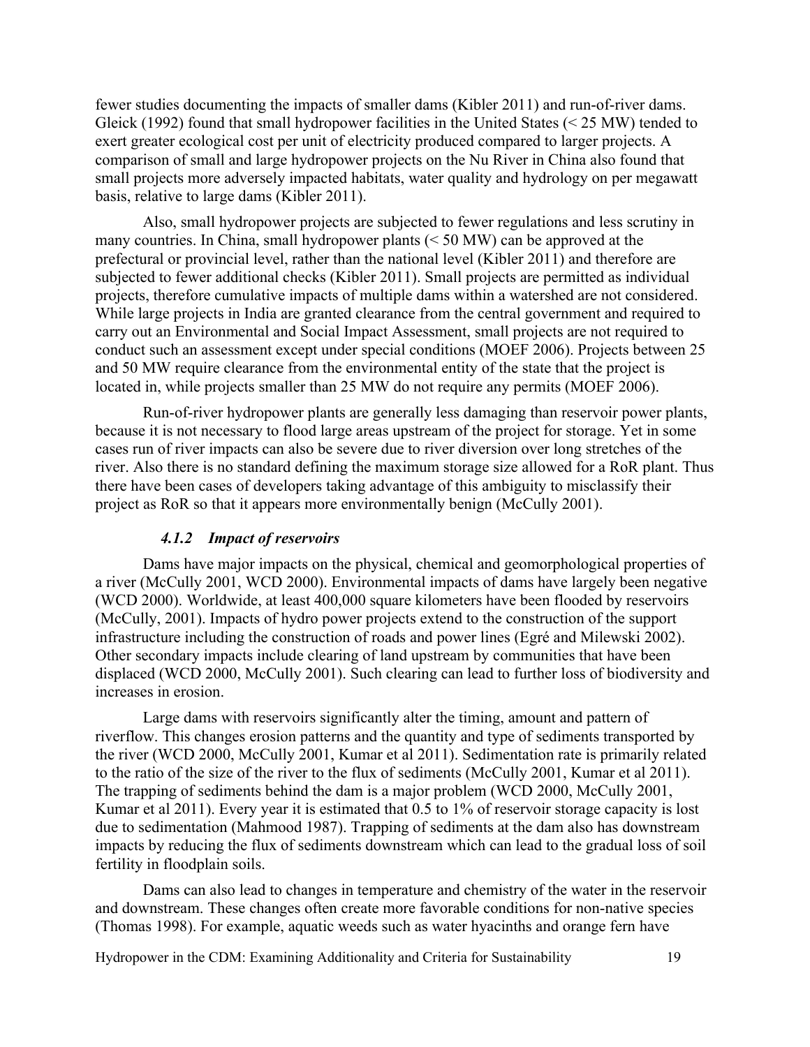fewer studies documenting the impacts of smaller dams (Kibler 2011) and run-of-river dams. Gleick (1992) found that small hydropower facilities in the United States (< 25 MW) tended to exert greater ecological cost per unit of electricity produced compared to larger projects. A comparison of small and large hydropower projects on the Nu River in China also found that small projects more adversely impacted habitats, water quality and hydrology on per megawatt basis, relative to large dams (Kibler 2011).

Also, small hydropower projects are subjected to fewer regulations and less scrutiny in many countries. In China, small hydropower plants (< 50 MW) can be approved at the prefectural or provincial level, rather than the national level (Kibler 2011) and therefore are subjected to fewer additional checks (Kibler 2011). Small projects are permitted as individual projects, therefore cumulative impacts of multiple dams within a watershed are not considered. While large projects in India are granted clearance from the central government and required to carry out an Environmental and Social Impact Assessment, small projects are not required to conduct such an assessment except under special conditions (MOEF 2006). Projects between 25 and 50 MW require clearance from the environmental entity of the state that the project is located in, while projects smaller than 25 MW do not require any permits (MOEF 2006).

Run-of-river hydropower plants are generally less damaging than reservoir power plants, because it is not necessary to flood large areas upstream of the project for storage. Yet in some cases run of river impacts can also be severe due to river diversion over long stretches of the river. Also there is no standard defining the maximum storage size allowed for a RoR plant. Thus there have been cases of developers taking advantage of this ambiguity to misclassify their project as RoR so that it appears more environmentally benign (McCully 2001).

### *4.1.2 Impact of reservoirs*

Dams have major impacts on the physical, chemical and geomorphological properties of a river (McCully 2001, WCD 2000). Environmental impacts of dams have largely been negative (WCD 2000). Worldwide, at least 400,000 square kilometers have been flooded by reservoirs (McCully, 2001). Impacts of hydro power projects extend to the construction of the support infrastructure including the construction of roads and power lines (Egré and Milewski 2002). Other secondary impacts include clearing of land upstream by communities that have been displaced (WCD 2000, McCully 2001). Such clearing can lead to further loss of biodiversity and increases in erosion.

Large dams with reservoirs significantly alter the timing, amount and pattern of riverflow. This changes erosion patterns and the quantity and type of sediments transported by the river (WCD 2000, McCully 2001, Kumar et al 2011). Sedimentation rate is primarily related to the ratio of the size of the river to the flux of sediments (McCully 2001, Kumar et al 2011). The trapping of sediments behind the dam is a major problem (WCD 2000, McCully 2001, Kumar et al 2011). Every year it is estimated that 0.5 to 1% of reservoir storage capacity is lost due to sedimentation (Mahmood 1987). Trapping of sediments at the dam also has downstream impacts by reducing the flux of sediments downstream which can lead to the gradual loss of soil fertility in floodplain soils.

Dams can also lead to changes in temperature and chemistry of the water in the reservoir and downstream. These changes often create more favorable conditions for non-native species (Thomas 1998). For example, aquatic weeds such as water hyacinths and orange fern have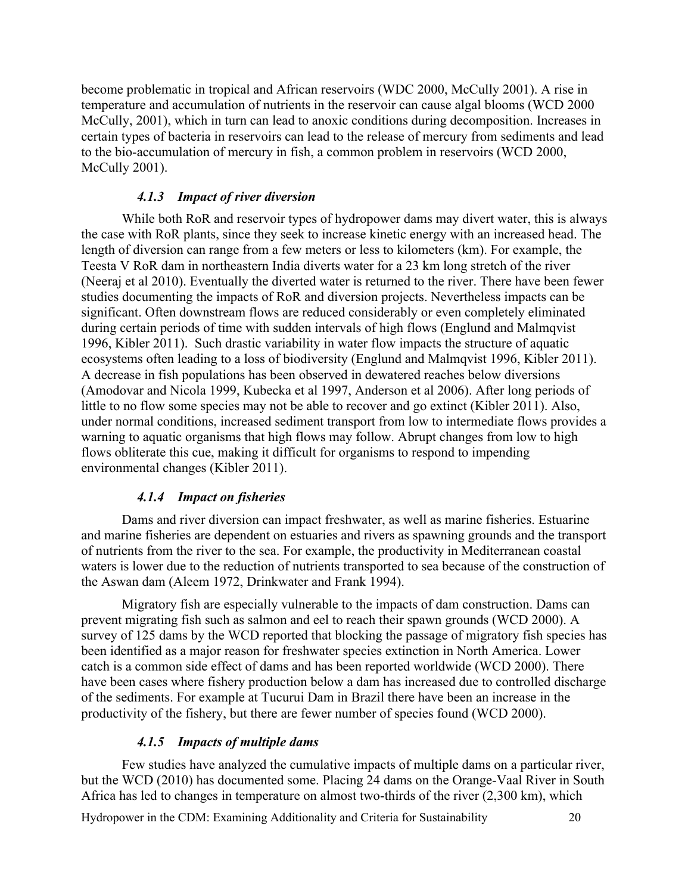become problematic in tropical and African reservoirs (WDC 2000, McCully 2001). A rise in temperature and accumulation of nutrients in the reservoir can cause algal blooms (WCD 2000 McCully, 2001), which in turn can lead to anoxic conditions during decomposition. Increases in certain types of bacteria in reservoirs can lead to the release of mercury from sediments and lead to the bio-accumulation of mercury in fish, a common problem in reservoirs (WCD 2000, McCully 2001).

#### *4.1.3 Impact of river diversion*

While both RoR and reservoir types of hydropower dams may divert water, this is always the case with RoR plants, since they seek to increase kinetic energy with an increased head. The length of diversion can range from a few meters or less to kilometers (km). For example, the Teesta V RoR dam in northeastern India diverts water for a 23 km long stretch of the river (Neeraj et al 2010). Eventually the diverted water is returned to the river. There have been fewer studies documenting the impacts of RoR and diversion projects. Nevertheless impacts can be significant. Often downstream flows are reduced considerably or even completely eliminated during certain periods of time with sudden intervals of high flows (Englund and Malmqvist 1996, Kibler 2011). Such drastic variability in water flow impacts the structure of aquatic ecosystems often leading to a loss of biodiversity (Englund and Malmqvist 1996, Kibler 2011). A decrease in fish populations has been observed in dewatered reaches below diversions (Amodovar and Nicola 1999, Kubecka et al 1997, Anderson et al 2006). After long periods of little to no flow some species may not be able to recover and go extinct (Kibler 2011). Also, under normal conditions, increased sediment transport from low to intermediate flows provides a warning to aquatic organisms that high flows may follow. Abrupt changes from low to high flows obliterate this cue, making it difficult for organisms to respond to impending environmental changes (Kibler 2011).

#### *4.1.4 Impact on fisheries*

Dams and river diversion can impact freshwater, as well as marine fisheries. Estuarine and marine fisheries are dependent on estuaries and rivers as spawning grounds and the transport of nutrients from the river to the sea. For example, the productivity in Mediterranean coastal waters is lower due to the reduction of nutrients transported to sea because of the construction of the Aswan dam (Aleem 1972, Drinkwater and Frank 1994).

Migratory fish are especially vulnerable to the impacts of dam construction. Dams can prevent migrating fish such as salmon and eel to reach their spawn grounds (WCD 2000). A survey of 125 dams by the WCD reported that blocking the passage of migratory fish species has been identified as a major reason for freshwater species extinction in North America. Lower catch is a common side effect of dams and has been reported worldwide (WCD 2000). There have been cases where fishery production below a dam has increased due to controlled discharge of the sediments. For example at Tucurui Dam in Brazil there have been an increase in the productivity of the fishery, but there are fewer number of species found (WCD 2000).

#### *4.1.5 Impacts of multiple dams*

Few studies have analyzed the cumulative impacts of multiple dams on a particular river, but the WCD (2010) has documented some. Placing 24 dams on the Orange-Vaal River in South Africa has led to changes in temperature on almost two-thirds of the river (2,300 km), which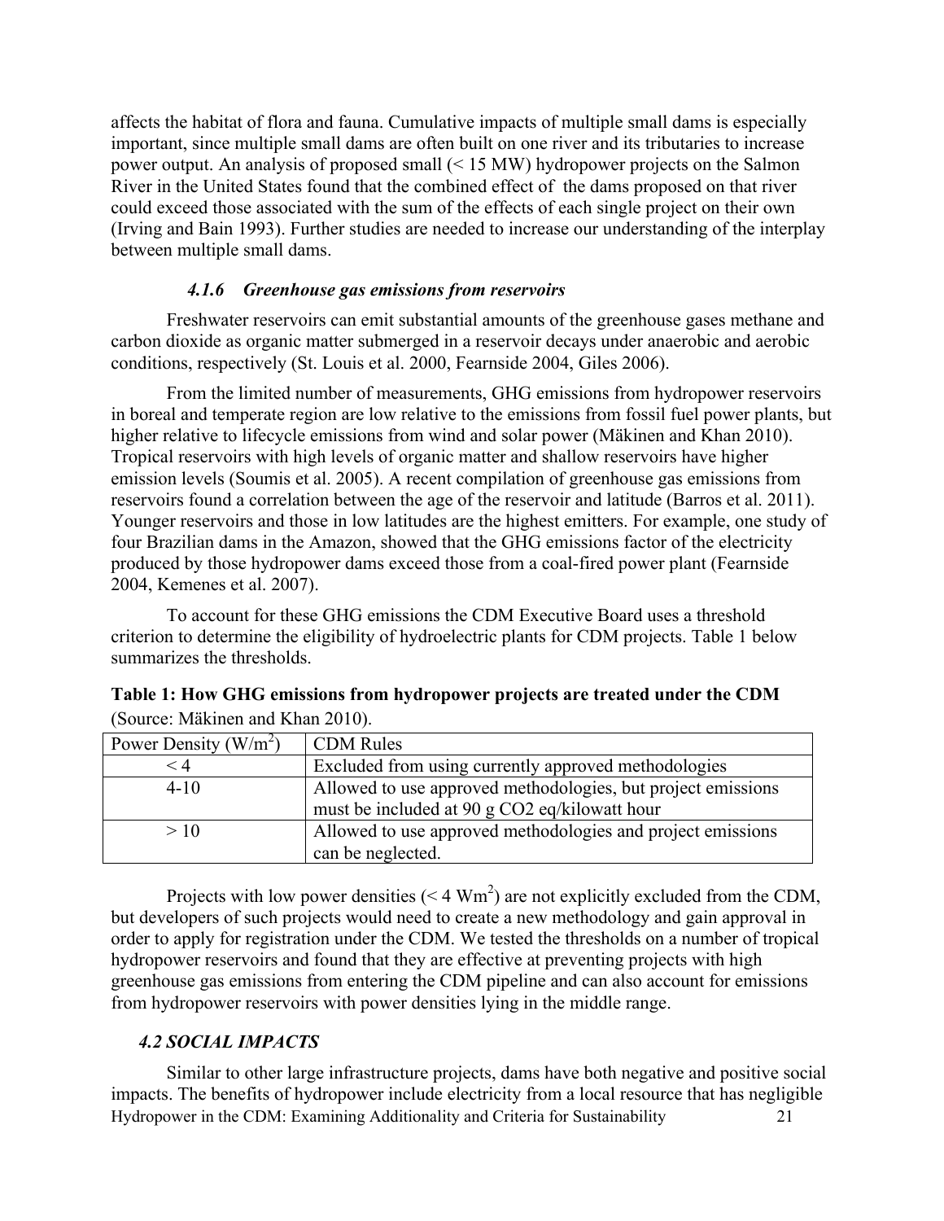affects the habitat of flora and fauna. Cumulative impacts of multiple small dams is especially important, since multiple small dams are often built on one river and its tributaries to increase power output. An analysis of proposed small (< 15 MW) hydropower projects on the Salmon River in the United States found that the combined effect of the dams proposed on that river could exceed those associated with the sum of the effects of each single project on their own (Irving and Bain 1993). Further studies are needed to increase our understanding of the interplay between multiple small dams.

#### *4.1.6 Greenhouse gas emissions from reservoirs*

Freshwater reservoirs can emit substantial amounts of the greenhouse gases methane and carbon dioxide as organic matter submerged in a reservoir decays under anaerobic and aerobic conditions, respectively (St. Louis et al. 2000, Fearnside 2004, Giles 2006).

From the limited number of measurements, GHG emissions from hydropower reservoirs in boreal and temperate region are low relative to the emissions from fossil fuel power plants, but higher relative to lifecycle emissions from wind and solar power (Mäkinen and Khan 2010). Tropical reservoirs with high levels of organic matter and shallow reservoirs have higher emission levels (Soumis et al. 2005). A recent compilation of greenhouse gas emissions from reservoirs found a correlation between the age of the reservoir and latitude (Barros et al. 2011). Younger reservoirs and those in low latitudes are the highest emitters. For example, one study of four Brazilian dams in the Amazon, showed that the GHG emissions factor of the electricity produced by those hydropower dams exceed those from a coal-fired power plant (Fearnside 2004, Kemenes et al. 2007).

To account for these GHG emissions the CDM Executive Board uses a threshold criterion to determine the eligibility of hydroelectric plants for CDM projects. Table 1 below summarizes the thresholds.

**Table 1: How GHG emissions from hydropower projects are treated under the CDM** (Source: Mäkinen and Khan 2010).

| Power Density ($W/m^2$) | CDM Rules |
|---|---|
| < 4 | Excluded from using currently approved methodologies |
| 4-10 | Allowed to use approved methodologies, but project emissions must be included at 90 g CO2 eq/kilowatt hour |
| > 10 | Allowed to use approved methodologies and project emissions can be neglected. |

Projects with low power densities (< 4 $Wm^2$) are not explicitly excluded from the CDM, but developers of such projects would need to create a new methodology and gain approval in order to apply for registration under the CDM. We tested the thresholds on a number of tropical hydropower reservoirs and found that they are effective at preventing projects with high greenhouse gas emissions from entering the CDM pipeline and can also account for emissions from hydropower reservoirs with power densities lying in the middle range.

### *4.2 SOCIAL IMPACTS*

Similar to other large infrastructure projects, dams have both negative and positive social impacts. The benefits of hydropower include electricity from a local resource that has negligible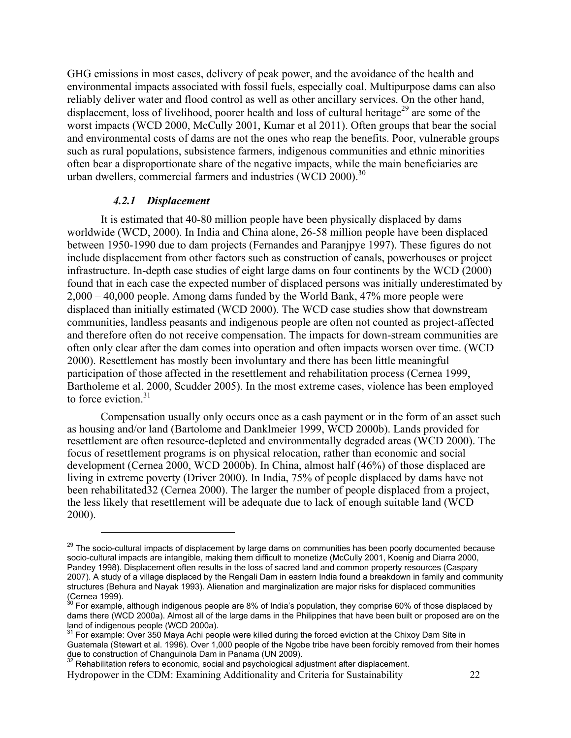GHG emissions in most cases, delivery of peak power, and the avoidance of the health and environmental impacts associated with fossil fuels, especially coal. Multipurpose dams can also reliably deliver water and flood control as well as other ancillary services. On the other hand, displacement, loss of livelihood, poorer health and loss of cultural heritage[29] are some of the worst impacts (WCD 2000, McCully 2001, Kumar et al 2011). Often groups that bear the social and environmental costs of dams are not the ones who reap the benefits. Poor, vulnerable groups such as rural populations, subsistence farmers, indigenous communities and ethnic minorities often bear a disproportionate share of the negative impacts, while the main beneficiaries are urban dwellers, commercial farmers and industries (WCD 2000).[30]

#### *4.2.1 Displacement*

It is estimated that 40-80 million people have been physically displaced by dams worldwide (WCD, 2000). In India and China alone, 26-58 million people have been displaced between 1950-1990 due to dam projects (Fernandes and Paranjpye 1997). These figures do not include displacement from other factors such as construction of canals, powerhouses or project infrastructure. In-depth case studies of eight large dams on four continents by the WCD (2000) found that in each case the expected number of displaced persons was initially underestimated by 2,000 – 40,000 people. Among dams funded by the World Bank, 47% more people were displaced than initially estimated (WCD 2000). The WCD case studies show that downstream communities, landless peasants and indigenous people are often not counted as project-affected and therefore often do not receive compensation. The impacts for down-stream communities are often only clear after the dam comes into operation and often impacts worsen over time. (WCD 2000). Resettlement has mostly been involuntary and there has been little meaningful participation of those affected in the resettlement and rehabilitation process (Cernea 1999, Bartholeme et al. 2000, Scudder 2005). In the most extreme cases, violence has been employed to force eviction.[31]

Compensation usually only occurs once as a cash payment or in the form of an asset such as housing and/or land (Bartolome and Danklmeier 1999, WCD 2000b). Lands provided for resettlement are often resource-depleted and environmentally degraded areas (WCD 2000). The focus of resettlement programs is on physical relocation, rather than economic and social development (Cernea 2000, WCD 2000b). In China, almost half (46%) of those displaced are living in extreme poverty (Driver 2000). In India, 75% of people displaced by dams have not been rehabilitated32 (Cernea 2000). The larger the number of people displaced from a project, the less likely that resettlement will be adequate due to lack of enough suitable land (WCD 2000).

---

[29] The socio-cultural impacts of displacement by large dams on communities has been poorly documented because socio-cultural impacts are intangible, making them difficult to monetize (McCully 2001, Koenig and Diarra 2000, Pandey 1998). Displacement often results in the loss of sacred land and common property resources (Caspary 2007). A study of a village displaced by the Rengali Dam in eastern India found a breakdown in family and community structures (Behura and Nayak 1993). Alienation and marginalization are major risks for displaced communities (Cernea 1999).

[30] For example, although indigenous people are 8% of India's population, they comprise 60% of those displaced by dams there (WCD 2000a). Almost all of the large dams in the Philippines that have been built or proposed are on the land of indigenous people (WCD 2000a).

[31] For example: Over 350 Maya Achi people were killed during the forced eviction at the Chixoy Dam Site in Guatemala (Stewart et al. 1996). Over 1,000 people of the Ngobe tribe have been forcibly removed from their homes due to construction of Changuinola Dam in Panama (UN 2009).

[32] Rehabilitation refers to economic, social and psychological adjustment after displacement.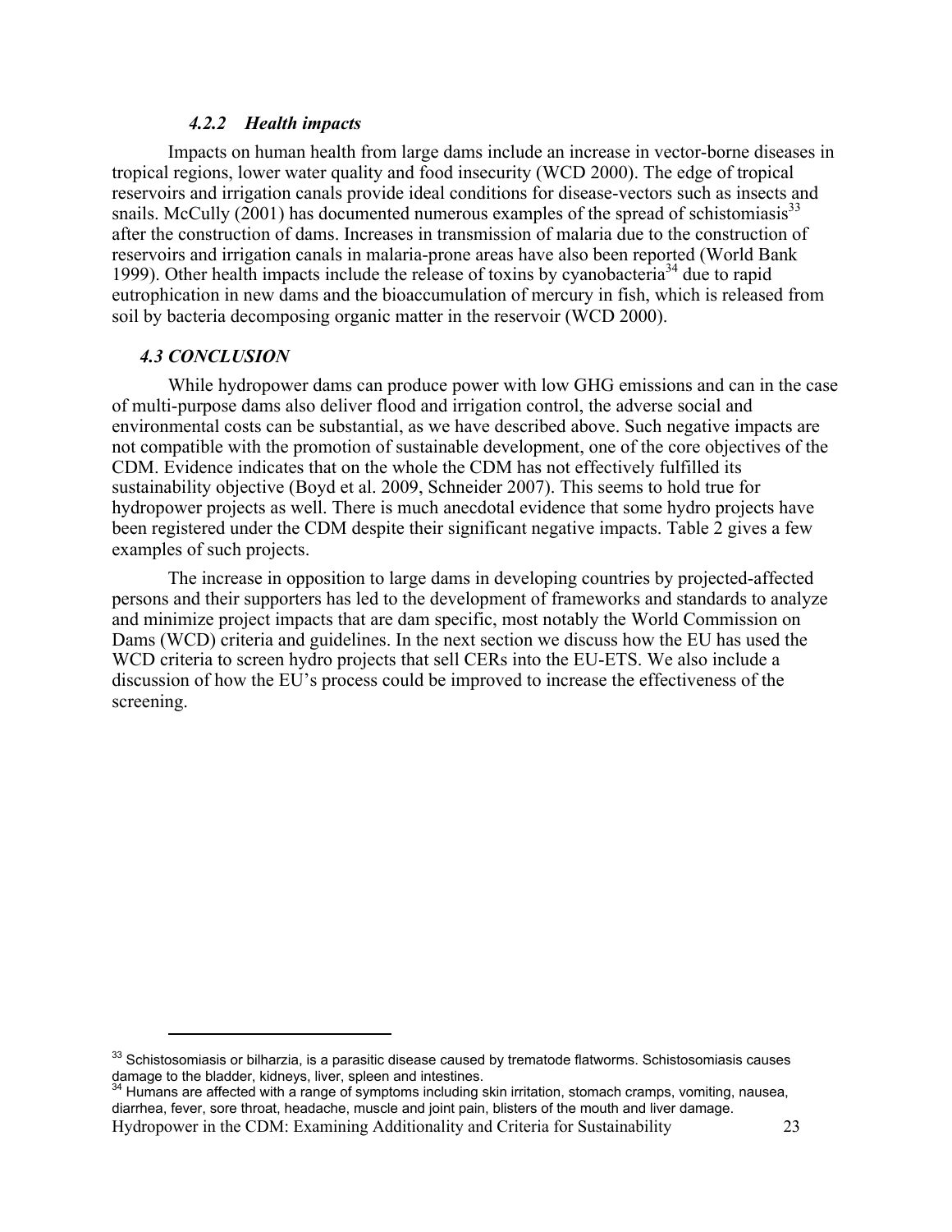#### *4.2.2 Health impacts*

Impacts on human health from large dams include an increase in vector-borne diseases in tropical regions, lower water quality and food insecurity (WCD 2000). The edge of tropical reservoirs and irrigation canals provide ideal conditions for disease-vectors such as insects and snails. McCully (2001) has documented numerous examples of the spread of schistomiasis[33] after the construction of dams. Increases in transmission of malaria due to the construction of reservoirs and irrigation canals in malaria-prone areas have also been reported (World Bank 1999). Other health impacts include the release of toxins by cyanobacteria[34] due to rapid eutrophication in new dams and the bioaccumulation of mercury in fish, which is released from soil by bacteria decomposing organic matter in the reservoir (WCD 2000).

### *4.3 CONCLUSION*

While hydropower dams can produce power with low GHG emissions and can in the case of multi-purpose dams also deliver flood and irrigation control, the adverse social and environmental costs can be substantial, as we have described above. Such negative impacts are not compatible with the promotion of sustainable development, one of the core objectives of the CDM. Evidence indicates that on the whole the CDM has not effectively fulfilled its sustainability objective (Boyd et al. 2009, Schneider 2007). This seems to hold true for hydropower projects as well. There is much anecdotal evidence that some hydro projects have been registered under the CDM despite their significant negative impacts. Table 2 gives a few examples of such projects.

The increase in opposition to large dams in developing countries by projected-affected persons and their supporters has led to the development of frameworks and standards to analyze and minimize project impacts that are dam specific, most notably the World Commission on Dams (WCD) criteria and guidelines. In the next section we discuss how the EU has used the WCD criteria to screen hydro projects that sell CERs into the EU-ETS. We also include a discussion of how the EU's process could be improved to increase the effectiveness of the screening.

---

[33] Schistosomiasis or bilharzia, is a parasitic disease caused by trematode flatworms. Schistosomiasis causes damage to the bladder, kidneys, liver, spleen and intestines.

[34] Humans are affected with a range of symptoms including skin irritation, stomach cramps, vomiting, nausea, diarrhea, fever, sore throat, headache, muscle and joint pain, blisters of the mouth and liver damage.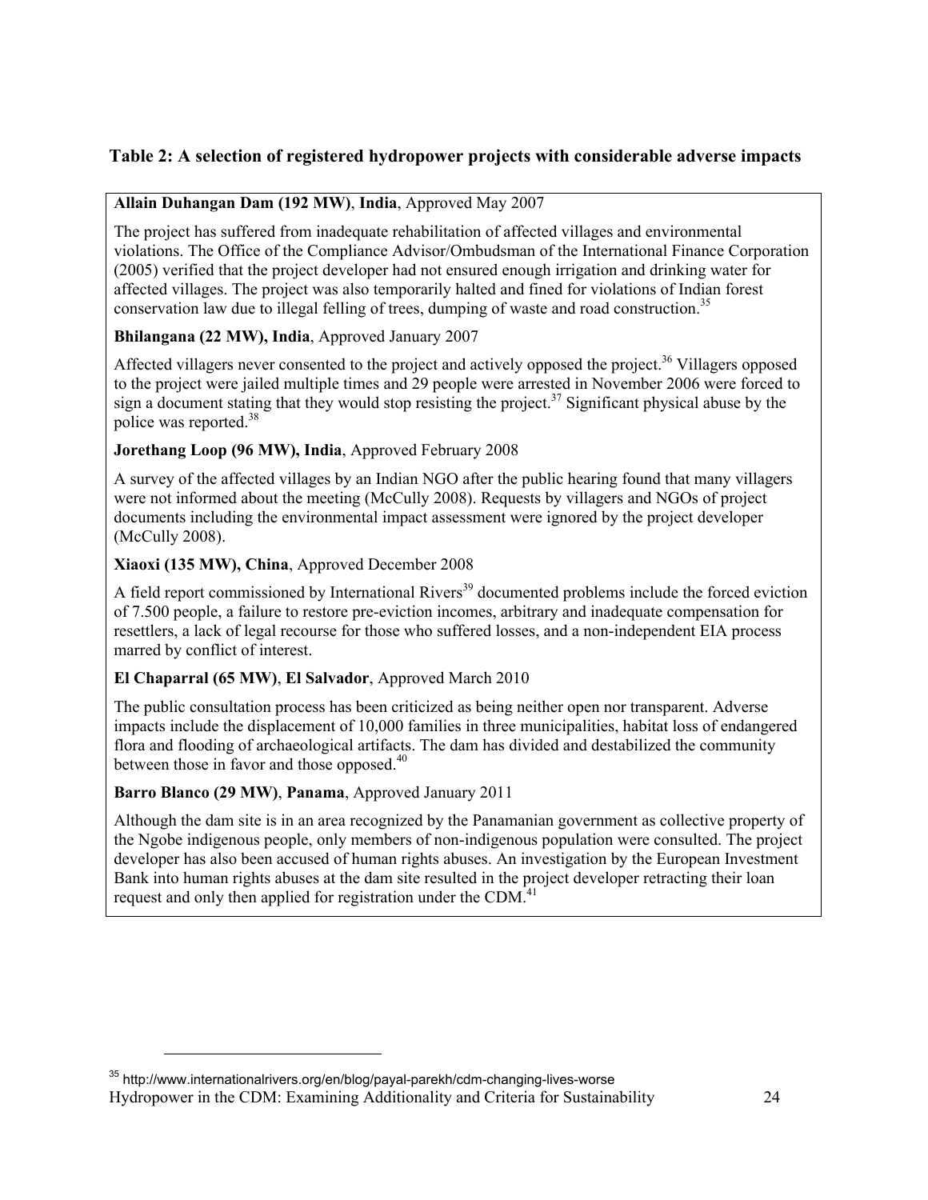**Table 2: A selection of registered hydropower projects with considerable adverse impacts**

**Allain Duhangan Dam (192 MW)**, **India**, Approved May 2007

The project has suffered from inadequate rehabilitation of affected villages and environmental violations. The Office of the Compliance Advisor/Ombudsman of the International Finance Corporation (2005) verified that the project developer had not ensured enough irrigation and drinking water for affected villages. The project was also temporarily halted and fined for violations of Indian forest conservation law due to illegal felling of trees, dumping of waste and road construction.[35]

**Bhilangana (22 MW), India**, Approved January 2007

Affected villagers never consented to the project and actively opposed the project.[36] Villagers opposed to the project were jailed multiple times and 29 people were arrested in November 2006 were forced to sign a document stating that they would stop resisting the project.[37] Significant physical abuse by the police was reported.[38]

**Jorethang Loop (96 MW), India**, Approved February 2008

A survey of the affected villages by an Indian NGO after the public hearing found that many villagers were not informed about the meeting (McCully 2008). Requests by villagers and NGOs of project documents including the environmental impact assessment were ignored by the project developer (McCully 2008).

**Xiaoxi (135 MW), China**, Approved December 2008

A field report commissioned by International Rivers[39] documented problems include the forced eviction of 7.500 people, a failure to restore pre-eviction incomes, arbitrary and inadequate compensation for resettlers, a lack of legal recourse for those who suffered losses, and a non-independent EIA process marred by conflict of interest.

**El Chaparral (65 MW)**, **El Salvador**, Approved March 2010

The public consultation process has been criticized as being neither open nor transparent. Adverse impacts include the displacement of 10,000 families in three municipalities, habitat loss of endangered flora and flooding of archaeological artifacts. The dam has divided and destabilized the community between those in favor and those opposed.[40]

**Barro Blanco (29 MW)**, **Panama**, Approved January 2011

Although the dam site is in an area recognized by the Panamanian government as collective property of the Ngobe indigenous people, only members of non-indigenous population were consulted. The project developer has also been accused of human rights abuses. An investigation by the European Investment Bank into human rights abuses at the dam site resulted in the project developer retracting their loan request and only then applied for registration under the CDM.[41]

---

[35] http://www.internationalrivers.org/en/blog/payal-parekh/cdm-changing-lives-worse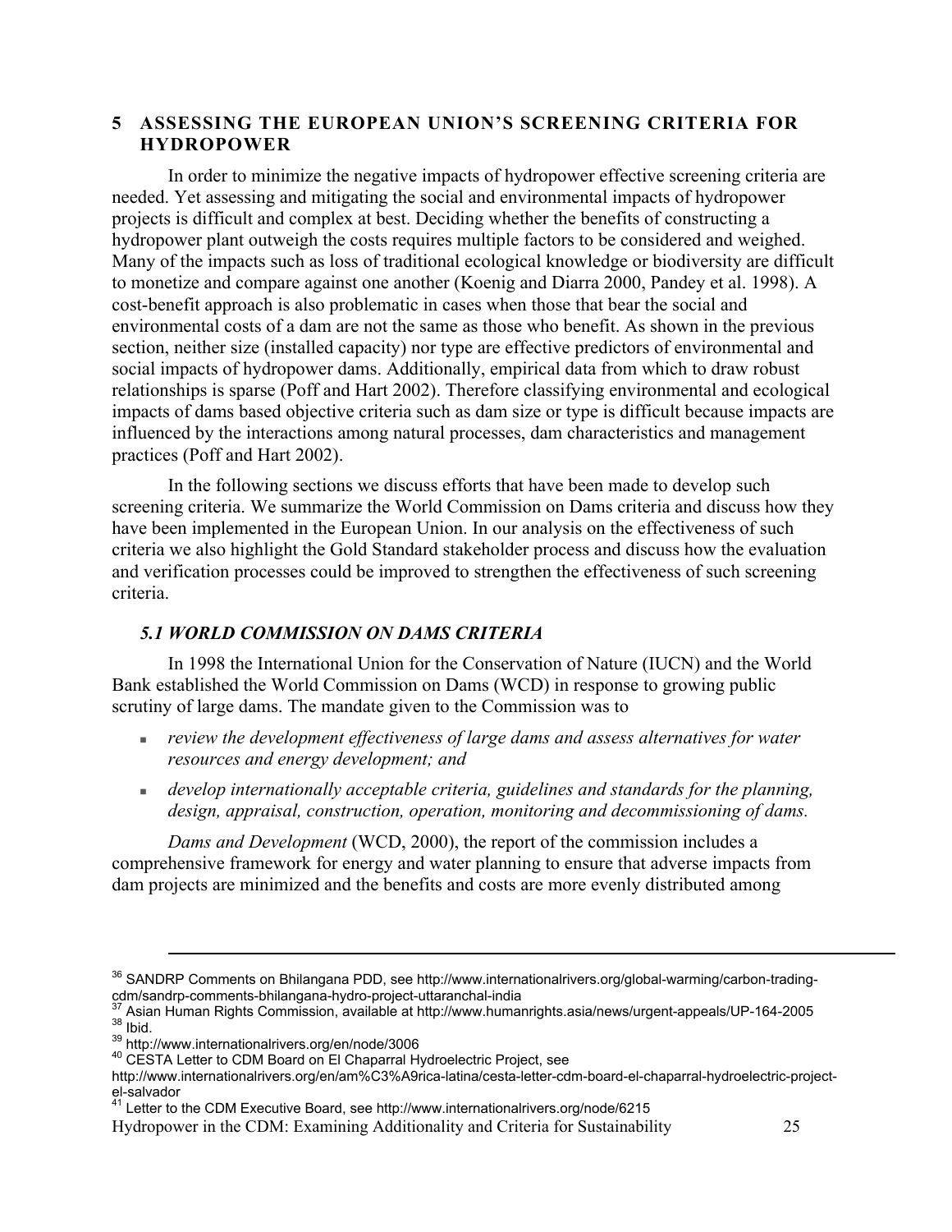## 5 ASSESSING THE EUROPEAN UNION'S SCREENING CRITERIA FOR HYDROPOWER

In order to minimize the negative impacts of hydropower effective screening criteria are needed. Yet assessing and mitigating the social and environmental impacts of hydropower projects is difficult and complex at best. Deciding whether the benefits of constructing a hydropower plant outweigh the costs requires multiple factors to be considered and weighed. Many of the impacts such as loss of traditional ecological knowledge or biodiversity are difficult to monetize and compare against one another (Koenig and Diarra 2000, Pandey et al. 1998). A cost-benefit approach is also problematic in cases when those that bear the social and environmental costs of a dam are not the same as those who benefit. As shown in the previous section, neither size (installed capacity) nor type are effective predictors of environmental and social impacts of hydropower dams. Additionally, empirical data from which to draw robust relationships is sparse (Poff and Hart 2002). Therefore classifying environmental and ecological impacts of dams based objective criteria such as dam size or type is difficult because impacts are influenced by the interactions among natural processes, dam characteristics and management practices (Poff and Hart 2002).

In the following sections we discuss efforts that have been made to develop such screening criteria. We summarize the World Commission on Dams criteria and discuss how they have been implemented in the European Union. In our analysis on the effectiveness of such criteria we also highlight the Gold Standard stakeholder process and discuss how the evaluation and verification processes could be improved to strengthen the effectiveness of such screening criteria.

### *5.1 WORLD COMMISSION ON DAMS CRITERIA*

In 1998 the International Union for the Conservation of Nature (IUCN) and the World Bank established the World Commission on Dams (WCD) in response to growing public scrutiny of large dams. The mandate given to the Commission was to

- *review the development effectiveness of large dams and assess alternatives for water resources and energy development; and*
- *develop internationally acceptable criteria, guidelines and standards for the planning, design, appraisal, construction, operation, monitoring and decommissioning of dams.*

*Dams and Development* (WCD, 2000), the report of the commission includes a comprehensive framework for energy and water planning to ensure that adverse impacts from dam projects are minimized and the benefits and costs are more evenly distributed among

---

[36] SANDRP Comments on Bhilangana PDD, see http://www.internationalrivers.org/global-warming/carbon-trading-cdm/sandrp-comments-bhilangana-hydro-project-uttaranchal-india

[37] Asian Human Rights Commission, available at http://www.humanrights.asia/news/urgent-appeals/UP-164-2005

[38] Ibid.

[39] http://www.internationalrivers.org/en/node/3006

[40] CESTA Letter to CDM Board on El Chaparral Hydroelectric Project, see http://www.internationalrivers.org/en/am%C3%A9rica-latina/cesta-letter-cdm-board-el-chaparral-hydroelectric-project-el-salvador

[41] Letter to the CDM Executive Board, see http://www.internationalrivers.org/node/6215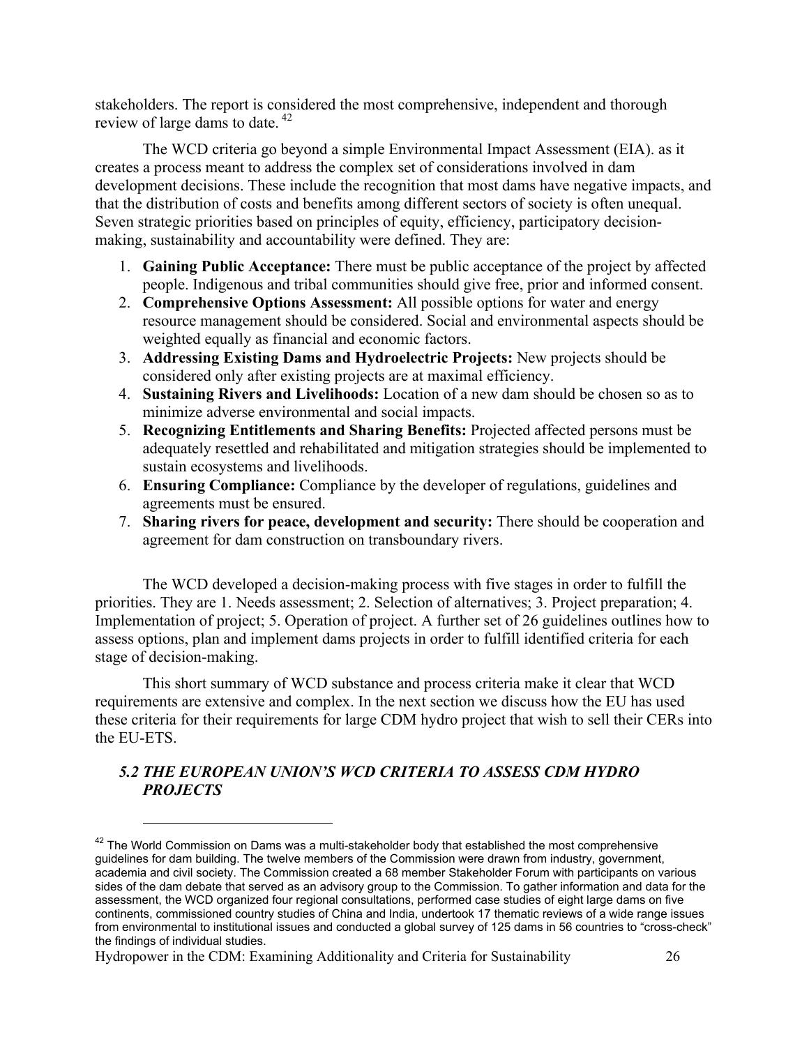stakeholders. The report is considered the most comprehensive, independent and thorough review of large dams to date.[42]

The WCD criteria go beyond a simple Environmental Impact Assessment (EIA). as it creates a process meant to address the complex set of considerations involved in dam development decisions. These include the recognition that most dams have negative impacts, and that the distribution of costs and benefits among different sectors of society is often unequal. Seven strategic priorities based on principles of equity, efficiency, participatory decision-making, sustainability and accountability were defined. They are:

1. **Gaining Public Acceptance:** There must be public acceptance of the project by affected people. Indigenous and tribal communities should give free, prior and informed consent.
2. **Comprehensive Options Assessment:** All possible options for water and energy resource management should be considered. Social and environmental aspects should be weighted equally as financial and economic factors.
3. **Addressing Existing Dams and Hydroelectric Projects:** New projects should be considered only after existing projects are at maximal efficiency.
4. **Sustaining Rivers and Livelihoods:** Location of a new dam should be chosen so as to minimize adverse environmental and social impacts.
5. **Recognizing Entitlements and Sharing Benefits:** Projected affected persons must be adequately resettled and rehabilitated and mitigation strategies should be implemented to sustain ecosystems and livelihoods.
6. **Ensuring Compliance:** Compliance by the developer of regulations, guidelines and agreements must be ensured.
7. **Sharing rivers for peace, development and security:** There should be cooperation and agreement for dam construction on transboundary rivers.

The WCD developed a decision-making process with five stages in order to fulfill the priorities. They are 1. Needs assessment; 2. Selection of alternatives; 3. Project preparation; 4. Implementation of project; 5. Operation of project. A further set of 26 guidelines outlines how to assess options, plan and implement dams projects in order to fulfill identified criteria for each stage of decision-making.

This short summary of WCD substance and process criteria make it clear that WCD requirements are extensive and complex. In the next section we discuss how the EU has used these criteria for their requirements for large CDM hydro project that wish to sell their CERs into the EU-ETS.

### *5.2 THE EUROPEAN UNION'S WCD CRITERIA TO ASSESS CDM HYDRO PROJECTS*

[42] The World Commission on Dams was a multi-stakeholder body that established the most comprehensive guidelines for dam building. The twelve members of the Commission were drawn from industry, government, academia and civil society. The Commission created a 68 member Stakeholder Forum with participants on various sides of the dam debate that served as an advisory group to the Commission. To gather information and data for the assessment, the WCD organized four regional consultations, performed case studies of eight large dams on five continents, commissioned country studies of China and India, undertook 17 thematic reviews of a wide range issues from environmental to institutional issues and conducted a global survey of 125 dams in 56 countries to "cross-check" the findings of individual studies.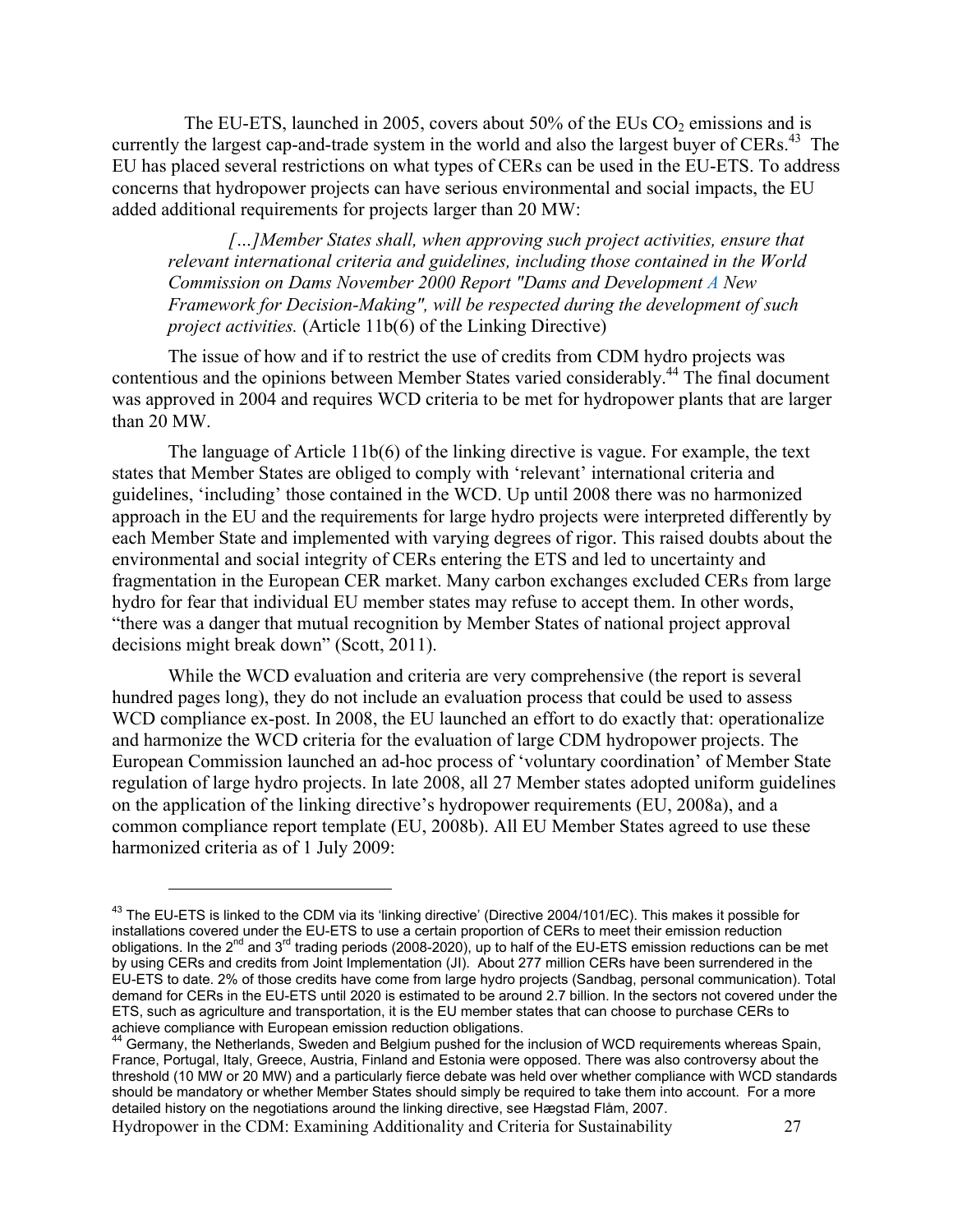The EU-ETS, launched in 2005, covers about 50% of the EUs $CO_2$ emissions and is currently the largest cap-and-trade system in the world and also the largest buyer of CERs.[43] The EU has placed several restrictions on what types of CERs can be used in the EU-ETS. To address concerns that hydropower projects can have serious environmental and social impacts, the EU added additional requirements for projects larger than 20 MW:

> *[…]Member States shall, when approving such project activities, ensure that relevant international criteria and guidelines, including those contained in the World Commission on Dams November 2000 Report "Dams and Development A New Framework for Decision-Making", will be respected during the development of such project activities.* (Article 11b(6) of the Linking Directive)

The issue of how and if to restrict the use of credits from CDM hydro projects was contentious and the opinions between Member States varied considerably.[44] The final document was approved in 2004 and requires WCD criteria to be met for hydropower plants that are larger than 20 MW.

The language of Article 11b(6) of the linking directive is vague. For example, the text states that Member States are obliged to comply with 'relevant' international criteria and guidelines, 'including' those contained in the WCD. Up until 2008 there was no harmonized approach in the EU and the requirements for large hydro projects were interpreted differently by each Member State and implemented with varying degrees of rigor. This raised doubts about the environmental and social integrity of CERs entering the ETS and led to uncertainty and fragmentation in the European CER market. Many carbon exchanges excluded CERs from large hydro for fear that individual EU member states may refuse to accept them. In other words, "there was a danger that mutual recognition by Member States of national project approval decisions might break down" (Scott, 2011).

While the WCD evaluation and criteria are very comprehensive (the report is several hundred pages long), they do not include an evaluation process that could be used to assess WCD compliance ex-post. In 2008, the EU launched an effort to do exactly that: operationalize and harmonize the WCD criteria for the evaluation of large CDM hydropower projects. The European Commission launched an ad-hoc process of 'voluntary coordination' of Member State regulation of large hydro projects. In late 2008, all 27 Member states adopted uniform guidelines on the application of the linking directive's hydropower requirements (EU, 2008a), and a common compliance report template (EU, 2008b). All EU Member States agreed to use these harmonized criteria as of 1 July 2009:

---

[43] The EU-ETS is linked to the CDM via its 'linking directive' (Directive 2004/101/EC). This makes it possible for installations covered under the EU-ETS to use a certain proportion of CERs to meet their emission reduction obligations. In the 2nd and 3rd trading periods (2008-2020), up to half of the EU-ETS emission reductions can be met by using CERs and credits from Joint Implementation (JI). About 277 million CERs have been surrendered in the EU-ETS to date. 2% of those credits have come from large hydro projects (Sandbag, personal communication). Total demand for CERs in the EU-ETS until 2020 is estimated to be around 2.7 billion. In the sectors not covered under the ETS, such as agriculture and transportation, it is the EU member states that can choose to purchase CERs to achieve compliance with European emission reduction obligations.

[44] Germany, the Netherlands, Sweden and Belgium pushed for the inclusion of WCD requirements whereas Spain, France, Portugal, Italy, Greece, Austria, Finland and Estonia were opposed. There was also controversy about the threshold (10 MW or 20 MW) and a particularly fierce debate was held over whether compliance with WCD standards should be mandatory or whether Member States should simply be required to take them into account. For a more detailed history on the negotiations around the linking directive, see Hægstad Flåm, 2007.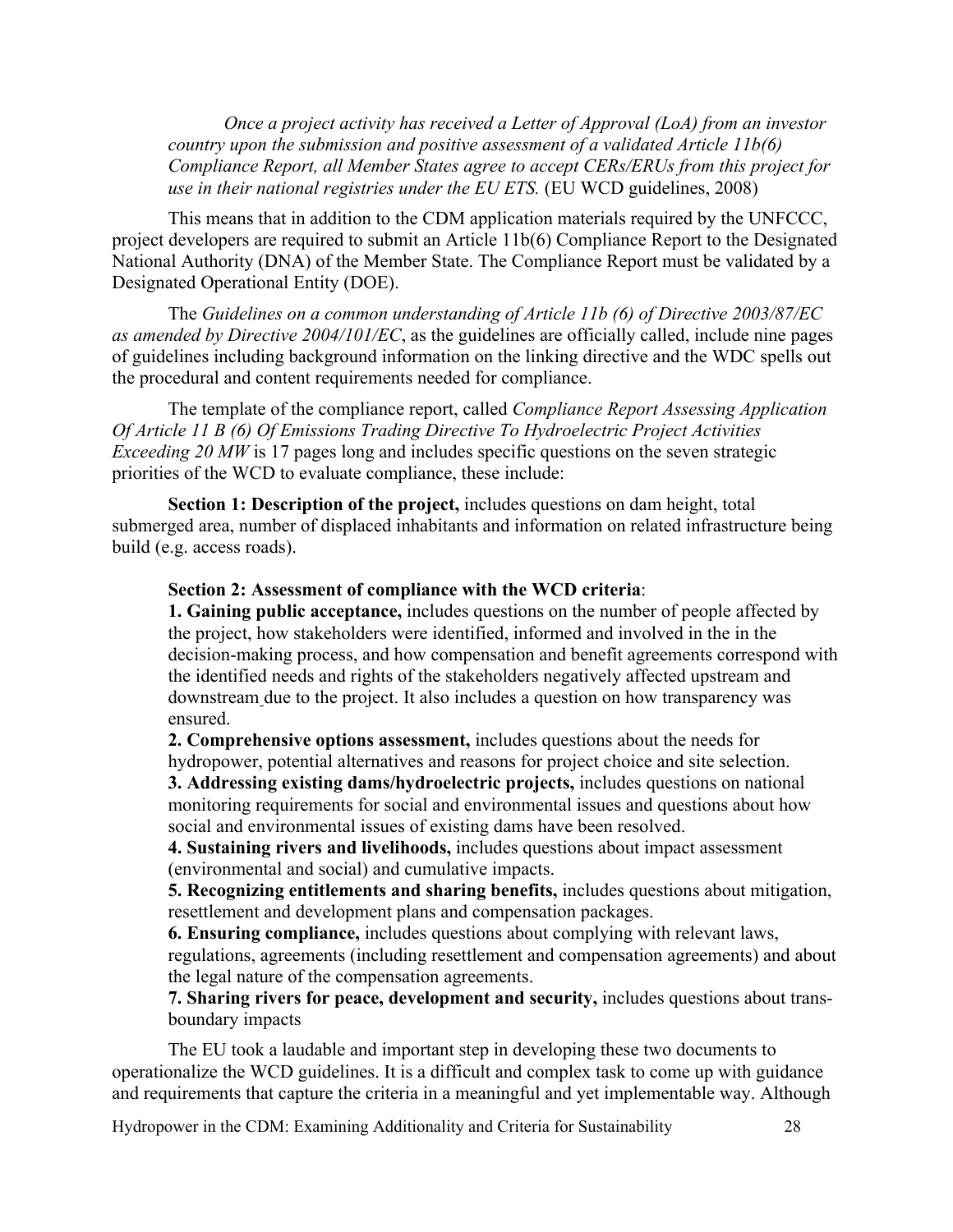*Once a project activity has received a Letter of Approval (LoA) from an investor country upon the submission and positive assessment of a validated Article 11b(6) Compliance Report, all Member States agree to accept CERs/ERUs from this project for use in their national registries under the EU ETS.* (EU WCD guidelines, 2008)

This means that in addition to the CDM application materials required by the UNFCCC, project developers are required to submit an Article 11b(6) Compliance Report to the Designated National Authority (DNA) of the Member State. The Compliance Report must be validated by a Designated Operational Entity (DOE).

The *Guidelines on a common understanding of Article 11b (6) of Directive 2003/87/EC as amended by Directive 2004/101/EC*, as the guidelines are officially called, include nine pages of guidelines including background information on the linking directive and the WDC spells out the procedural and content requirements needed for compliance.

The template of the compliance report, called *Compliance Report Assessing Application Of Article 11 B (6) Of Emissions Trading Directive To Hydroelectric Project Activities Exceeding 20 MW* is 17 pages long and includes specific questions on the seven strategic priorities of the WCD to evaluate compliance, these include:

**Section 1: Description of the project,** includes questions on dam height, total submerged area, number of displaced inhabitants and information on related infrastructure being build (e.g. access roads).

**Section 2: Assessment of compliance with the WCD criteria**:

**1. Gaining public acceptance,** includes questions on the number of people affected by the project, how stakeholders were identified, informed and involved in the in the decision-making process, and how compensation and benefit agreements correspond with the identified needs and rights of the stakeholders negatively affected upstream and downstream due to the project. It also includes a question on how transparency was ensured.

**2. Comprehensive options assessment,** includes questions about the needs for hydropower, potential alternatives and reasons for project choice and site selection.

**3. Addressing existing dams/hydroelectric projects,** includes questions on national monitoring requirements for social and environmental issues and questions about how social and environmental issues of existing dams have been resolved.

**4. Sustaining rivers and livelihoods,** includes questions about impact assessment (environmental and social) and cumulative impacts.

**5. Recognizing entitlements and sharing benefits,** includes questions about mitigation, resettlement and development plans and compensation packages.

**6. Ensuring compliance,** includes questions about complying with relevant laws, regulations, agreements (including resettlement and compensation agreements) and about the legal nature of the compensation agreements.

**7. Sharing rivers for peace, development and security,** includes questions about trans-boundary impacts

The EU took a laudable and important step in developing these two documents to operationalize the WCD guidelines. It is a difficult and complex task to come up with guidance and requirements that capture the criteria in a meaningful and yet implementable way. Although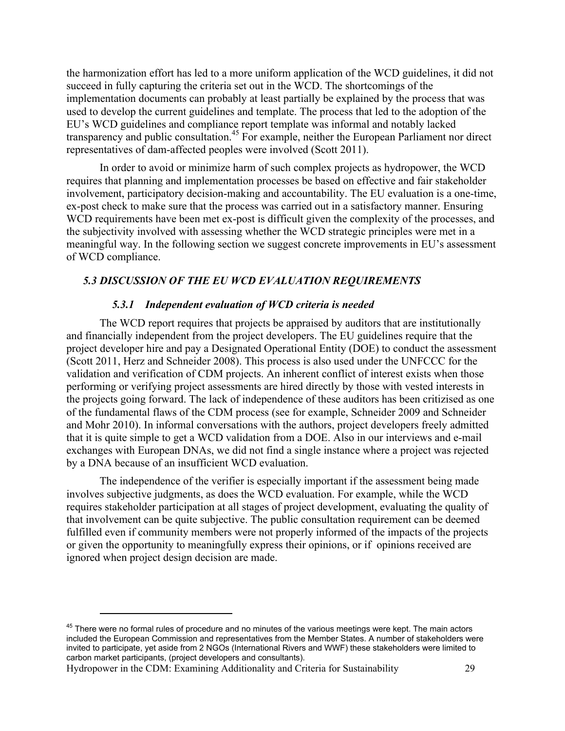the harmonization effort has led to a more uniform application of the WCD guidelines, it did not succeed in fully capturing the criteria set out in the WCD. The shortcomings of the implementation documents can probably at least partially be explained by the process that was used to develop the current guidelines and template. The process that led to the adoption of the EU's WCD guidelines and compliance report template was informal and notably lacked transparency and public consultation.[45] For example, neither the European Parliament nor direct representatives of dam-affected peoples were involved (Scott 2011).

In order to avoid or minimize harm of such complex projects as hydropower, the WCD requires that planning and implementation processes be based on effective and fair stakeholder involvement, participatory decision-making and accountability. The EU evaluation is a one-time, ex-post check to make sure that the process was carried out in a satisfactory manner. Ensuring WCD requirements have been met ex-post is difficult given the complexity of the processes, and the subjectivity involved with assessing whether the WCD strategic principles were met in a meaningful way. In the following section we suggest concrete improvements in EU's assessment of WCD compliance.

### *5.3 DISCUSSION OF THE EU WCD EVALUATION REQUIREMENTS*

#### *5.3.1 Independent evaluation of WCD criteria is needed*

The WCD report requires that projects be appraised by auditors that are institutionally and financially independent from the project developers. The EU guidelines require that the project developer hire and pay a Designated Operational Entity (DOE) to conduct the assessment (Scott 2011, Herz and Schneider 2008). This process is also used under the UNFCCC for the validation and verification of CDM projects. An inherent conflict of interest exists when those performing or verifying project assessments are hired directly by those with vested interests in the projects going forward. The lack of independence of these auditors has been critizised as one of the fundamental flaws of the CDM process (see for example, Schneider 2009 and Schneider and Mohr 2010). In informal conversations with the authors, project developers freely admitted that it is quite simple to get a WCD validation from a DOE. Also in our interviews and e-mail exchanges with European DNAs, we did not find a single instance where a project was rejected by a DNA because of an insufficient WCD evaluation.

The independence of the verifier is especially important if the assessment being made involves subjective judgments, as does the WCD evaluation. For example, while the WCD requires stakeholder participation at all stages of project development, evaluating the quality of that involvement can be quite subjective. The public consultation requirement can be deemed fulfilled even if community members were not properly informed of the impacts of the projects or given the opportunity to meaningfully express their opinions, or if opinions received are ignored when project design decision are made.

---

[45] There were no formal rules of procedure and no minutes of the various meetings were kept. The main actors included the European Commission and representatives from the Member States. A number of stakeholders were invited to participate, yet aside from 2 NGOs (International Rivers and WWF) these stakeholders were limited to carbon market participants, (project developers and consultants).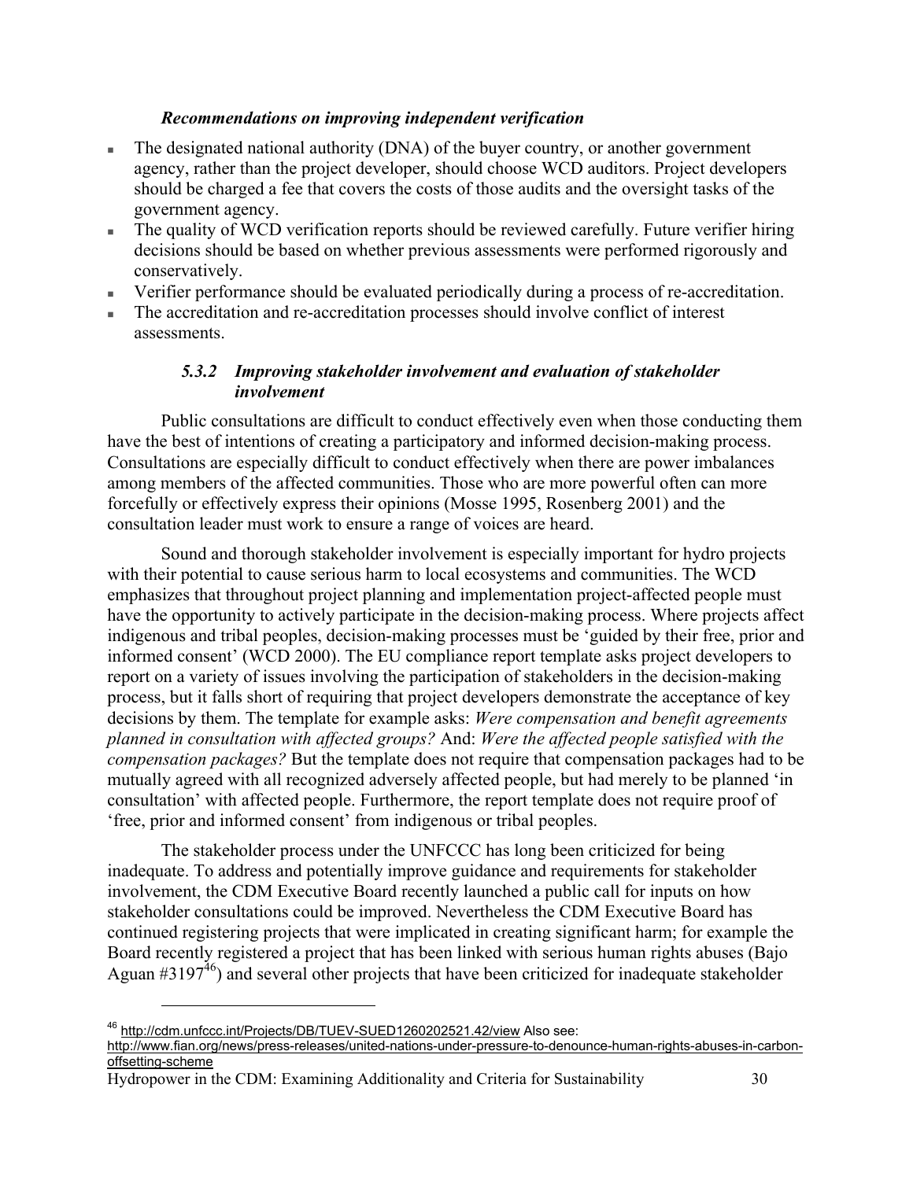***Recommendations on improving independent verification***

- The designated national authority (DNA) of the buyer country, or another government agency, rather than the project developer, should choose WCD auditors. Project developers should be charged a fee that covers the costs of those audits and the oversight tasks of the government agency.
- The quality of WCD verification reports should be reviewed carefully. Future verifier hiring decisions should be based on whether previous assessments were performed rigorously and conservatively.
- Verifier performance should be evaluated periodically during a process of re-accreditation.
- The accreditation and re-accreditation processes should involve conflict of interest assessments.

### *5.3.2 Improving stakeholder involvement and evaluation of stakeholder involvement*

Public consultations are difficult to conduct effectively even when those conducting them have the best of intentions of creating a participatory and informed decision-making process. Consultations are especially difficult to conduct effectively when there are power imbalances among members of the affected communities. Those who are more powerful often can more forcefully or effectively express their opinions (Mosse 1995, Rosenberg 2001) and the consultation leader must work to ensure a range of voices are heard.

Sound and thorough stakeholder involvement is especially important for hydro projects with their potential to cause serious harm to local ecosystems and communities. The WCD emphasizes that throughout project planning and implementation project-affected people must have the opportunity to actively participate in the decision-making process. Where projects affect indigenous and tribal peoples, decision-making processes must be 'guided by their free, prior and informed consent' (WCD 2000). The EU compliance report template asks project developers to report on a variety of issues involving the participation of stakeholders in the decision-making process, but it falls short of requiring that project developers demonstrate the acceptance of key decisions by them. The template for example asks: *Were compensation and benefit agreements planned in consultation with affected groups?* And: *Were the affected people satisfied with the compensation packages?* But the template does not require that compensation packages had to be mutually agreed with all recognized adversely affected people, but had merely to be planned 'in consultation' with affected people. Furthermore, the report template does not require proof of 'free, prior and informed consent' from indigenous or tribal peoples.

The stakeholder process under the UNFCCC has long been criticized for being inadequate. To address and potentially improve guidance and requirements for stakeholder involvement, the CDM Executive Board recently launched a public call for inputs on how stakeholder consultations could be improved. Nevertheless the CDM Executive Board has continued registering projects that were implicated in creating significant harm; for example the Board recently registered a project that has been linked with serious human rights abuses (Bajo Aguan #3197[46]) and several other projects that have been criticized for inadequate stakeholder

---

[46] http://cdm.unfccc.int/Projects/DB/TUEV-SUED1260202521.42/view Also see: http://www.fian.org/news/press-releases/united-nations-under-pressure-to-denounce-human-rights-abuses-in-carbon-offsetting-scheme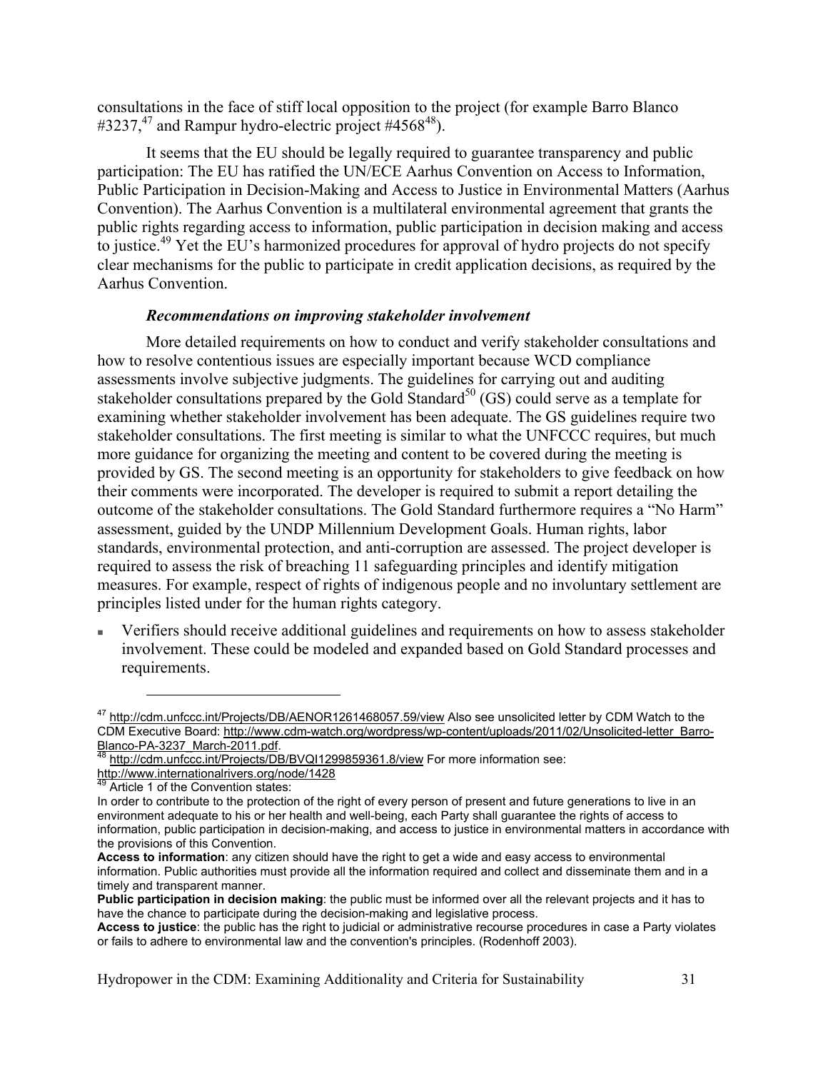consultations in the face of stiff local opposition to the project (for example Barro Blanco #3237,[47] and Rampur hydro-electric project #4568[48]).

It seems that the EU should be legally required to guarantee transparency and public participation: The EU has ratified the UN/ECE Aarhus Convention on Access to Information, Public Participation in Decision-Making and Access to Justice in Environmental Matters (Aarhus Convention). The Aarhus Convention is a multilateral environmental agreement that grants the public rights regarding access to information, public participation in decision making and access to justice.[49] Yet the EU's harmonized procedures for approval of hydro projects do not specify clear mechanisms for the public to participate in credit application decisions, as required by the Aarhus Convention.

### *Recommendations on improving stakeholder involvement*

More detailed requirements on how to conduct and verify stakeholder consultations and how to resolve contentious issues are especially important because WCD compliance assessments involve subjective judgments. The guidelines for carrying out and auditing stakeholder consultations prepared by the Gold Standard[50] (GS) could serve as a template for examining whether stakeholder involvement has been adequate. The GS guidelines require two stakeholder consultations. The first meeting is similar to what the UNFCCC requires, but much more guidance for organizing the meeting and content to be covered during the meeting is provided by GS. The second meeting is an opportunity for stakeholders to give feedback on how their comments were incorporated. The developer is required to submit a report detailing the outcome of the stakeholder consultations. The Gold Standard furthermore requires a "No Harm" assessment, guided by the UNDP Millennium Development Goals. Human rights, labor standards, environmental protection, and anti-corruption are assessed. The project developer is required to assess the risk of breaching 11 safeguarding principles and identify mitigation measures. For example, respect of rights of indigenous people and no involuntary settlement are principles listed under for the human rights category.

- Verifiers should receive additional guidelines and requirements on how to assess stakeholder involvement. These could be modeled and expanded based on Gold Standard processes and requirements.

---

[47] http://cdm.unfccc.int/Projects/DB/AENOR1261468057.59/view Also see unsolicited letter by CDM Watch to the CDM Executive Board: http://www.cdm-watch.org/wordpress/wp-content/uploads/2011/02/Unsolicited-letter_Barro-Blanco-PA-3237_March-2011.pdf.

[48] http://cdm.unfccc.int/Projects/DB/BVQI1299859361.8/view For more information see: http://www.internationalrivers.org/node/1428

[49] Article 1 of the Convention states:

In order to contribute to the protection of the right of every person of present and future generations to live in an environment adequate to his or her health and well-being, each Party shall guarantee the rights of access to information, public participation in decision-making, and access to justice in environmental matters in accordance with the provisions of this Convention.

**Access to information**: any citizen should have the right to get a wide and easy access to environmental information. Public authorities must provide all the information required and collect and disseminate them and in a timely and transparent manner.

**Public participation in decision making**: the public must be informed over all the relevant projects and it has to have the chance to participate during the decision-making and legislative process.

**Access to justice**: the public has the right to judicial or administrative recourse procedures in case a Party violates or fails to adhere to environmental law and the convention's principles. (Rodenhoff 2003).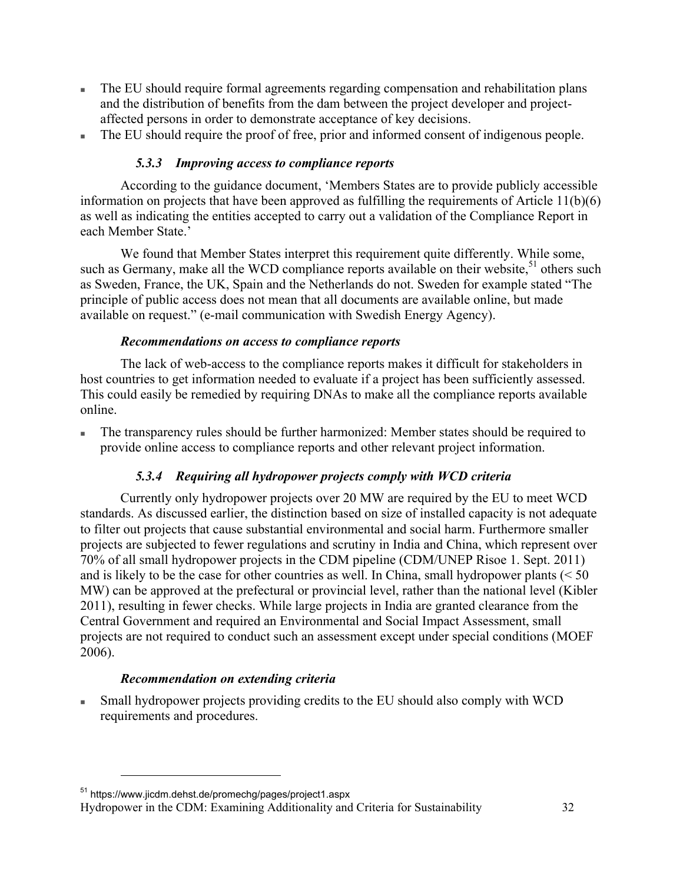- The EU should require formal agreements regarding compensation and rehabilitation plans and the distribution of benefits from the dam between the project developer and project-affected persons in order to demonstrate acceptance of key decisions.
- The EU should require the proof of free, prior and informed consent of indigenous people.

### *5.3.3 Improving access to compliance reports*

According to the guidance document, 'Members States are to provide publicly accessible information on projects that have been approved as fulfilling the requirements of Article 11(b)(6) as well as indicating the entities accepted to carry out a validation of the Compliance Report in each Member State.'

We found that Member States interpret this requirement quite differently. While some, such as Germany, make all the WCD compliance reports available on their website,[51] others such as Sweden, France, the UK, Spain and the Netherlands do not. Sweden for example stated "The principle of public access does not mean that all documents are available online, but made available on request." (e-mail communication with Swedish Energy Agency).

#### *Recommendations on access to compliance reports*

The lack of web-access to the compliance reports makes it difficult for stakeholders in host countries to get information needed to evaluate if a project has been sufficiently assessed. This could easily be remedied by requiring DNAs to make all the compliance reports available online.

- The transparency rules should be further harmonized: Member states should be required to provide online access to compliance reports and other relevant project information.

### *5.3.4 Requiring all hydropower projects comply with WCD criteria*

Currently only hydropower projects over 20 MW are required by the EU to meet WCD standards. As discussed earlier, the distinction based on size of installed capacity is not adequate to filter out projects that cause substantial environmental and social harm. Furthermore smaller projects are subjected to fewer regulations and scrutiny in India and China, which represent over 70% of all small hydropower projects in the CDM pipeline (CDM/UNEP Risoe 1. Sept. 2011) and is likely to be the case for other countries as well. In China, small hydropower plants (< 50 MW) can be approved at the prefectural or provincial level, rather than the national level (Kibler 2011), resulting in fewer checks. While large projects in India are granted clearance from the Central Government and required an Environmental and Social Impact Assessment, small projects are not required to conduct such an assessment except under special conditions (MOEF 2006).

#### *Recommendation on extending criteria*

- Small hydropower projects providing credits to the EU should also comply with WCD requirements and procedures.

[51] https://www.jicdm.dehst.de/promechg/pages/project1.aspx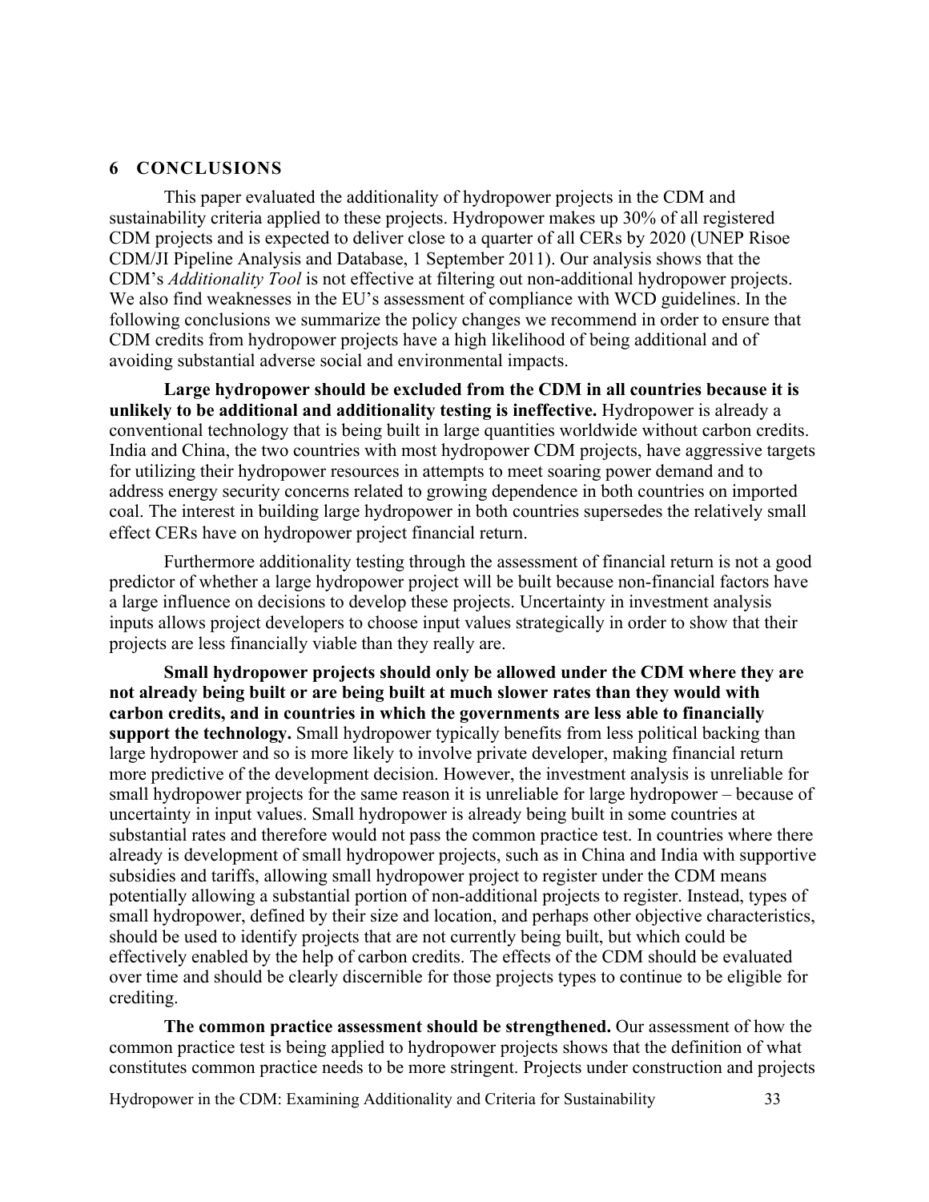## 6 CONCLUSIONS

This paper evaluated the additionality of hydropower projects in the CDM and sustainability criteria applied to these projects. Hydropower makes up 30% of all registered CDM projects and is expected to deliver close to a quarter of all CERs by 2020 (UNEP Risoe CDM/JI Pipeline Analysis and Database, 1 September 2011). Our analysis shows that the CDM's *Additionality Tool* is not effective at filtering out non-additional hydropower projects. We also find weaknesses in the EU's assessment of compliance with WCD guidelines. In the following conclusions we summarize the policy changes we recommend in order to ensure that CDM credits from hydropower projects have a high likelihood of being additional and of avoiding substantial adverse social and environmental impacts.

**Large hydropower should be excluded from the CDM in all countries because it is unlikely to be additional and additionality testing is ineffective.** Hydropower is already a conventional technology that is being built in large quantities worldwide without carbon credits. India and China, the two countries with most hydropower CDM projects, have aggressive targets for utilizing their hydropower resources in attempts to meet soaring power demand and to address energy security concerns related to growing dependence in both countries on imported coal. The interest in building large hydropower in both countries supersedes the relatively small effect CERs have on hydropower project financial return.

Furthermore additionality testing through the assessment of financial return is not a good predictor of whether a large hydropower project will be built because non-financial factors have a large influence on decisions to develop these projects. Uncertainty in investment analysis inputs allows project developers to choose input values strategically in order to show that their projects are less financially viable than they really are.

**Small hydropower projects should only be allowed under the CDM where they are not already being built or are being built at much slower rates than they would with carbon credits, and in countries in which the governments are less able to financially support the technology.** Small hydropower typically benefits from less political backing than large hydropower and so is more likely to involve private developer, making financial return more predictive of the development decision. However, the investment analysis is unreliable for small hydropower projects for the same reason it is unreliable for large hydropower – because of uncertainty in input values. Small hydropower is already being built in some countries at substantial rates and therefore would not pass the common practice test. In countries where there already is development of small hydropower projects, such as in China and India with supportive subsidies and tariffs, allowing small hydropower project to register under the CDM means potentially allowing a substantial portion of non-additional projects to register. Instead, types of small hydropower, defined by their size and location, and perhaps other objective characteristics, should be used to identify projects that are not currently being built, but which could be effectively enabled by the help of carbon credits. The effects of the CDM should be evaluated over time and should be clearly discernible for those projects types to continue to be eligible for crediting.

**The common practice assessment should be strengthened.** Our assessment of how the common practice test is being applied to hydropower projects shows that the definition of what constitutes common practice needs to be more stringent. Projects under construction and projects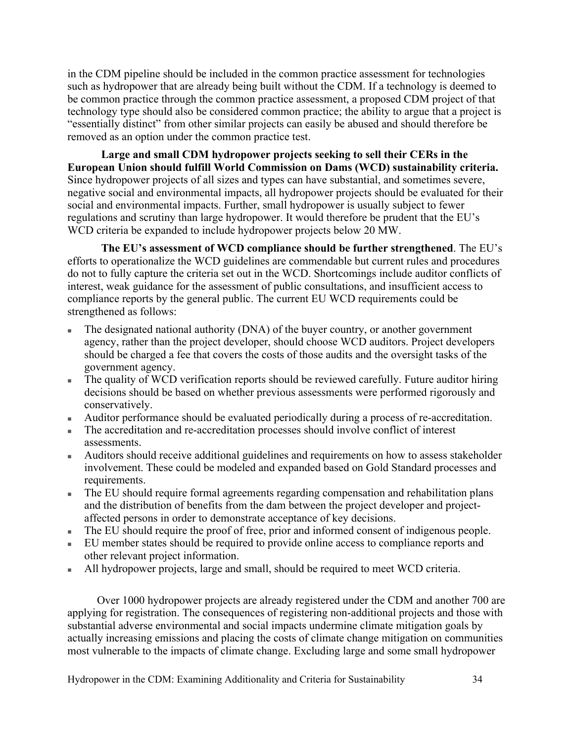in the CDM pipeline should be included in the common practice assessment for technologies such as hydropower that are already being built without the CDM. If a technology is deemed to be common practice through the common practice assessment, a proposed CDM project of that technology type should also be considered common practice; the ability to argue that a project is "essentially distinct" from other similar projects can easily be abused and should therefore be removed as an option under the common practice test.

**Large and small CDM hydropower projects seeking to sell their CERs in the European Union should fulfill World Commission on Dams (WCD) sustainability criteria.** Since hydropower projects of all sizes and types can have substantial, and sometimes severe, negative social and environmental impacts, all hydropower projects should be evaluated for their social and environmental impacts. Further, small hydropower is usually subject to fewer regulations and scrutiny than large hydropower. It would therefore be prudent that the EU's WCD criteria be expanded to include hydropower projects below 20 MW.

**The EU's assessment of WCD compliance should be further strengthened**. The EU's efforts to operationalize the WCD guidelines are commendable but current rules and procedures do not to fully capture the criteria set out in the WCD. Shortcomings include auditor conflicts of interest, weak guidance for the assessment of public consultations, and insufficient access to compliance reports by the general public. The current EU WCD requirements could be strengthened as follows:

- The designated national authority (DNA) of the buyer country, or another government agency, rather than the project developer, should choose WCD auditors. Project developers should be charged a fee that covers the costs of those audits and the oversight tasks of the government agency.
- The quality of WCD verification reports should be reviewed carefully. Future auditor hiring decisions should be based on whether previous assessments were performed rigorously and conservatively.
- Auditor performance should be evaluated periodically during a process of re-accreditation.
- The accreditation and re-accreditation processes should involve conflict of interest assessments.
- Auditors should receive additional guidelines and requirements on how to assess stakeholder involvement. These could be modeled and expanded based on Gold Standard processes and requirements.
- The EU should require formal agreements regarding compensation and rehabilitation plans and the distribution of benefits from the dam between the project developer and project-affected persons in order to demonstrate acceptance of key decisions.
- The EU should require the proof of free, prior and informed consent of indigenous people.
- EU member states should be required to provide online access to compliance reports and other relevant project information.
- All hydropower projects, large and small, should be required to meet WCD criteria.

Over 1000 hydropower projects are already registered under the CDM and another 700 are applying for registration. The consequences of registering non-additional projects and those with substantial adverse environmental and social impacts undermine climate mitigation goals by actually increasing emissions and placing the costs of climate change mitigation on communities most vulnerable to the impacts of climate change. Excluding large and some small hydropower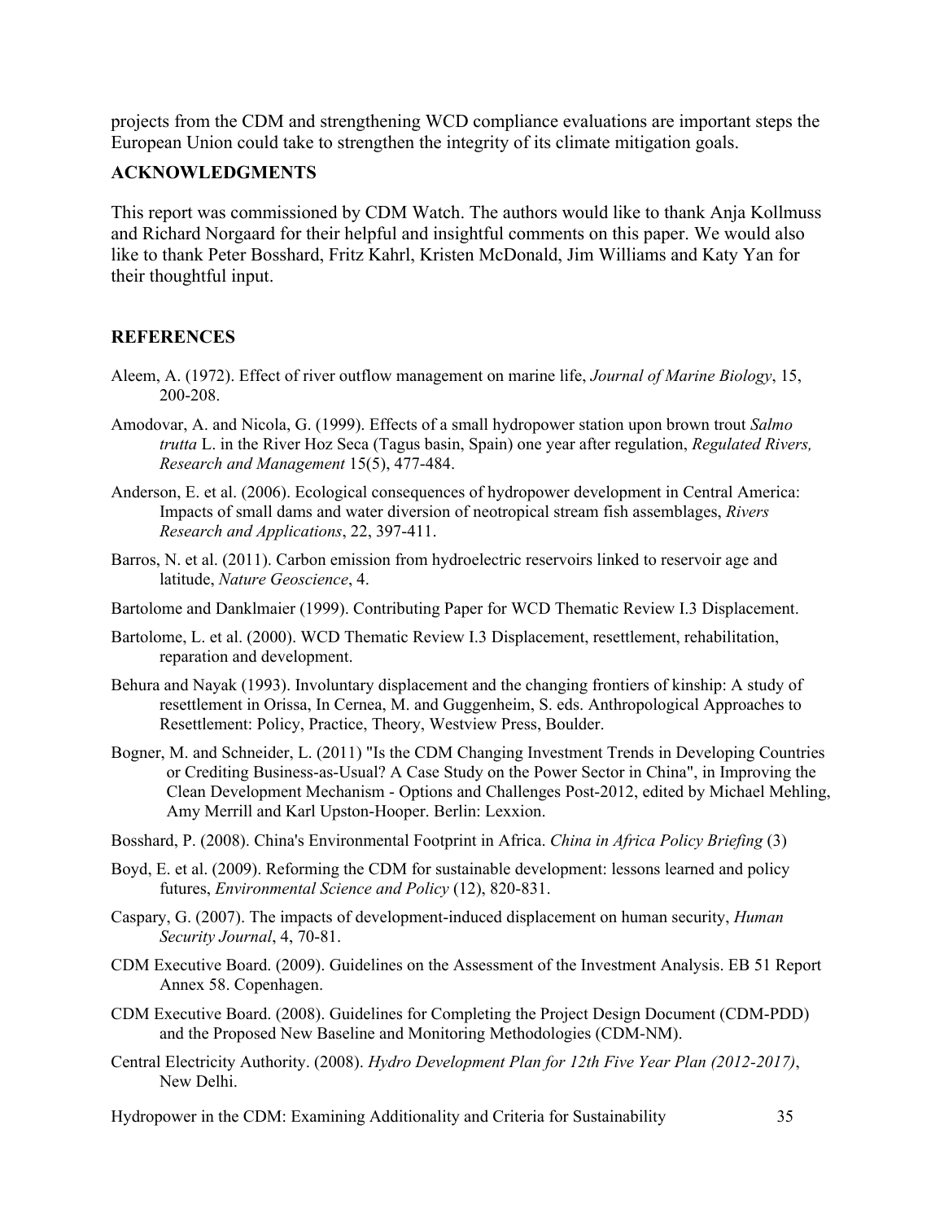projects from the CDM and strengthening WCD compliance evaluations are important steps the European Union could take to strengthen the integrity of its climate mitigation goals.

## ACKNOWLEDGMENTS

This report was commissioned by CDM Watch. The authors would like to thank Anja Kollmuss and Richard Norgaard for their helpful and insightful comments on this paper. We would also like to thank Peter Bosshard, Fritz Kahrl, Kristen McDonald, Jim Williams and Katy Yan for their thoughtful input.

## REFERENCES

Aleem, A. (1972). Effect of river outflow management on marine life, *Journal of Marine Biology*, 15, 200-208.

Amodovar, A. and Nicola, G. (1999). Effects of a small hydropower station upon brown trout *Salmo trutta* L. in the River Hoz Seca (Tagus basin, Spain) one year after regulation, *Regulated Rivers, Research and Management* 15(5), 477-484.

Anderson, E. et al. (2006). Ecological consequences of hydropower development in Central America: Impacts of small dams and water diversion of neotropical stream fish assemblages, *Rivers Research and Applications*, 22, 397-411.

Barros, N. et al. (2011). Carbon emission from hydroelectric reservoirs linked to reservoir age and latitude, *Nature Geoscience*, 4.

Bartolome and Danklmaier (1999). Contributing Paper for WCD Thematic Review I.3 Displacement.

Bartolome, L. et al. (2000). WCD Thematic Review I.3 Displacement, resettlement, rehabilitation, reparation and development.

Behura and Nayak (1993). Involuntary displacement and the changing frontiers of kinship: A study of resettlement in Orissa, In Cernea, M. and Guggenheim, S. eds. Anthropological Approaches to Resettlement: Policy, Practice, Theory, Westview Press, Boulder.

Bogner, M. and Schneider, L. (2011) "Is the CDM Changing Investment Trends in Developing Countries or Crediting Business-as-Usual? A Case Study on the Power Sector in China", in Improving the Clean Development Mechanism - Options and Challenges Post-2012, edited by Michael Mehling, Amy Merrill and Karl Upston-Hooper. Berlin: Lexxion.

Bosshard, P. (2008). China's Environmental Footprint in Africa. *China in Africa Policy Briefing* (3)

Boyd, E. et al. (2009). Reforming the CDM for sustainable development: lessons learned and policy futures, *Environmental Science and Policy* (12), 820-831.

Caspary, G. (2007). The impacts of development-induced displacement on human security, *Human Security Journal*, 4, 70-81.

CDM Executive Board. (2009). Guidelines on the Assessment of the Investment Analysis. EB 51 Report Annex 58. Copenhagen.

CDM Executive Board. (2008). Guidelines for Completing the Project Design Document (CDM-PDD) and the Proposed New Baseline and Monitoring Methodologies (CDM-NM).

Central Electricity Authority. (2008). *Hydro Development Plan for 12th Five Year Plan (2012-2017)*, New Delhi.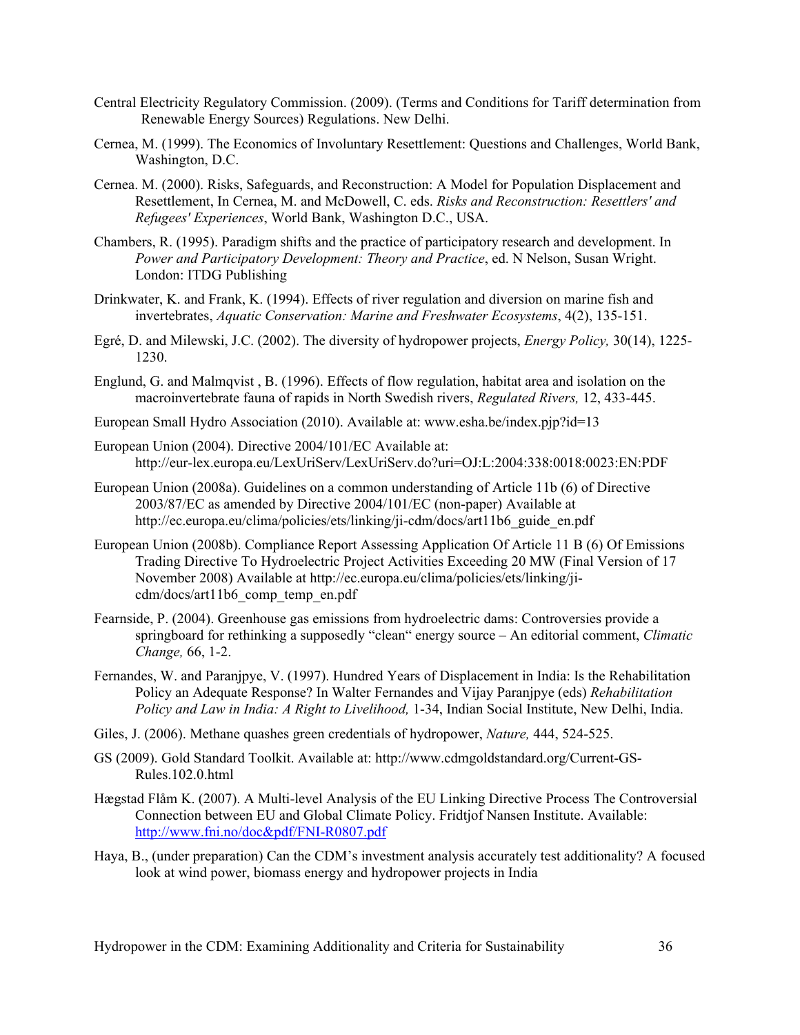Central Electricity Regulatory Commission. (2009). (Terms and Conditions for Tariff determination from Renewable Energy Sources) Regulations. New Delhi.

Cernea, M. (1999). The Economics of Involuntary Resettlement: Questions and Challenges, World Bank, Washington, D.C.

Cernea. M. (2000). Risks, Safeguards, and Reconstruction: A Model for Population Displacement and Resettlement, In Cernea, M. and McDowell, C. eds. *Risks and Reconstruction: Resettlers' and Refugees' Experiences*, World Bank, Washington D.C., USA.

Chambers, R. (1995). Paradigm shifts and the practice of participatory research and development. In *Power and Participatory Development: Theory and Practice*, ed. N Nelson, Susan Wright. London: ITDG Publishing

Drinkwater, K. and Frank, K. (1994). Effects of river regulation and diversion on marine fish and invertebrates, *Aquatic Conservation: Marine and Freshwater Ecosystems*, 4(2), 135-151.

Egré, D. and Milewski, J.C. (2002). The diversity of hydropower projects, *Energy Policy,* 30(14), 1225-1230.

Englund, G. and Malmqvist , B. (1996). Effects of flow regulation, habitat area and isolation on the macroinvertebrate fauna of rapids in North Swedish rivers, *Regulated Rivers,* 12, 433-445.

European Small Hydro Association (2010). Available at: www.esha.be/index.pjp?id=13

European Union (2004). Directive 2004/101/EC Available at: http://eur-lex.europa.eu/LexUriServ/LexUriServ.do?uri=OJ:L:2004:338:0018:0023:EN:PDF

European Union (2008a). Guidelines on a common understanding of Article 11b (6) of Directive 2003/87/EC as amended by Directive 2004/101/EC (non-paper) Available at http://ec.europa.eu/clima/policies/ets/linking/ji-cdm/docs/art11b6_guide_en.pdf

European Union (2008b). Compliance Report Assessing Application Of Article 11 B (6) Of Emissions Trading Directive To Hydroelectric Project Activities Exceeding 20 MW (Final Version of 17 November 2008) Available at http://ec.europa.eu/clima/policies/ets/linking/ji-cdm/docs/art11b6_comp_temp_en.pdf

Fearnside, P. (2004). Greenhouse gas emissions from hydroelectric dams: Controversies provide a springboard for rethinking a supposedly "clean" energy source – An editorial comment, *Climatic Change,* 66, 1-2.

Fernandes, W. and Paranjpye, V. (1997). Hundred Years of Displacement in India: Is the Rehabilitation Policy an Adequate Response? In Walter Fernandes and Vijay Paranjpye (eds) *Rehabilitation Policy and Law in India: A Right to Livelihood,* 1-34, Indian Social Institute, New Delhi, India.

Giles, J. (2006). Methane quashes green credentials of hydropower, *Nature,* 444, 524-525.

GS (2009). Gold Standard Toolkit. Available at: http://www.cdmgoldstandard.org/Current-GS-Rules.102.0.html

Hægstad Flåm K. (2007). A Multi-level Analysis of the EU Linking Directive Process The Controversial Connection between EU and Global Climate Policy. Fridtjof Nansen Institute. Available: http://www.fni.no/doc&pdf/FNI-R0807.pdf

Haya, B., (under preparation) Can the CDM's investment analysis accurately test additionality? A focused look at wind power, biomass energy and hydropower projects in India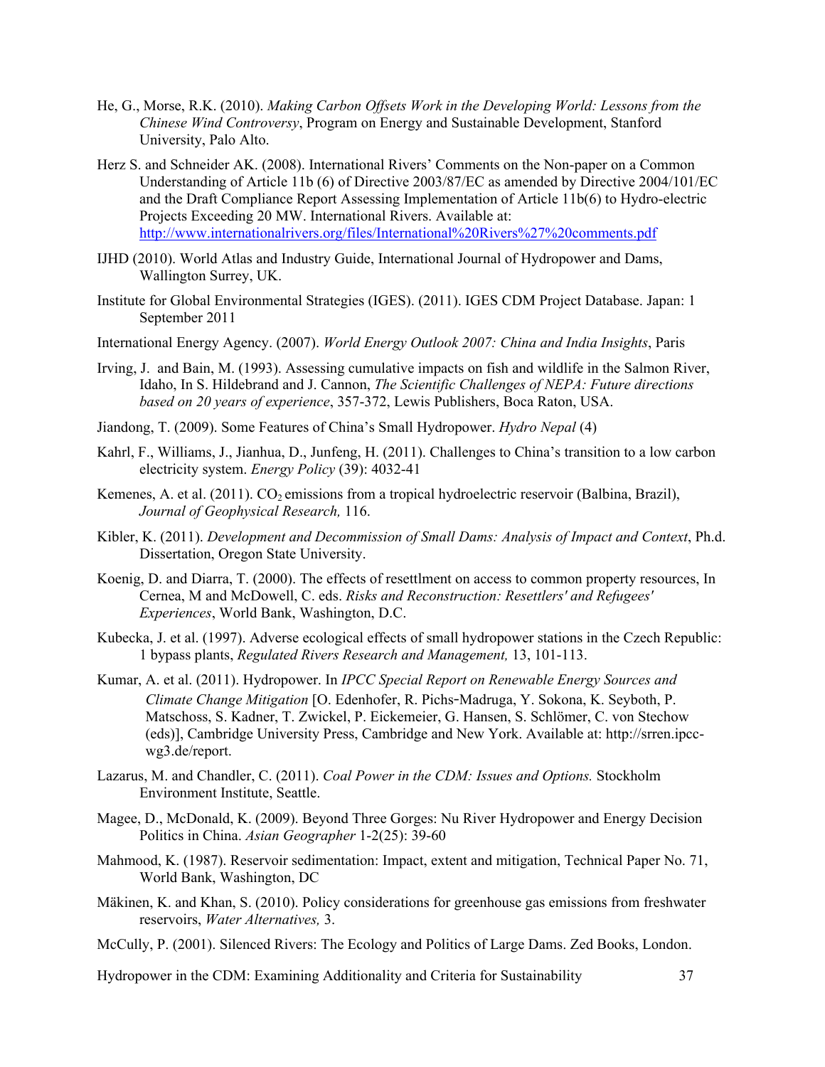He, G., Morse, R.K. (2010). *Making Carbon Offsets Work in the Developing World: Lessons from the Chinese Wind Controversy*, Program on Energy and Sustainable Development, Stanford University, Palo Alto.

Herz S. and Schneider AK. (2008). International Rivers' Comments on the Non-paper on a Common Understanding of Article 11b (6) of Directive 2003/87/EC as amended by Directive 2004/101/EC and the Draft Compliance Report Assessing Implementation of Article 11b(6) to Hydro-electric Projects Exceeding 20 MW. International Rivers. Available at: http://www.internationalrivers.org/files/International%20Rivers%27%20comments.pdf

IJHD (2010). World Atlas and Industry Guide, International Journal of Hydropower and Dams, Wallington Surrey, UK.

Institute for Global Environmental Strategies (IGES). (2011). IGES CDM Project Database. Japan: 1 September 2011

International Energy Agency. (2007). *World Energy Outlook 2007: China and India Insights*, Paris

Irving, J. and Bain, M. (1993). Assessing cumulative impacts on fish and wildlife in the Salmon River, Idaho, In S. Hildebrand and J. Cannon, *The Scientific Challenges of NEPA: Future directions based on 20 years of experience*, 357-372, Lewis Publishers, Boca Raton, USA.

Jiandong, T. (2009). Some Features of China's Small Hydropower. *Hydro Nepal* (4)

Kahrl, F., Williams, J., Jianhua, D., Junfeng, H. (2011). Challenges to China's transition to a low carbon electricity system. *Energy Policy* (39): 4032-41

Kemenes, A. et al. (2011). $CO_2$ emissions from a tropical hydroelectric reservoir (Balbina, Brazil), *Journal of Geophysical Research,* 116.

Kibler, K. (2011). *Development and Decommission of Small Dams: Analysis of Impact and Context*, Ph.d. Dissertation, Oregon State University.

Koenig, D. and Diarra, T. (2000). The effects of resettlment on access to common property resources, In Cernea, M and McDowell, C. eds. *Risks and Reconstruction: Resettlers' and Refugees' Experiences*, World Bank, Washington, D.C.

Kubecka, J. et al. (1997). Adverse ecological effects of small hydropower stations in the Czech Republic: 1 bypass plants, *Regulated Rivers Research and Management,* 13, 101-113.

Kumar, A. et al. (2011). Hydropower. In *IPCC Special Report on Renewable Energy Sources and Climate Change Mitigation* [O. Edenhofer, R. Pichs‐Madruga, Y. Sokona, K. Seyboth, P. Matschoss, S. Kadner, T. Zwickel, P. Eickemeier, G. Hansen, S. Schlömer, C. von Stechow (eds)], Cambridge University Press, Cambridge and New York. Available at: http://srren.ipcc-wg3.de/report.

Lazarus, M. and Chandler, C. (2011). *Coal Power in the CDM: Issues and Options.* Stockholm Environment Institute, Seattle.

Magee, D., McDonald, K. (2009). Beyond Three Gorges: Nu River Hydropower and Energy Decision Politics in China. *Asian Geographer* 1-2(25): 39-60

Mahmood, K. (1987). Reservoir sedimentation: Impact, extent and mitigation, Technical Paper No. 71, World Bank, Washington, DC

Mäkinen, K. and Khan, S. (2010). Policy considerations for greenhouse gas emissions from freshwater reservoirs, *Water Alternatives,* 3.

McCully, P. (2001). Silenced Rivers: The Ecology and Politics of Large Dams. Zed Books, London.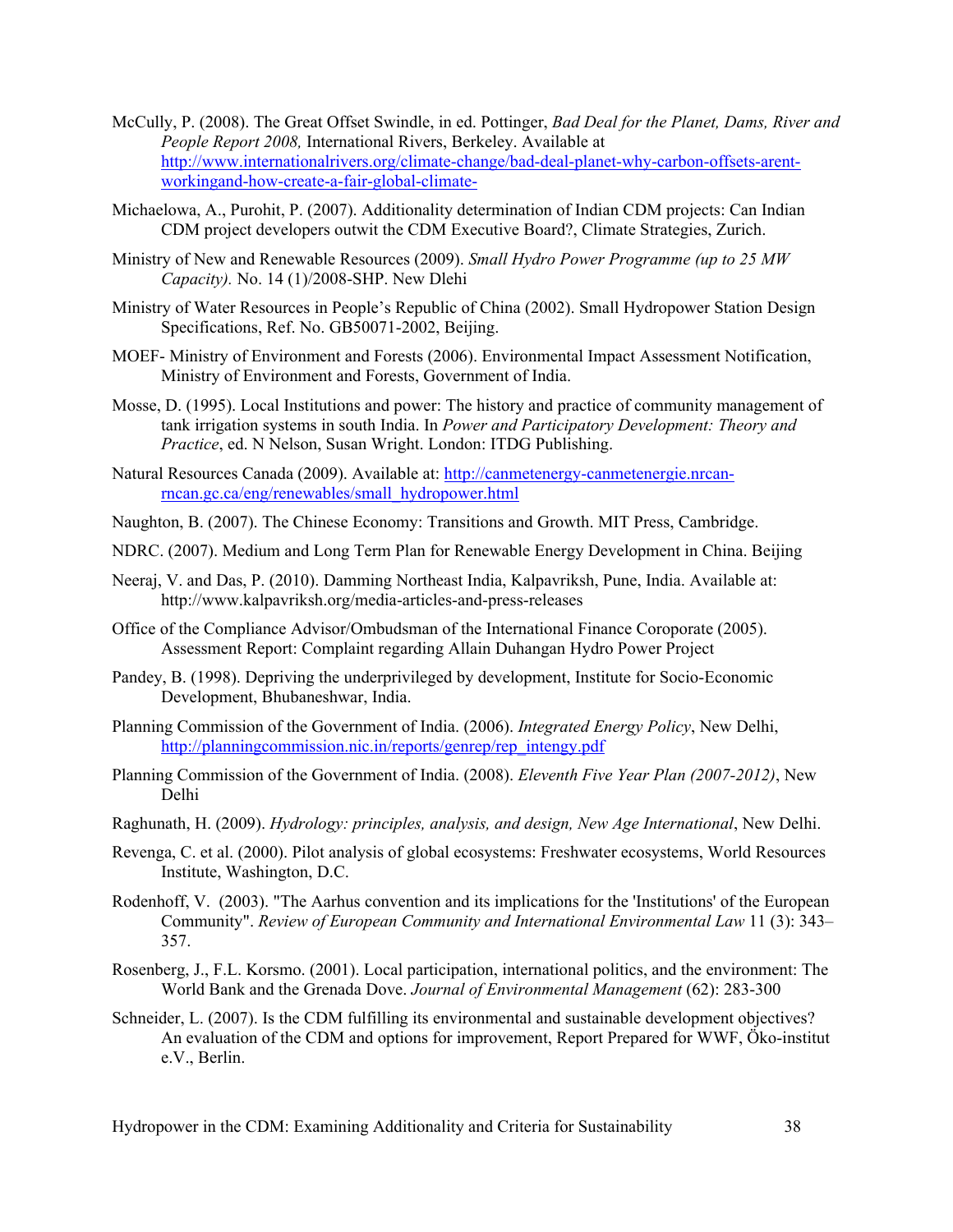McCully, P. (2008). The Great Offset Swindle, in ed. Pottinger, *Bad Deal for the Planet, Dams, River and People Report 2008,* International Rivers, Berkeley. Available at http://www.internationalrivers.org/climate-change/bad-deal-planet-why-carbon-offsets-arent-workingand-how-create-a-fair-global-climate-

Michaelowa, A., Purohit, P. (2007). Additionality determination of Indian CDM projects: Can Indian CDM project developers outwit the CDM Executive Board?, Climate Strategies, Zurich.

Ministry of New and Renewable Resources (2009). *Small Hydro Power Programme (up to 25 MW Capacity).* No. 14 (1)/2008-SHP. New Dlehi

Ministry of Water Resources in People's Republic of China (2002). Small Hydropower Station Design Specifications, Ref. No. GB50071-2002, Beijing.

MOEF- Ministry of Environment and Forests (2006). Environmental Impact Assessment Notification, Ministry of Environment and Forests, Government of India.

Mosse, D. (1995). Local Institutions and power: The history and practice of community management of tank irrigation systems in south India. In *Power and Participatory Development: Theory and Practice*, ed. N Nelson, Susan Wright. London: ITDG Publishing.

Natural Resources Canada (2009). Available at: http://canmetenergy-canmetenergie.nrcan-rncan.gc.ca/eng/renewables/small_hydropower.html

Naughton, B. (2007). The Chinese Economy: Transitions and Growth. MIT Press, Cambridge.

NDRC. (2007). Medium and Long Term Plan for Renewable Energy Development in China. Beijing

Neeraj, V. and Das, P. (2010). Damming Northeast India, Kalpavriksh, Pune, India. Available at: http://www.kalpavriksh.org/media-articles-and-press-releases

Office of the Compliance Advisor/Ombudsman of the International Finance Coroporate (2005). Assessment Report: Complaint regarding Allain Duhangan Hydro Power Project

Pandey, B. (1998). Depriving the underprivileged by development, Institute for Socio-Economic Development, Bhubaneshwar, India.

Planning Commission of the Government of India. (2006). *Integrated Energy Policy*, New Delhi, http://planningcommission.nic.in/reports/genrep/rep_intengy.pdf

Planning Commission of the Government of India. (2008). *Eleventh Five Year Plan (2007-2012)*, New Delhi

Raghunath, H. (2009). *Hydrology: principles, analysis, and design, New Age International*, New Delhi.

Revenga, C. et al. (2000). Pilot analysis of global ecosystems: Freshwater ecosystems, World Resources Institute, Washington, D.C.

Rodenhoff, V. (2003). "The Aarhus convention and its implications for the 'Institutions' of the European Community". *Review of European Community and International Environmental Law* 11 (3): 343–357.

Rosenberg, J., F.L. Korsmo. (2001). Local participation, international politics, and the environment: The World Bank and the Grenada Dove. *Journal of Environmental Management* (62): 283-300

Schneider, L. (2007). Is the CDM fulfilling its environmental and sustainable development objectives? An evaluation of the CDM and options for improvement, Report Prepared for WWF, Öko-institut e.V., Berlin.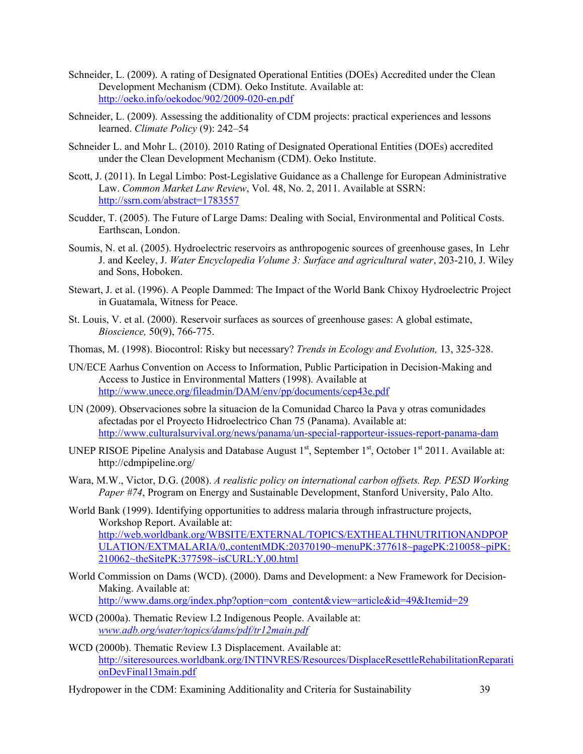Schneider, L. (2009). A rating of Designated Operational Entities (DOEs) Accredited under the Clean Development Mechanism (CDM). Oeko Institute. Available at: http://oeko.info/oekodoc/902/2009-020-en.pdf

Schneider, L. (2009). Assessing the additionality of CDM projects: practical experiences and lessons learned. *Climate Policy* (9): 242–54

Schneider L. and Mohr L. (2010). 2010 Rating of Designated Operational Entities (DOEs) accredited under the Clean Development Mechanism (CDM). Oeko Institute.

Scott, J. (2011). In Legal Limbo: Post-Legislative Guidance as a Challenge for European Administrative Law. *Common Market Law Review*, Vol. 48, No. 2, 2011. Available at SSRN: http://ssrn.com/abstract=1783557

Scudder, T. (2005). The Future of Large Dams: Dealing with Social, Environmental and Political Costs. Earthscan, London.

Soumis, N. et al. (2005). Hydroelectric reservoirs as anthropogenic sources of greenhouse gases, In Lehr J. and Keeley, J. *Water Encyclopedia Volume 3: Surface and agricultural water*, 203-210, J. Wiley and Sons, Hoboken.

Stewart, J. et al. (1996). A People Dammed: The Impact of the World Bank Chixoy Hydroelectric Project in Guatamala, Witness for Peace.

St. Louis, V. et al. (2000). Reservoir surfaces as sources of greenhouse gases: A global estimate, *Bioscience,* 50(9), 766-775.

Thomas, M. (1998). Biocontrol: Risky but necessary? *Trends in Ecology and Evolution,* 13, 325-328.

UN/ECE Aarhus Convention on Access to Information, Public Participation in Decision-Making and Access to Justice in Environmental Matters (1998). Available at http://www.unece.org/fileadmin/DAM/env/pp/documents/cep43e.pdf

UN (2009). Observaciones sobre la situacion de la Comunidad Charco la Pava y otras comunidades afectadas por el Proyecto Hidroelectrico Chan 75 (Panama). Available at: http://www.culturalsurvival.org/news/panama/un-special-rapporteur-issues-report-panama-dam

UNEP RISOE Pipeline Analysis and Database August 1st, September 1st, October 1st 2011. Available at: http://cdmpipeline.org/

Wara, M.W., Victor, D.G. (2008). *A realistic policy on international carbon offsets. Rep. PESD Working Paper #74*, Program on Energy and Sustainable Development, Stanford University, Palo Alto.

World Bank (1999). Identifying opportunities to address malaria through infrastructure projects, Workshop Report. Available at: http://web.worldbank.org/WBSITE/EXTERNAL/TOPICS/EXTHEALTHNUTRITIONANDPOPULATION/EXTMALARIA/0,,contentMDK:20370190~menuPK:377618~pagePK:210058~piPK:210062~theSitePK:377598~isCURL:Y,00.html

World Commission on Dams (WCD). (2000). Dams and Development: a New Framework for Decision-Making. Available at: http://www.dams.org/index.php?option=com_content&view=article&id=49&Itemid=29

WCD (2000a). Thematic Review I.2 Indigenous People. Available at: *www.adb.org/water/topics/dams/pdf/tr12main.pdf*

WCD (2000b). Thematic Review I.3 Displacement. Available at: http://siteresources.worldbank.org/INTINVRES/Resources/DisplaceResettleRehabilitationReparationDevFinal13main.pdf